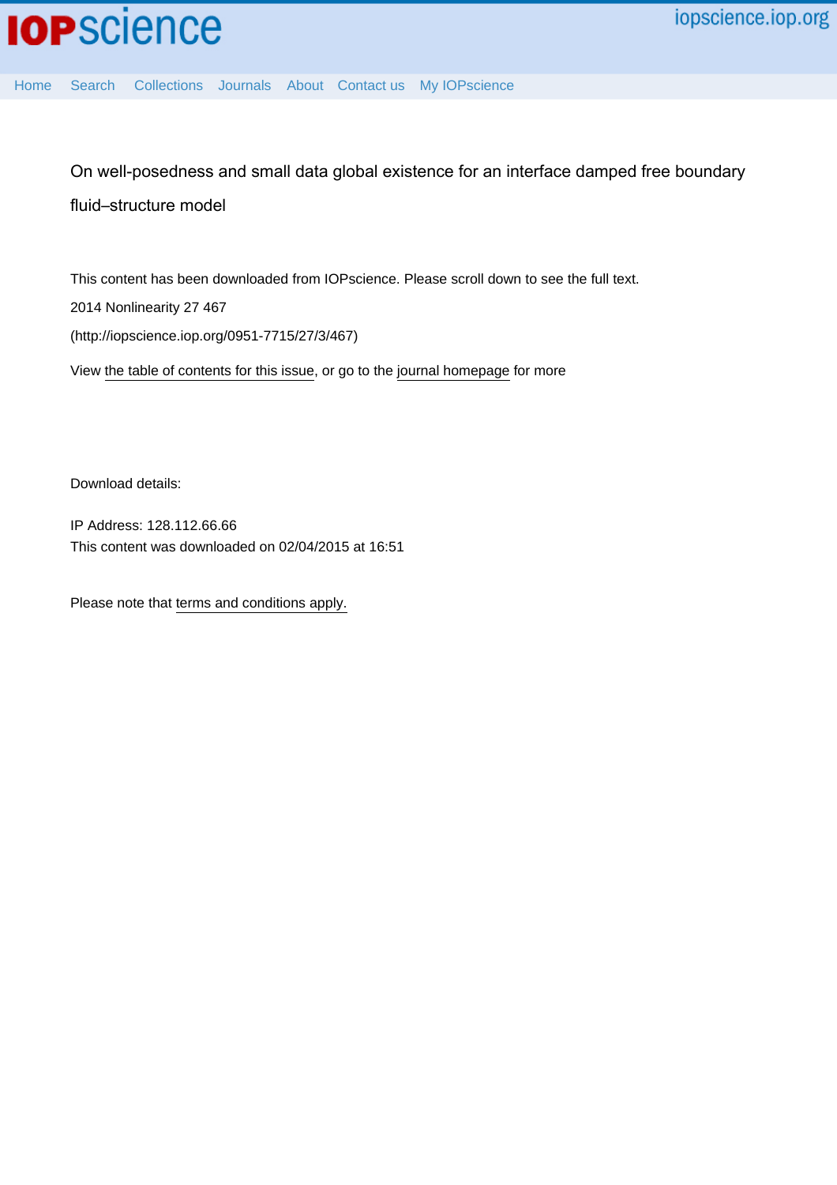# On well-posedness and small data global existence for an interface damped free boundary fluid–structure model

This content has been downloaded from IOPscience. Please scroll down to see the full text.

2014 Nonlinearity 27 467

(http://iopscience.iop.org/0951-7715/27/3/467)

View the table of contents for this issue, or go to the journal homepage for more

Download details:

IP Address: 128.112.66.66

This content was downloaded on 02/04/2015 at 16:51

Please note that terms and conditions apply.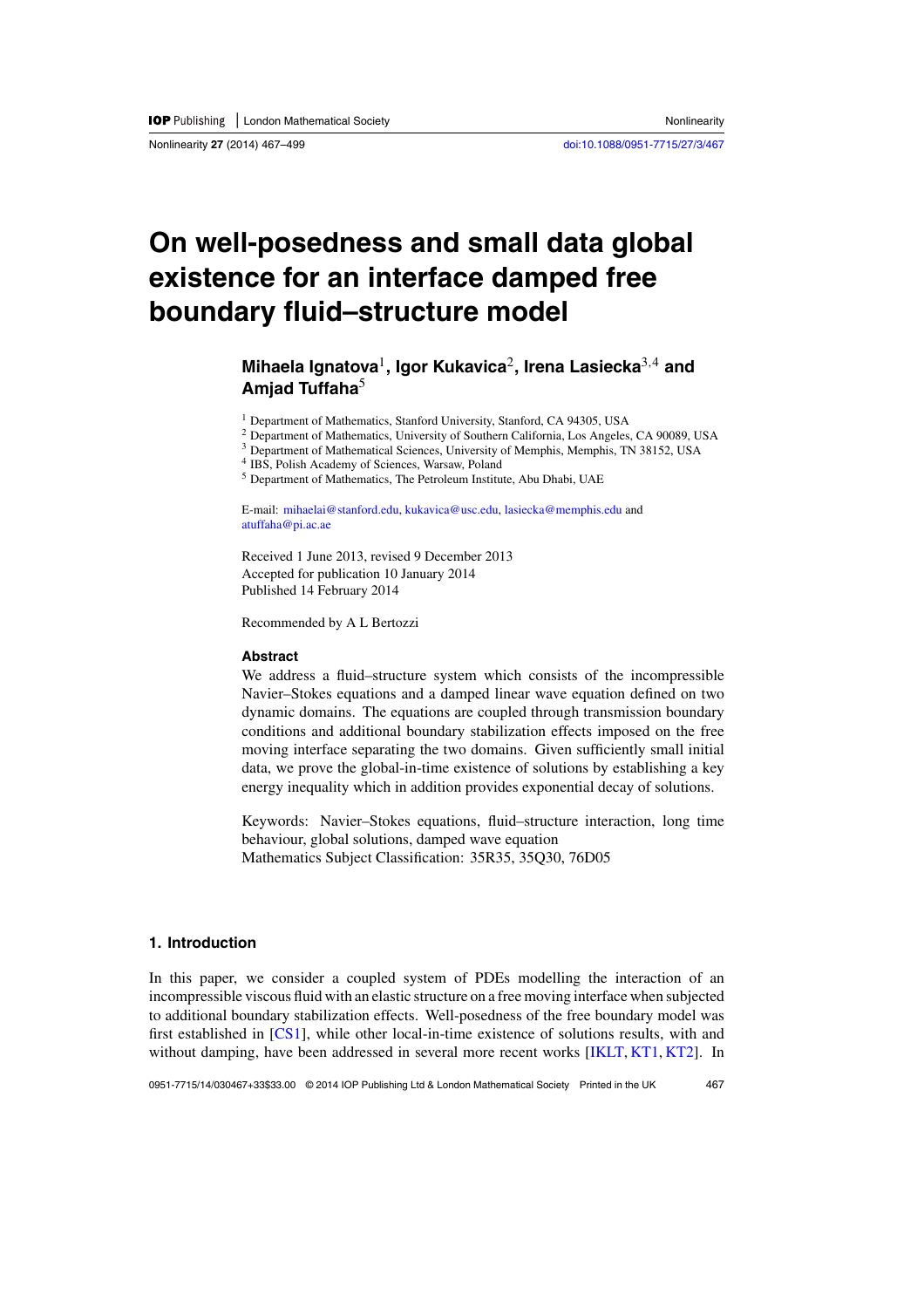# On well-posedness and small data global existence for an interface damped free boundary fluid–structure model

**Mihaela Ignatova**[1], **Igor Kukavica**[2], **Irena Lasiecka**[3,4] **and Amjad Tuffaha**[5]

[1] Department of Mathematics, Stanford University, Stanford, CA 94305, USA

[2] Department of Mathematics, University of Southern California, Los Angeles, CA 90089, USA

[3] Department of Mathematical Sciences, University of Memphis, Memphis, TN 38152, USA

[4] IBS, Polish Academy of Sciences, Warsaw, Poland

[5] Department of Mathematics, The Petroleum Institute, Abu Dhabi, UAE

E-mail: mihaelai@stanford.edu, kukavica@usc.edu, lasiecka@memphis.edu and atuffaha@pi.ac.ae

Received 1 June 2013, revised 9 December 2013
Accepted for publication 10 January 2014
Published 14 February 2014

Recommended by A L Bertozzi

### Abstract

We address a fluid–structure system which consists of the incompressible Navier–Stokes equations and a damped linear wave equation defined on two dynamic domains. The equations are coupled through transmission boundary conditions and additional boundary stabilization effects imposed on the free moving interface separating the two domains. Given sufficiently small initial data, we prove the global-in-time existence of solutions by establishing a key energy inequality which in addition provides exponential decay of solutions.

Keywords: Navier–Stokes equations, fluid–structure interaction, long time behaviour, global solutions, damped wave equation
Mathematics Subject Classification: 35R35, 35Q30, 76D05

## 1. Introduction

In this paper, we consider a coupled system of PDEs modelling the interaction of an incompressible viscous fluid with an elastic structure on a free moving interface when subjected to additional boundary stabilization effects. Well-posedness of the free boundary model was first established in [CS1], while other local-in-time existence of solutions results, with and without damping, have been addressed in several more recent works [IKLT, KT1, KT2]. In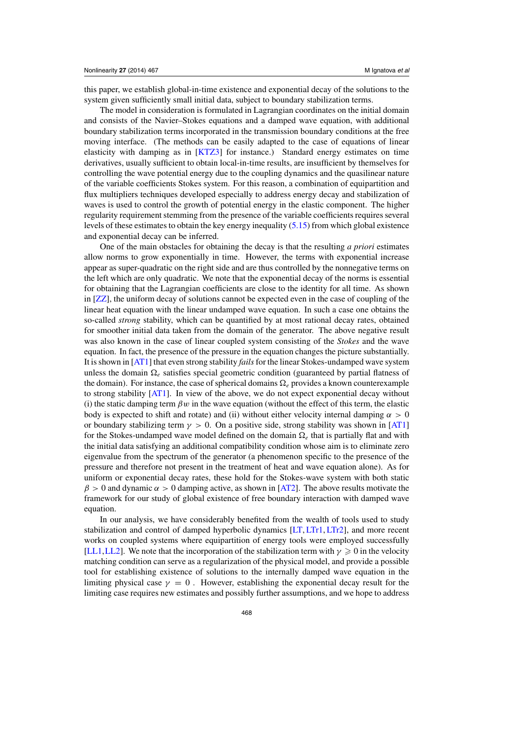this paper, we establish global-in-time existence and exponential decay of the solutions to the system given sufficiently small initial data, subject to boundary stabilization terms.

The model in consideration is formulated in Lagrangian coordinates on the initial domain and consists of the Navier–Stokes equations and a damped wave equation, with additional boundary stabilization terms incorporated in the transmission boundary conditions at the free moving interface. (The methods can be easily adapted to the case of equations of linear elasticity with damping as in [KTZ3] for instance.) Standard energy estimates on time derivatives, usually sufficient to obtain local-in-time results, are insufficient by themselves for controlling the wave potential energy due to the coupling dynamics and the quasilinear nature of the variable coefficients Stokes system. For this reason, a combination of equipartition and flux multipliers techniques developed especially to address energy decay and stabilization of waves is used to control the growth of potential energy in the elastic component. The higher regularity requirement stemming from the presence of the variable coefficients requires several levels of these estimates to obtain the key energy inequality (5.15) from which global existence and exponential decay can be inferred.

One of the main obstacles for obtaining the decay is that the resulting *a priori* estimates allow norms to grow exponentially in time. However, the terms with exponential increase appear as super-quadratic on the right side and are thus controlled by the nonnegative terms on the left which are only quadratic. We note that the exponential decay of the norms is essential for obtaining that the Lagrangian coefficients are close to the identity for all time. As shown in [ZZ], the uniform decay of solutions cannot be expected even in the case of coupling of the linear heat equation with the linear undamped wave equation. In such a case one obtains the so-called *strong* stability, which can be quantified by at most rational decay rates, obtained for smoother initial data taken from the domain of the generator. The above negative result was also known in the case of linear coupled system consisting of the *Stokes* and the wave equation. In fact, the presence of the pressure in the equation changes the picture substantially. It is shown in [AT1] that even strong stability *fails* for the linear Stokes-undamped wave system unless the domain $\Omega_e$ satisfies special geometric condition (guaranteed by partial flatness of the domain). For instance, the case of spherical domains $\Omega_e$ provides a known counterexample to strong stability [AT1]. In view of the above, we do not expect exponential decay without (i) the static damping term $\beta w$ in the wave equation (without the effect of this term, the elastic body is expected to shift and rotate) and (ii) without either velocity internal damping $\alpha > 0$ or boundary stabilizing term $\gamma > 0$. On a positive side, strong stability was shown in [AT1] for the Stokes-undamped wave model defined on the domain $\Omega_e$ that is partially flat and with the initial data satisfying an additional compatibility condition whose aim is to eliminate zero eigenvalue from the spectrum of the generator (a phenomenon specific to the presence of the pressure and therefore not present in the treatment of heat and wave equation alone). As for uniform or exponential decay rates, these hold for the Stokes-wave system with both static $\beta > 0$ and dynamic $\alpha > 0$ damping active, as shown in [AT2]. The above results motivate the framework for our study of global existence of free boundary interaction with damped wave equation.

In our analysis, we have considerably benefited from the wealth of tools used to study stabilization and control of damped hyperbolic dynamics [LT, LTr1, LTr2], and more recent works on coupled systems where equipartition of energy tools were employed successfully [LL1,LL2]. We note that the incorporation of the stabilization term with $\gamma \geqslant 0$ in the velocity matching condition can serve as a regularization of the physical model, and provide a possible tool for establishing existence of solutions to the internally damped wave equation in the limiting physical case $\gamma = 0$ . However, establishing the exponential decay result for the limiting case requires new estimates and possibly further assumptions, and we hope to address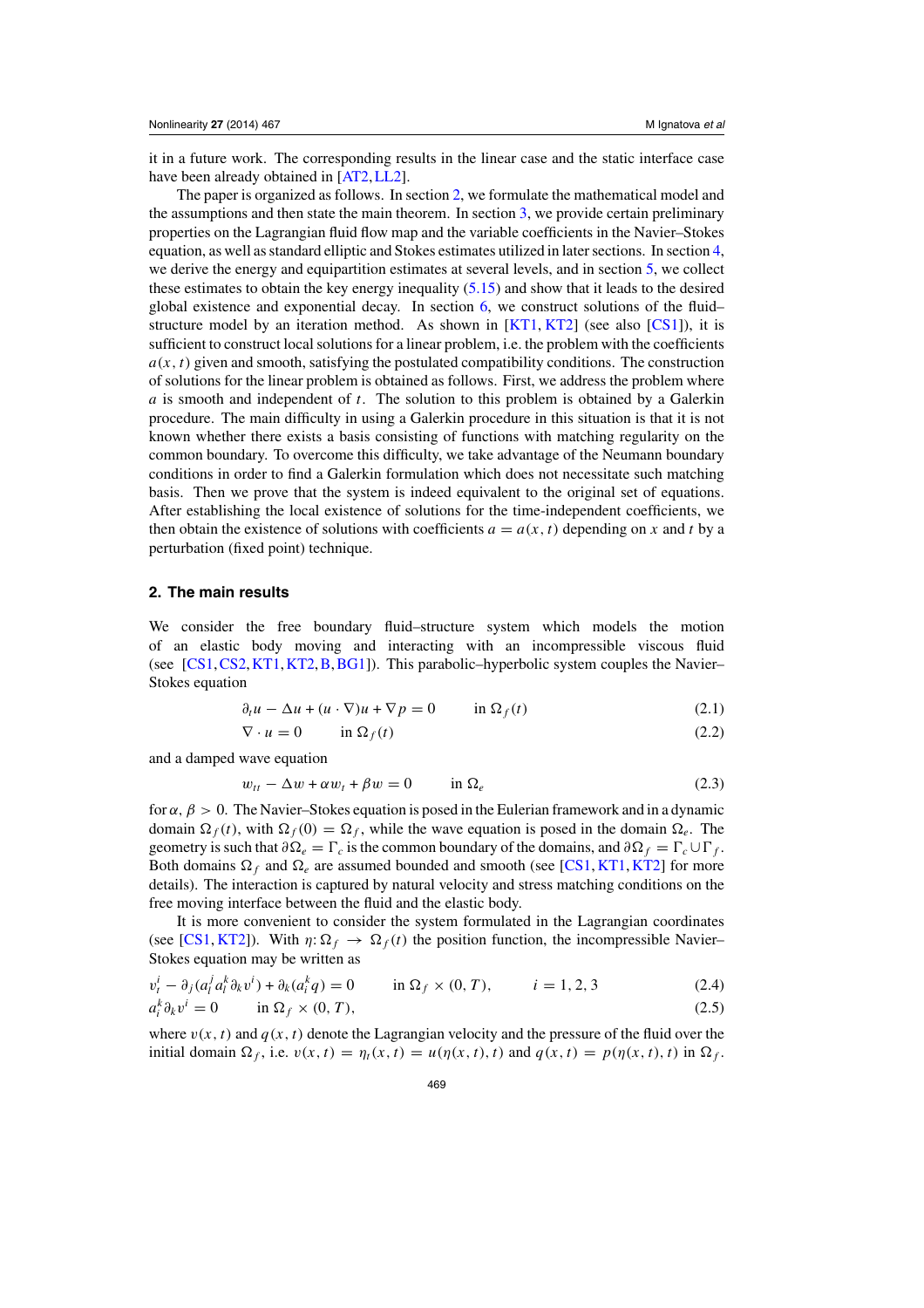it in a future work. The corresponding results in the linear case and the static interface case have been already obtained in [AT2, LL2].

The paper is organized as follows. In section 2, we formulate the mathematical model and the assumptions and then state the main theorem. In section 3, we provide certain preliminary properties on the Lagrangian fluid flow map and the variable coefficients in the Navier–Stokes equation, as well as standard elliptic and Stokes estimates utilized in later sections. In section 4, we derive the energy and equipartition estimates at several levels, and in section 5, we collect these estimates to obtain the key energy inequality (5.15) and show that it leads to the desired global existence and exponential decay. In section 6, we construct solutions of the fluid–structure model by an iteration method. As shown in [KT1, KT2] (see also [CS1]), it is sufficient to construct local solutions for a linear problem, i.e. the problem with the coefficients $a(x,t)$ given and smooth, satisfying the postulated compatibility conditions. The construction of solutions for the linear problem is obtained as follows. First, we address the problem where $a$ is smooth and independent of $t$. The solution to this problem is obtained by a Galerkin procedure. The main difficulty in using a Galerkin procedure in this situation is that it is not known whether there exists a basis consisting of functions with matching regularity on the common boundary. To overcome this difficulty, we take advantage of the Neumann boundary conditions in order to find a Galerkin formulation which does not necessitate such matching basis. Then we prove that the system is indeed equivalent to the original set of equations. After establishing the local existence of solutions for the time-independent coefficients, we then obtain the existence of solutions with coefficients $a = a(x,t)$ depending on $x$ and $t$ by a perturbation (fixed point) technique.

## 2. The main results

We consider the free boundary fluid–structure system which models the motion of an elastic body moving and interacting with an incompressible viscous fluid (see [CS1, CS2, KT1, KT2, B, BG1]). This parabolic–hyperbolic system couples the Navier–Stokes equation

$$\partial_t u - \Delta u + (u \cdot \nabla)u + \nabla p = 0 \qquad \text{in } \Omega_f(t) \tag{2.1}$$

$$\nabla \cdot u = 0 \qquad \text{in } \Omega_f(t) \tag{2.2}$$

and a damped wave equation

$$w_{tt} - \Delta w + \alpha w_t + \beta w = 0 \qquad \text{in } \Omega_e \tag{2.3}$$

for $\alpha, \beta > 0$. The Navier–Stokes equation is posed in the Eulerian framework and in a dynamic domain $\Omega_f(t)$, with $\Omega_f(0) = \Omega_f$, while the wave equation is posed in the domain $\Omega_e$. The geometry is such that $\partial\Omega_e = \Gamma_c$ is the common boundary of the domains, and $\partial\Omega_f = \Gamma_c \cup \Gamma_f$. Both domains $\Omega_f$ and $\Omega_e$ are assumed bounded and smooth (see [CS1, KT1, KT2] for more details). The interaction is captured by natural velocity and stress matching conditions on the free moving interface between the fluid and the elastic body.

It is more convenient to consider the system formulated in the Lagrangian coordinates (see [CS1, KT2]). With $\eta\colon \Omega_f \to \Omega_f(t)$ the position function, the incompressible Navier–Stokes equation may be written as

$$v_t^i - \partial_j(a_l^j a_l^k \partial_k v^i) + \partial_k(a_i^k q) = 0 \qquad \text{in } \Omega_f \times (0,T), \qquad i = 1,2,3 \tag{2.4}$$

$$a_i^k \partial_k v^i = 0 \qquad \text{in } \Omega_f \times (0,T), \tag{2.5}$$

where $v(x,t)$ and $q(x,t)$ denote the Lagrangian velocity and the pressure of the fluid over the initial domain $\Omega_f$, i.e. $v(x,t) = \eta_t(x,t) = u(\eta(x,t),t)$ and $q(x,t) = p(\eta(x,t),t)$ in $\Omega_f$.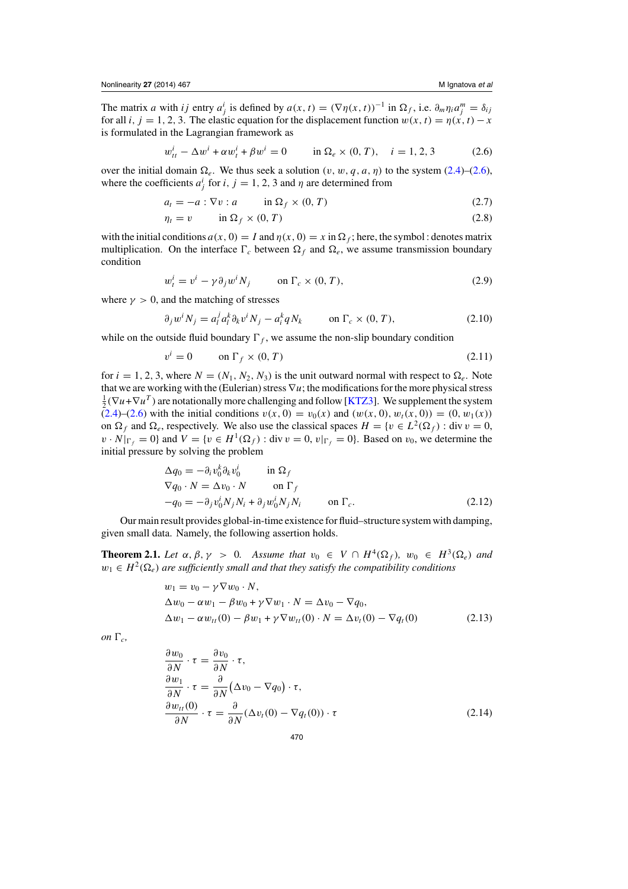The matrix $a$ with $ij$ entry $a^i_j$ is defined by $a(x,t) = (\nabla\eta(x,t))^{-1}$ in $\Omega_f$, i.e. $\partial_m \eta_i a^m_j = \delta_{ij}$ for all $i, j = 1, 2, 3$. The elastic equation for the displacement function $w(x,t) = \eta(x,t) - x$ is formulated in the Lagrangian framework as

$$w^i_{tt} - \Delta w^i + \alpha w^i_t + \beta w^i = 0 \qquad \text{in } \Omega_e \times (0,T), \quad i = 1,2,3 \tag{2.6}$$

over the initial domain $\Omega_e$. We thus seek a solution $(v, w, q, a, \eta)$ to the system (2.4)–(2.6), where the coefficients $a^i_j$ for $i, j = 1, 2, 3$ and $\eta$ are determined from

$$a_t = -a : \nabla v : a \qquad \text{in } \Omega_f \times (0,T) \tag{2.7}$$

$$\eta_t = v \qquad \text{in } \Omega_f \times (0,T) \tag{2.8}$$

with the initial conditions $a(x,0) = I$ and $\eta(x,0) = x$ in $\Omega_f$; here, the symbol : denotes matrix multiplication. On the interface $\Gamma_c$ between $\Omega_f$ and $\Omega_e$, we assume transmission boundary condition

$$w^i_t = v^i - \gamma \partial_j w^i N_j \qquad \text{on } \Gamma_c \times (0,T), \tag{2.9}$$

where $\gamma > 0$, and the matching of stresses

$$\partial_j w^i N_j = a^j_l a^k_l \partial_k v^i N_j - a^k_i q N_k \qquad \text{on } \Gamma_c \times (0,T), \tag{2.10}$$

while on the outside fluid boundary $\Gamma_f$, we assume the non-slip boundary condition

$$v^i = 0 \qquad \text{on } \Gamma_f \times (0,T) \tag{2.11}$$

for $i = 1, 2, 3$, where $N = (N_1, N_2, N_3)$ is the unit outward normal with respect to $\Omega_e$. Note that we are working with the (Eulerian) stress $\nabla u$; the modifications for the more physical stress $\frac{1}{2}(\nabla u + \nabla u^T)$ are notationally more challenging and follow [KTZ3]. We supplement the system (2.4)–(2.6) with the initial conditions $v(x,0) = v_0(x)$ and $(w(x,0), w_t(x,0)) = (0, w_1(x))$ on $\Omega_f$ and $\Omega_e$, respectively. We also use the classical spaces $H = \{v \in L^2(\Omega_f) : \operatorname{div} v = 0, v \cdot N|_{\Gamma_f} = 0\}$ and $V = \{v \in H^1(\Omega_f) : \operatorname{div} v = 0, v|_{\Gamma_f} = 0\}$. Based on $v_0$, we determine the initial pressure by solving the problem

$$\begin{aligned}
\Delta q_0 &= -\partial_i v^k_0 \partial_k v^i_0 && \text{in } \Omega_f \\
\nabla q_0 \cdot N &= \Delta v_0 \cdot N && \text{on } \Gamma_f \\
-q_0 &= -\partial_j v^i_0 N_j N_i + \partial_j w^i_0 N_j N_i && \text{on } \Gamma_c.
\end{aligned} \tag{2.12}$$

Our main result provides global-in-time existence for fluid–structure system with damping, given small data. Namely, the following assertion holds.

**Theorem 2.1.** *Let $\alpha, \beta, \gamma > 0$. Assume that $v_0 \in V \cap H^4(\Omega_f)$, $w_0 \in H^3(\Omega_e)$ and $w_1 \in H^2(\Omega_e)$ are sufficiently small and that they satisfy the compatibility conditions*

$$\begin{aligned}
w_1 &= v_0 - \gamma \nabla w_0 \cdot N, \\
\Delta w_0 - \alpha w_1 - \beta w_0 + \gamma \nabla w_1 \cdot N &= \Delta v_0 - \nabla q_0, \\
\Delta w_1 - \alpha w_{tt}(0) - \beta w_1 + \gamma \nabla w_{tt}(0) \cdot N &= \Delta v_t(0) - \nabla q_t(0)
\end{aligned} \tag{2.13}$$

*on $\Gamma_c$,*

$$\begin{aligned}
\frac{\partial w_0}{\partial N} \cdot \tau &= \frac{\partial v_0}{\partial N} \cdot \tau, \\
\frac{\partial w_1}{\partial N} \cdot \tau &= \frac{\partial}{\partial N}\big(\Delta v_0 - \nabla q_0\big) \cdot \tau, \\
\frac{\partial w_{tt}(0)}{\partial N} \cdot \tau &= \frac{\partial}{\partial N}(\Delta v_t(0) - \nabla q_t(0)) \cdot \tau
\end{aligned} \tag{2.14}$$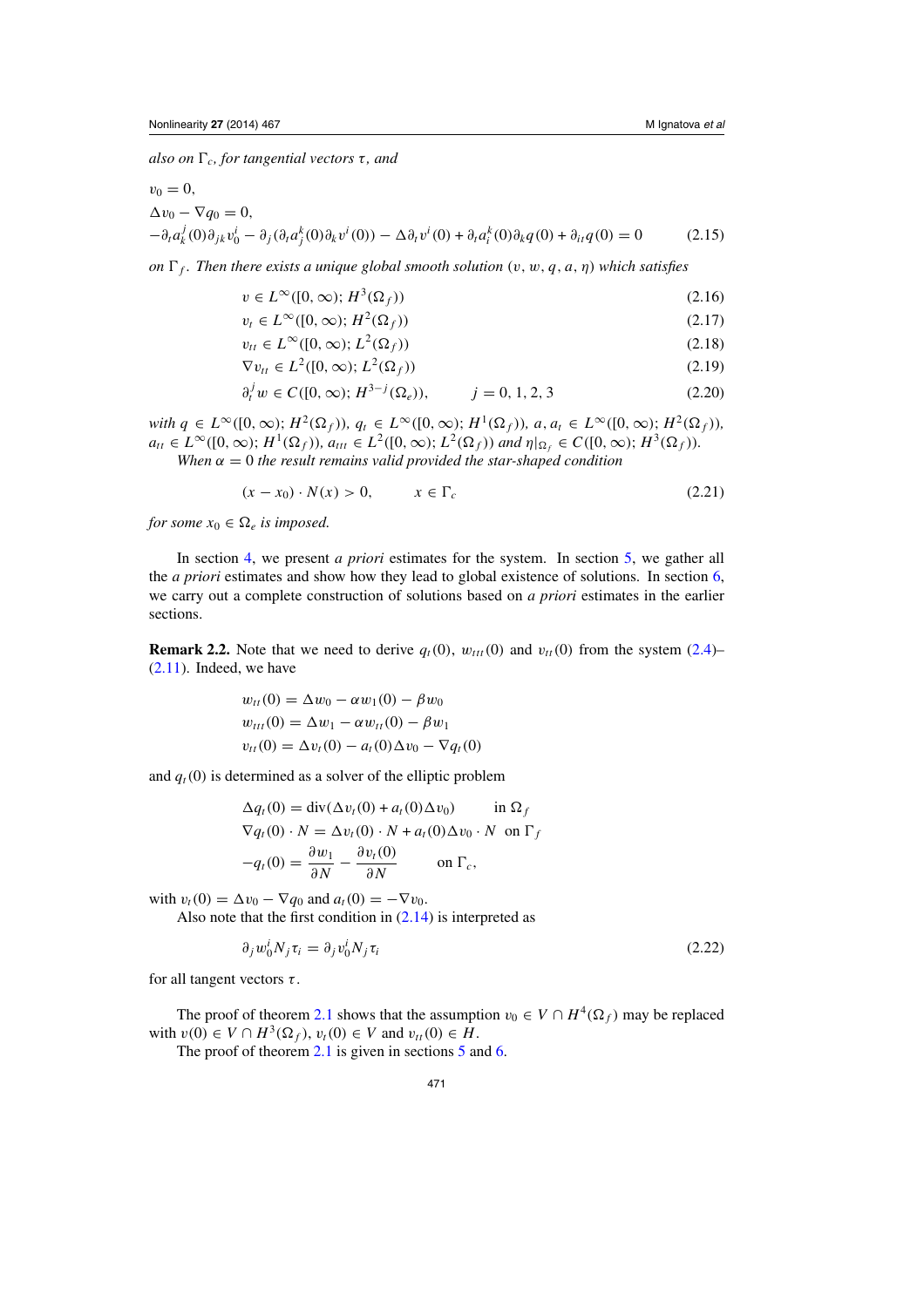*also on $\Gamma_c$, for tangential vectors $\tau$, and*

$$
\begin{aligned}
&v_0 = 0, \\
&\Delta v_0 - \nabla q_0 = 0, \\
&-\partial_t a^j_k(0)\partial_{jk} v^i_0 - \partial_j(\partial_t a^k_j(0)\partial_k v^i(0)) - \Delta \partial_t v^i(0) + \partial_t a^k_i(0)\partial_k q(0) + \partial_{it} q(0) = 0 \qquad (2.15)
\end{aligned}
$$

*on $\Gamma_f$. Then there exists a unique global smooth solution $(v, w, q, a, \eta)$ which satisfies*

$$v \in L^\infty([0,\infty); H^3(\Omega_f)) \qquad (2.16)$$

$$v_t \in L^\infty([0,\infty); H^2(\Omega_f)) \qquad (2.17)$$

$$v_{tt} \in L^\infty([0,\infty); L^2(\Omega_f)) \qquad (2.18)$$

$$\nabla v_{tt} \in L^2([0,\infty); L^2(\Omega_f)) \qquad (2.19)$$

$$\partial_t^j w \in C([0,\infty); H^{3-j}(\Omega_e)), \qquad j = 0, 1, 2, 3 \qquad (2.20)$$

*with $q \in L^\infty([0,\infty); H^2(\Omega_f))$, $q_t \in L^\infty([0,\infty); H^1(\Omega_f))$, $a, a_t \in L^\infty([0,\infty); H^2(\Omega_f))$, $a_{tt} \in L^\infty([0,\infty); H^1(\Omega_f))$, $a_{ttt} \in L^2([0,\infty); L^2(\Omega_f))$ and $\eta|_{\Omega_f} \in C([0,\infty); H^3(\Omega_f))$.*

*When $\alpha = 0$ the result remains valid provided the star-shaped condition*

$$(x - x_0) \cdot N(x) > 0, \qquad x \in \Gamma_c \qquad (2.21)$$

*for some $x_0 \in \Omega_e$ is imposed.*

In section 4, we present *a priori* estimates for the system. In section 5, we gather all the *a priori* estimates and show how they lead to global existence of solutions. In section 6, we carry out a complete construction of solutions based on *a priori* estimates in the earlier sections.

**Remark 2.2.** Note that we need to derive $q_t(0)$, $w_{ttt}(0)$ and $v_{tt}(0)$ from the system (2.4)–(2.11). Indeed, we have

$$
\begin{aligned}
w_{tt}(0) &= \Delta w_0 - \alpha w_1(0) - \beta w_0 \\
w_{ttt}(0) &= \Delta w_1 - \alpha w_{tt}(0) - \beta w_1 \\
v_{tt}(0) &= \Delta v_t(0) - a_t(0)\Delta v_0 - \nabla q_t(0)
\end{aligned}
$$

and $q_t(0)$ is determined as a solver of the elliptic problem

$$
\begin{aligned}
&\Delta q_t(0) = \operatorname{div}(\Delta v_t(0) + a_t(0)\Delta v_0) \qquad \text{in } \Omega_f \\
&\nabla q_t(0) \cdot N = \Delta v_t(0) \cdot N + a_t(0)\Delta v_0 \cdot N \quad \text{on } \Gamma_f \\
&-q_t(0) = \frac{\partial w_1}{\partial N} - \frac{\partial v_t(0)}{\partial N} \qquad \text{on } \Gamma_c,
\end{aligned}
$$

with $v_t(0) = \Delta v_0 - \nabla q_0$ and $a_t(0) = -\nabla v_0$.

Also note that the first condition in (2.14) is interpreted as

$$\partial_j w^i_0 N_j \tau_i = \partial_j v^i_0 N_j \tau_i \qquad (2.22)$$

for all tangent vectors $\tau$.

The proof of theorem 2.1 shows that the assumption $v_0 \in V \cap H^4(\Omega_f)$ may be replaced with $v(0) \in V \cap H^3(\Omega_f)$, $v_t(0) \in V$ and $v_{tt}(0) \in H$.

The proof of theorem 2.1 is given in sections 5 and 6.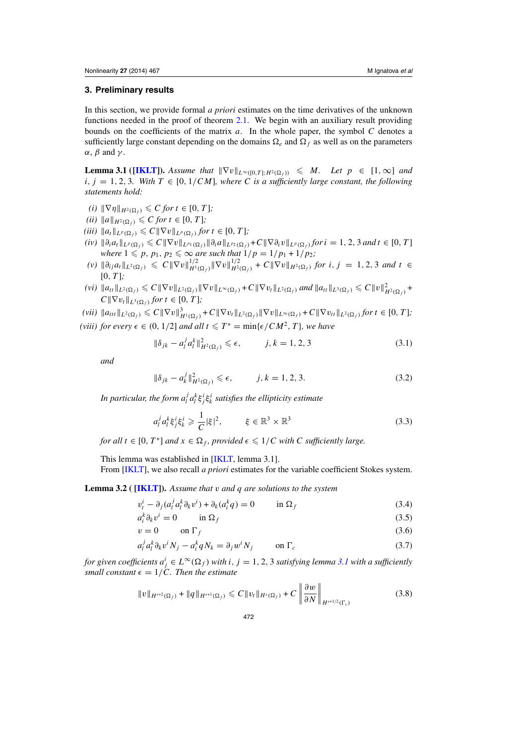## 3. Preliminary results

In this section, we provide formal *a priori* estimates on the time derivatives of the unknown functions needed in the proof of theorem 2.1. We begin with an auxiliary result providing bounds on the coefficients of the matrix $a$. In the whole paper, the symbol $C$ denotes a sufficiently large constant depending on the domains $\Omega_e$ and $\Omega_f$ as well as on the parameters $\alpha$, $\beta$ and $\gamma$.

**Lemma 3.1 ([IKLT]).** *Assume that $\|\nabla v\|_{L^\infty([0,T];H^2(\Omega_f))} \leqslant M$. Let $p \in [1, \infty]$ and $i, j = 1, 2, 3$. With $T \in [0, 1/CM]$, where $C$ is a sufficiently large constant, the following statements hold:*

*(i)* $\|\nabla\eta\|_{H^2(\Omega_f)} \leqslant C$ *for* $t \in [0, T]$*;*

*(ii)* $\|a\|_{H^2(\Omega_f)} \leqslant C$ *for* $t \in [0, T]$*;*

*(iii)* $\|a_t\|_{L^p(\Omega_f)} \leqslant C\|\nabla v\|_{L^p(\Omega_f)}$ *for* $t \in [0, T]$*;*

*(iv)* $\|\partial_i a_t\|_{L^p(\Omega_f)} \leqslant C\|\nabla v\|_{L^{p_1}(\Omega_f)}\|\partial_i a\|_{L^{p_2}(\Omega_f)} + C\|\nabla\partial_i v\|_{L^p(\Omega_f)}$ *for* $i = 1, 2, 3$ *and* $t \in [0, T]$ *where* $1 \leqslant p, p_1, p_2 \leqslant \infty$ *are such that* $1/p = 1/p_1 + 1/p_2$*;*

*(v)* $\|\partial_{ij} a_t\|_{L^2(\Omega_f)} \leqslant C\|\nabla v\|^{1/2}_{H^1(\Omega_f)}\|\nabla v\|^{1/2}_{H^2(\Omega_f)} + C\|\nabla v\|_{H^2(\Omega_f)}$ *for* $i, j = 1, 2, 3$ *and* $t \in [0, T]$*;*

*(vi)* $\|a_{tt}\|_{L^2(\Omega_f)} \leqslant C\|\nabla v\|_{L^2(\Omega_f)}\|\nabla v\|_{L^\infty(\Omega_f)} + C\|\nabla v_t\|_{L^2(\Omega_f)}$ *and* $\|a_{tt}\|_{L^3(\Omega_f)} \leqslant C\|v\|^2_{H^2(\Omega_f)} + C\|\nabla v_t\|_{L^3(\Omega_f)}$ *for* $t \in [0, T]$*;*

*(vii)* $\|a_{ttt}\|_{L^2(\Omega_f)} \leqslant C\|\nabla v\|^3_{H^1(\Omega_f)} + C\|\nabla v_t\|_{L^2(\Omega_f)}\|\nabla v\|_{L^\infty(\Omega_f)} + C\|\nabla v_{tt}\|_{L^2(\Omega_f)}$ *for* $t \in [0, T]$*;*

*(viii) for every* $\epsilon \in (0, 1/2]$ *and all* $t \leqslant T^* = \min\{\epsilon/CM^2, T\}$*, we have*

$$\|\delta_{jk} - a^j_l a^k_l\|^2_{H^2(\Omega_f)} \leqslant \epsilon, \qquad j, k = 1, 2, 3 \tag{3.1}$$

*and*

$$\|\delta_{jk} - a^j_k\|^2_{H^2(\Omega_f)} \leqslant \epsilon, \qquad j, k = 1, 2, 3. \tag{3.2}$$

*In particular, the form* $a^j_l a^k_l \xi^i_j \xi^i_k$ *satisfies the ellipticity estimate*

$$a^j_l a^k_l \xi^i_j \xi^i_k \geqslant \frac{1}{C}|\xi|^2, \qquad \xi \in \mathbb{R}^3 \times \mathbb{R}^3 \tag{3.3}$$

*for all* $t \in [0, T^*]$ *and* $x \in \Omega_f$*, provided* $\epsilon \leqslant 1/C$ *with* $C$ *sufficiently large.*

This lemma was established in [IKLT, lemma 3.1].

From [IKLT], we also recall *a priori* estimates for the variable coefficient Stokes system.

**Lemma 3.2 ( [IKLT]).** *Assume that* $v$ *and* $q$ *are solutions to the system*

$$v^i_t - \partial_j(a^j_l a^k_l \partial_k v^i) + \partial_k(a^k_i q) = 0 \qquad \text{in } \Omega_f \tag{3.4}$$

$$a^k_i \partial_k v^i = 0 \qquad \text{in } \Omega_f \tag{3.5}$$

$$v = 0 \qquad \text{on } \Gamma_f \tag{3.6}$$

$$a^j_l a^k_l \partial_k v^i N_j - a^k_i q N_k = \partial_j w^i N_j \qquad \text{on } \Gamma_c \tag{3.7}$$

*for given coefficients* $a^i_j \in L^\infty(\Omega_f)$ *with* $i, j = 1, 2, 3$ *satisfying lemma 3.1 with a sufficiently small constant* $\epsilon = 1/C$*. Then the estimate*

$$\|v\|_{H^{s+2}(\Omega_f)} + \|q\|_{H^{s+1}(\Omega_f)} \leqslant C\|v_t\|_{H^s(\Omega_f)} + C\left\|\frac{\partial w}{\partial N}\right\|_{H^{s+1/2}(\Gamma_c)} \tag{3.8}$$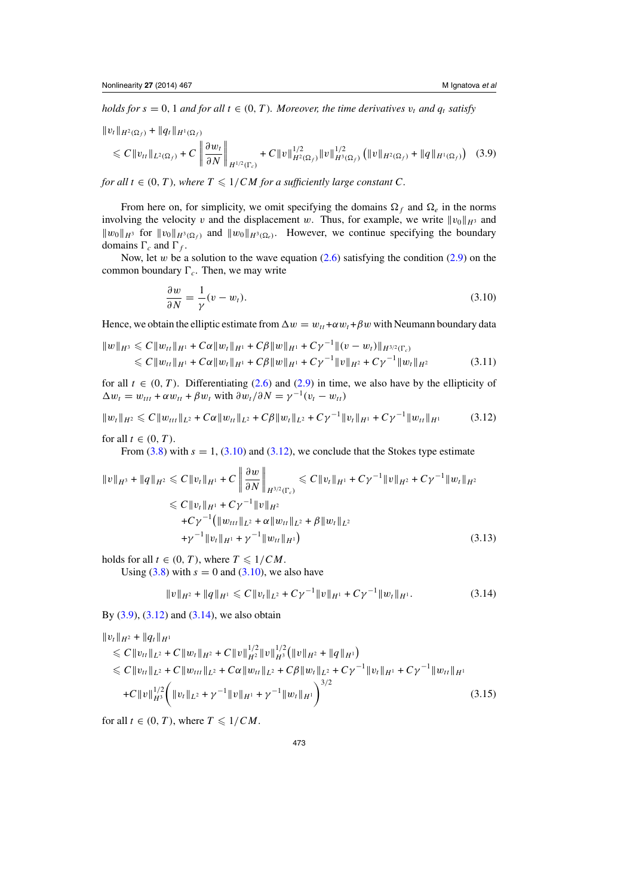*holds for* $s = 0, 1$ *and for all* $t \in (0, T)$*. Moreover, the time derivatives* $v_t$ *and* $q_t$ *satisfy*

$$\|v_t\|_{H^2(\Omega_f)} + \|q_t\|_{H^1(\Omega_f)}$$
$$\leqslant C\|v_{tt}\|_{L^2(\Omega_f)} + C\left\|\frac{\partial w_t}{\partial N}\right\|_{H^{1/2}(\Gamma_c)} + C\|v\|_{H^2(\Omega_f)}^{1/2}\|v\|_{H^3(\Omega_f)}^{1/2}\left(\|v\|_{H^2(\Omega_f)} + \|q\|_{H^1(\Omega_f)}\right) \quad (3.9)$$

*for all* $t \in (0, T)$*, where* $T \leqslant 1/CM$ *for a sufficiently large constant* $C$*.*

From here on, for simplicity, we omit specifying the domains $\Omega_f$ and $\Omega_e$ in the norms involving the velocity $v$ and the displacement $w$. Thus, for example, we write $\|v_0\|_{H^3}$ and $\|w_0\|_{H^3}$ for $\|v_0\|_{H^3(\Omega_f)}$ and $\|w_0\|_{H^3(\Omega_e)}$. However, we continue specifying the boundary domains $\Gamma_c$ and $\Gamma_f$.

Now, let $w$ be a solution to the wave equation (2.6) satisfying the condition (2.9) on the common boundary $\Gamma_c$. Then, we may write

$$\frac{\partial w}{\partial N} = \frac{1}{\gamma}(v - w_t). \quad (3.10)$$

Hence, we obtain the elliptic estimate from $\Delta w = w_{tt} + \alpha w_t + \beta w$ with Neumann boundary data

$$\|w\|_{H^3} \leqslant C\|w_{tt}\|_{H^1} + C\alpha\|w_t\|_{H^1} + C\beta\|w\|_{H^1} + C\gamma^{-1}\|(v - w_t)\|_{H^{3/2}(\Gamma_c)}$$
$$\leqslant C\|w_{tt}\|_{H^1} + C\alpha\|w_t\|_{H^1} + C\beta\|w\|_{H^1} + C\gamma^{-1}\|v\|_{H^2} + C\gamma^{-1}\|w_t\|_{H^2} \quad (3.11)$$

for all $t \in (0, T)$. Differentiating (2.6) and (2.9) in time, we also have by the ellipticity of $\Delta w_t = w_{ttt} + \alpha w_{tt} + \beta w_t$ with $\partial w_t/\partial N = \gamma^{-1}(v_t - w_{tt})$

$$\|w_t\|_{H^2} \leqslant C\|w_{ttt}\|_{L^2} + C\alpha\|w_{tt}\|_{L^2} + C\beta\|w_t\|_{L^2} + C\gamma^{-1}\|v_t\|_{H^1} + C\gamma^{-1}\|w_{tt}\|_{H^1} \quad (3.12)$$

for all $t \in (0, T)$.

From (3.8) with $s = 1$, (3.10) and (3.12), we conclude that the Stokes type estimate

$$\|v\|_{H^3} + \|q\|_{H^2} \leqslant C\|v_t\|_{H^1} + C\left\|\frac{\partial w}{\partial N}\right\|_{H^{3/2}(\Gamma_c)} \leqslant C\|v_t\|_{H^1} + C\gamma^{-1}\|v\|_{H^2} + C\gamma^{-1}\|w_t\|_{H^2}$$
$$\leqslant C\|v_t\|_{H^1} + C\gamma^{-1}\|v\|_{H^2}$$
$$+ C\gamma^{-1}\big(\|w_{ttt}\|_{L^2} + \alpha\|w_{tt}\|_{L^2} + \beta\|w_t\|_{L^2}$$
$$+ \gamma^{-1}\|v_t\|_{H^1} + \gamma^{-1}\|w_{tt}\|_{H^1}\big) \quad (3.13)$$

holds for all $t \in (0, T)$, where $T \leqslant 1/CM$.

Using (3.8) with $s = 0$ and (3.10), we also have

$$\|v\|_{H^2} + \|q\|_{H^1} \leqslant C\|v_t\|_{L^2} + C\gamma^{-1}\|v\|_{H^1} + C\gamma^{-1}\|w_t\|_{H^1}. \quad (3.14)$$

By (3.9), (3.12) and (3.14), we also obtain

$$\|v_t\|_{H^2} + \|q_t\|_{H^1}$$
$$\leqslant C\|v_{tt}\|_{L^2} + C\|w_t\|_{H^2} + C\|v\|_{H^2}^{1/2}\|v\|_{H^3}^{1/2}\big(\|v\|_{H^2} + \|q\|_{H^1}\big)$$
$$\leqslant C\|v_{tt}\|_{L^2} + C\|w_{ttt}\|_{L^2} + C\alpha\|w_{tt}\|_{L^2} + C\beta\|w_t\|_{L^2} + C\gamma^{-1}\|v_t\|_{H^1} + C\gamma^{-1}\|w_{tt}\|_{H^1}$$
$$+ C\|v\|_{H^3}^{1/2}\left(\|v_t\|_{L^2} + \gamma^{-1}\|v\|_{H^1} + \gamma^{-1}\|w_t\|_{H^1}\right)^{3/2} \quad (3.15)$$

for all $t \in (0, T)$, where $T \leqslant 1/CM$.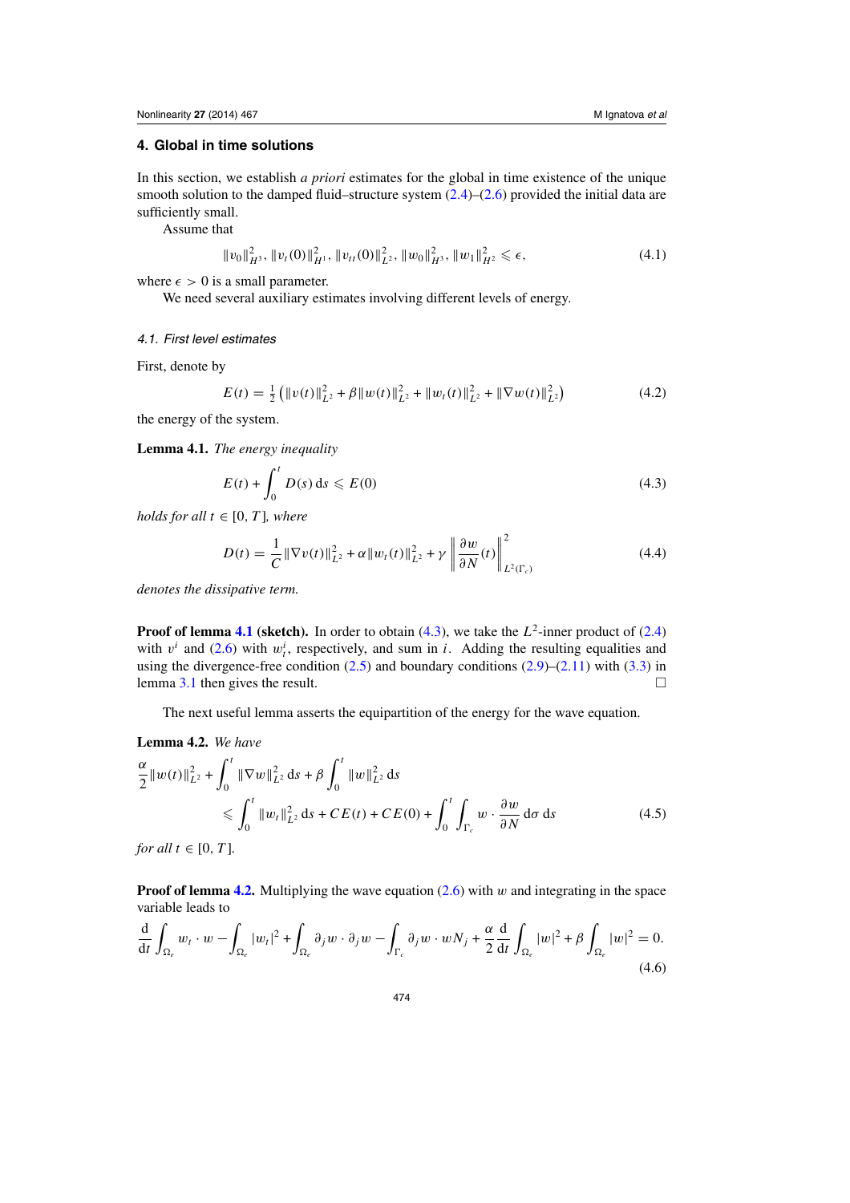## 4. Global in time solutions

In this section, we establish *a priori* estimates for the global in time existence of the unique smooth solution to the damped fluid–structure system (2.4)–(2.6) provided the initial data are sufficiently small.

Assume that

$$\|v_0\|_{H^3}^2, \|v_t(0)\|_{H^1}^2, \|v_{tt}(0)\|_{L^2}^2, \|w_0\|_{H^3}^2, \|w_1\|_{H^2}^2 \leqslant \epsilon, \tag{4.1}$$

where $\epsilon > 0$ is a small parameter.

We need several auxiliary estimates involving different levels of energy.

### 4.1. First level estimates

First, denote by

$$E(t) = \tfrac{1}{2}\left(\|v(t)\|_{L^2}^2 + \beta\|w(t)\|_{L^2}^2 + \|w_t(t)\|_{L^2}^2 + \|\nabla w(t)\|_{L^2}^2\right) \tag{4.2}$$

the energy of the system.

**Lemma 4.1.** *The energy inequality*

$$E(t) + \int_0^t D(s)\,\mathrm{d}s \leqslant E(0) \tag{4.3}$$

*holds for all* $t \in [0, T]$, *where*

$$D(t) = \frac{1}{C}\|\nabla v(t)\|_{L^2}^2 + \alpha\|w_t(t)\|_{L^2}^2 + \gamma\left\|\frac{\partial w}{\partial N}(t)\right\|_{L^2(\Gamma_c)}^2 \tag{4.4}$$

*denotes the dissipative term.*

**Proof of lemma 4.1 (sketch).** In order to obtain (4.3), we take the $L^2$-inner product of (2.4) with $v^i$ and (2.6) with $w_t^i$, respectively, and sum in $i$. Adding the resulting equalities and using the divergence-free condition (2.5) and boundary conditions (2.9)–(2.11) with (3.3) in lemma 3.1 then gives the result. □

The next useful lemma asserts the equipartition of the energy for the wave equation.

**Lemma 4.2.** *We have*

$$\begin{aligned}
\frac{\alpha}{2}\|w(t)\|_{L^2}^2 &+ \int_0^t \|\nabla w\|_{L^2}^2\,\mathrm{d}s + \beta\int_0^t \|w\|_{L^2}^2\,\mathrm{d}s \\
&\leqslant \int_0^t \|w_t\|_{L^2}^2\,\mathrm{d}s + CE(t) + CE(0) + \int_0^t\int_{\Gamma_c} w\cdot\frac{\partial w}{\partial N}\,\mathrm{d}\sigma\,\mathrm{d}s
\end{aligned} \tag{4.5}$$

*for all* $t \in [0, T]$.

**Proof of lemma 4.2.** Multiplying the wave equation (2.6) with $w$ and integrating in the space variable leads to

$$\frac{\mathrm{d}}{\mathrm{d}t}\int_{\Omega_e} w_t\cdot w - \int_{\Omega_e}|w_t|^2 + \int_{\Omega_e}\partial_j w\cdot\partial_j w - \int_{\Gamma_c}\partial_j w\cdot wN_j + \frac{\alpha}{2}\frac{\mathrm{d}}{\mathrm{d}t}\int_{\Omega_e}|w|^2 + \beta\int_{\Omega_e}|w|^2 = 0. \tag{4.6}$$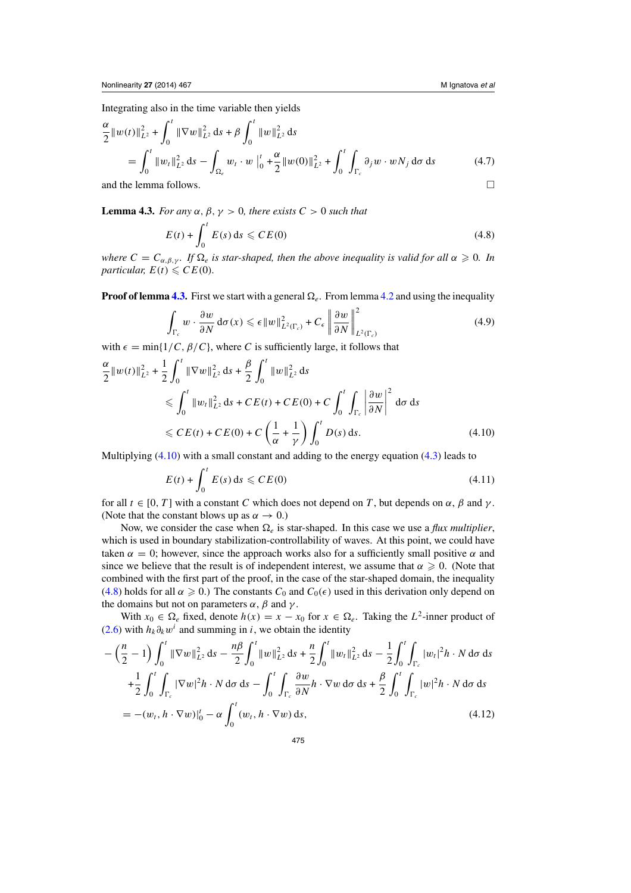Integrating also in the time variable then yields

$$
\begin{aligned}
&\frac{\alpha}{2}\|w(t)\|_{L^2}^2 + \int_0^t \|\nabla w\|_{L^2}^2 \,\mathrm{d}s + \beta \int_0^t \|w\|_{L^2}^2 \,\mathrm{d}s \\
&\quad = \int_0^t \|w_t\|_{L^2}^2 \,\mathrm{d}s - \int_{\Omega_e} w_t \cdot w \,\Big|_0^t + \frac{\alpha}{2}\|w(0)\|_{L^2}^2 + \int_0^t \int_{\Gamma_c} \partial_j w \cdot w N_j \,\mathrm{d}\sigma \,\mathrm{d}s \qquad (4.7)
\end{aligned}
$$

and the lemma follows. □

**Lemma 4.3.** *For any $\alpha, \beta, \gamma > 0$, there exists $C > 0$ such that*

$$
E(t) + \int_0^t E(s)\,\mathrm{d}s \leqslant CE(0) \qquad (4.8)
$$

*where $C = C_{\alpha,\beta,\gamma}$. If $\Omega_e$ is star-shaped, then the above inequality is valid for all $\alpha \geqslant 0$. In particular, $E(t) \leqslant CE(0)$.*

**Proof of lemma 4.3.** First we start with a general $\Omega_e$. From lemma 4.2 and using the inequality

$$
\int_{\Gamma_c} w \cdot \frac{\partial w}{\partial N} \,\mathrm{d}\sigma(x) \leqslant \epsilon \|w\|_{L^2(\Gamma_c)}^2 + C_\epsilon \left\| \frac{\partial w}{\partial N} \right\|_{L^2(\Gamma_c)}^2 \qquad (4.9)
$$

with $\epsilon = \min\{1/C, \beta/C\}$, where $C$ is sufficiently large, it follows that

$$
\begin{aligned}
&\frac{\alpha}{2}\|w(t)\|_{L^2}^2 + \frac{1}{2}\int_0^t \|\nabla w\|_{L^2}^2 \,\mathrm{d}s + \frac{\beta}{2}\int_0^t \|w\|_{L^2}^2 \,\mathrm{d}s \\
&\quad \leqslant \int_0^t \|w_t\|_{L^2}^2 \,\mathrm{d}s + CE(t) + CE(0) + C\int_0^t \int_{\Gamma_c} \left|\frac{\partial w}{\partial N}\right|^2 \mathrm{d}\sigma \,\mathrm{d}s \\
&\quad \leqslant CE(t) + CE(0) + C\left(\frac{1}{\alpha} + \frac{1}{\gamma}\right)\int_0^t D(s)\,\mathrm{d}s. \qquad (4.10)
\end{aligned}
$$

Multiplying (4.10) with a small constant and adding to the energy equation (4.3) leads to

$$
E(t) + \int_0^t E(s)\,\mathrm{d}s \leqslant CE(0) \qquad (4.11)
$$

for all $t \in [0, T]$ with a constant $C$ which does not depend on $T$, but depends on $\alpha$, $\beta$ and $\gamma$. (Note that the constant blows up as $\alpha \to 0$.)

Now, we consider the case when $\Omega_e$ is star-shaped. In this case we use a *flux multiplier*, which is used in boundary stabilization-controllability of waves. At this point, we could have taken $\alpha = 0$; however, since the approach works also for a sufficiently small positive $\alpha$ and since we believe that the result is of independent interest, we assume that $\alpha \geqslant 0$. (Note that combined with the first part of the proof, in the case of the star-shaped domain, the inequality (4.8) holds for all $\alpha \geqslant 0$.) The constants $C_0$ and $C_0(\epsilon)$ used in this derivation only depend on the domains but not on parameters $\alpha$, $\beta$ and $\gamma$.

With $x_0 \in \Omega_e$ fixed, denote $h(x) = x - x_0$ for $x \in \Omega_e$. Taking the $L^2$-inner product of (2.6) with $h_k \partial_k w^i$ and summing in $i$, we obtain the identity

$$
\begin{aligned}
&-\left(\frac{n}{2} - 1\right)\int_0^t \|\nabla w\|_{L^2}^2 \,\mathrm{d}s - \frac{n\beta}{2}\int_0^t \|w\|_{L^2}^2 \,\mathrm{d}s + \frac{n}{2}\int_0^t \|w_t\|_{L^2}^2 \,\mathrm{d}s - \frac{1}{2}\int_0^t \int_{\Gamma_c} |w_t|^2 h \cdot N \,\mathrm{d}\sigma \,\mathrm{d}s \\
&\quad + \frac{1}{2}\int_0^t \int_{\Gamma_c} |\nabla w|^2 h \cdot N \,\mathrm{d}\sigma \,\mathrm{d}s - \int_0^t \int_{\Gamma_c} \frac{\partial w}{\partial N} h \cdot \nabla w \,\mathrm{d}\sigma \,\mathrm{d}s + \frac{\beta}{2}\int_0^t \int_{\Gamma_c} |w|^2 h \cdot N \,\mathrm{d}\sigma \,\mathrm{d}s \\
&\quad = -(w_t, h \cdot \nabla w)|_0^t - \alpha \int_0^t (w_t, h \cdot \nabla w)\,\mathrm{d}s, \qquad (4.12)
\end{aligned}
$$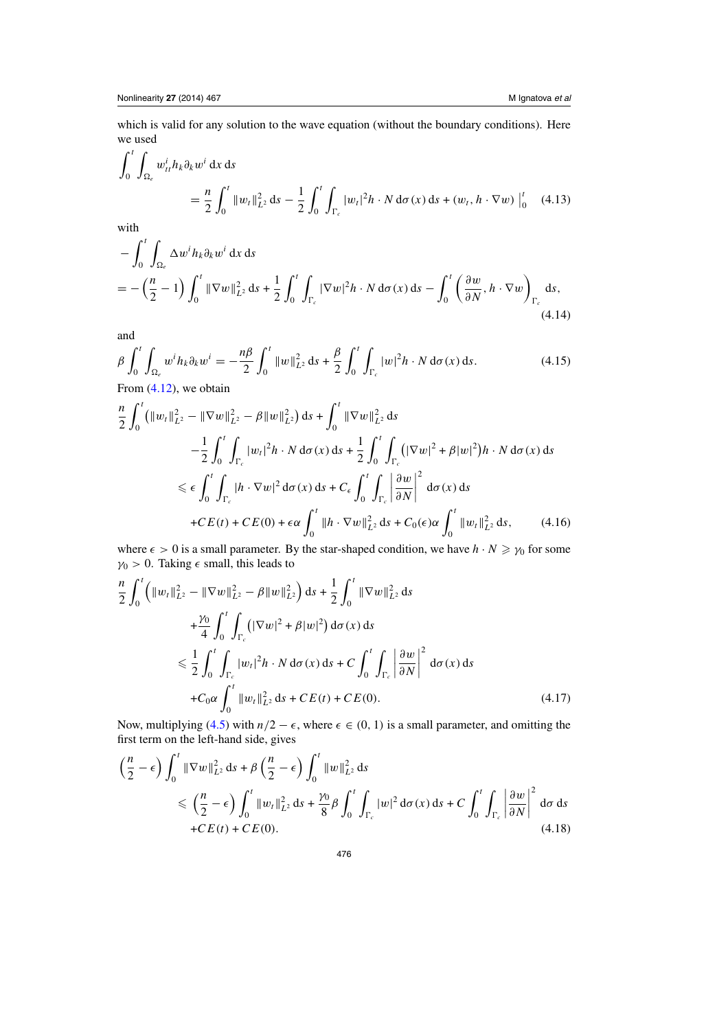which is valid for any solution to the wave equation (without the boundary conditions). Here we used

$$\int_0^t \int_{\Omega_e} w^i_{tt} h_k \partial_k w^i \,\mathrm{d}x\,\mathrm{d}s = \frac{n}{2}\int_0^t \|w_t\|_{L^2}^2\,\mathrm{d}s - \frac{1}{2}\int_0^t\int_{\Gamma_c} |w_t|^2 h\cdot N\,\mathrm{d}\sigma(x)\,\mathrm{d}s + (w_t, h\cdot\nabla w)\Big|_0^t \quad (4.13)$$

with

$$-\int_0^t \int_{\Omega_e} \Delta w^i h_k \partial_k w^i \,\mathrm{d}x\,\mathrm{d}s = -\left(\frac{n}{2}-1\right)\int_0^t \|\nabla w\|_{L^2}^2\,\mathrm{d}s + \frac{1}{2}\int_0^t\int_{\Gamma_c} |\nabla w|^2 h\cdot N\,\mathrm{d}\sigma(x)\,\mathrm{d}s - \int_0^t \left(\frac{\partial w}{\partial N}, h\cdot\nabla w\right)_{\Gamma_c}\mathrm{d}s, \quad (4.14)$$

and

$$\beta\int_0^t\int_{\Omega_e} w^i h_k\partial_k w^i = -\frac{n\beta}{2}\int_0^t \|w\|_{L^2}^2\,\mathrm{d}s + \frac{\beta}{2}\int_0^t\int_{\Gamma_c}|w|^2 h\cdot N\,\mathrm{d}\sigma(x)\,\mathrm{d}s. \quad (4.15)$$

From (4.12), we obtain

$$\begin{aligned}
&\frac{n}{2}\int_0^t \left(\|w_t\|_{L^2}^2 - \|\nabla w\|_{L^2}^2 - \beta\|w\|_{L^2}^2\right)\mathrm{d}s + \int_0^t \|\nabla w\|_{L^2}^2\,\mathrm{d}s \\
&\qquad -\frac{1}{2}\int_0^t\int_{\Gamma_c}|w_t|^2 h\cdot N\,\mathrm{d}\sigma(x)\,\mathrm{d}s + \frac{1}{2}\int_0^t\int_{\Gamma_c}\left(|\nabla w|^2+\beta|w|^2\right)h\cdot N\,\mathrm{d}\sigma(x)\,\mathrm{d}s \\
&\qquad \leqslant \epsilon\int_0^t\int_{\Gamma_c}|h\cdot\nabla w|^2\,\mathrm{d}\sigma(x)\,\mathrm{d}s + C_\epsilon\int_0^t\int_{\Gamma_c}\left|\frac{\partial w}{\partial N}\right|^2\mathrm{d}\sigma(x)\,\mathrm{d}s \\
&\qquad +CE(t)+CE(0)+\epsilon\alpha\int_0^t\|h\cdot\nabla w\|_{L^2}^2\,\mathrm{d}s + C_0(\epsilon)\alpha\int_0^t\|w_t\|_{L^2}^2\,\mathrm{d}s, \quad (4.16)
\end{aligned}$$

where $\epsilon > 0$ is a small parameter. By the star-shaped condition, we have $h\cdot N \geqslant \gamma_0$ for some $\gamma_0 > 0$. Taking $\epsilon$ small, this leads to

$$\begin{aligned}
&\frac{n}{2}\int_0^t \left(\|w_t\|_{L^2}^2 - \|\nabla w\|_{L^2}^2 - \beta\|w\|_{L^2}^2\right)\mathrm{d}s + \frac{1}{2}\int_0^t \|\nabla w\|_{L^2}^2\,\mathrm{d}s \\
&\qquad +\frac{\gamma_0}{4}\int_0^t\int_{\Gamma_c}\left(|\nabla w|^2+\beta|w|^2\right)\mathrm{d}\sigma(x)\,\mathrm{d}s \\
&\qquad \leqslant \frac{1}{2}\int_0^t\int_{\Gamma_c}|w_t|^2 h\cdot N\,\mathrm{d}\sigma(x)\,\mathrm{d}s + C\int_0^t\int_{\Gamma_c}\left|\frac{\partial w}{\partial N}\right|^2\mathrm{d}\sigma(x)\,\mathrm{d}s \\
&\qquad +C_0\alpha\int_0^t\|w_t\|_{L^2}^2\,\mathrm{d}s + CE(t)+CE(0). \quad (4.17)
\end{aligned}$$

Now, multiplying (4.5) with $n/2-\epsilon$, where $\epsilon\in(0,1)$ is a small parameter, and omitting the first term on the left-hand side, gives

$$\begin{aligned}
&\left(\frac{n}{2}-\epsilon\right)\int_0^t\|\nabla w\|_{L^2}^2\,\mathrm{d}s + \beta\left(\frac{n}{2}-\epsilon\right)\int_0^t\|w\|_{L^2}^2\,\mathrm{d}s \\
&\qquad \leqslant \left(\frac{n}{2}-\epsilon\right)\int_0^t\|w_t\|_{L^2}^2\,\mathrm{d}s + \frac{\gamma_0}{8}\beta\int_0^t\int_{\Gamma_c}|w|^2\,\mathrm{d}\sigma(x)\,\mathrm{d}s + C\int_0^t\int_{\Gamma_c}\left|\frac{\partial w}{\partial N}\right|^2\mathrm{d}\sigma\,\mathrm{d}s \\
&\qquad +CE(t)+CE(0). \quad (4.18)
\end{aligned}$$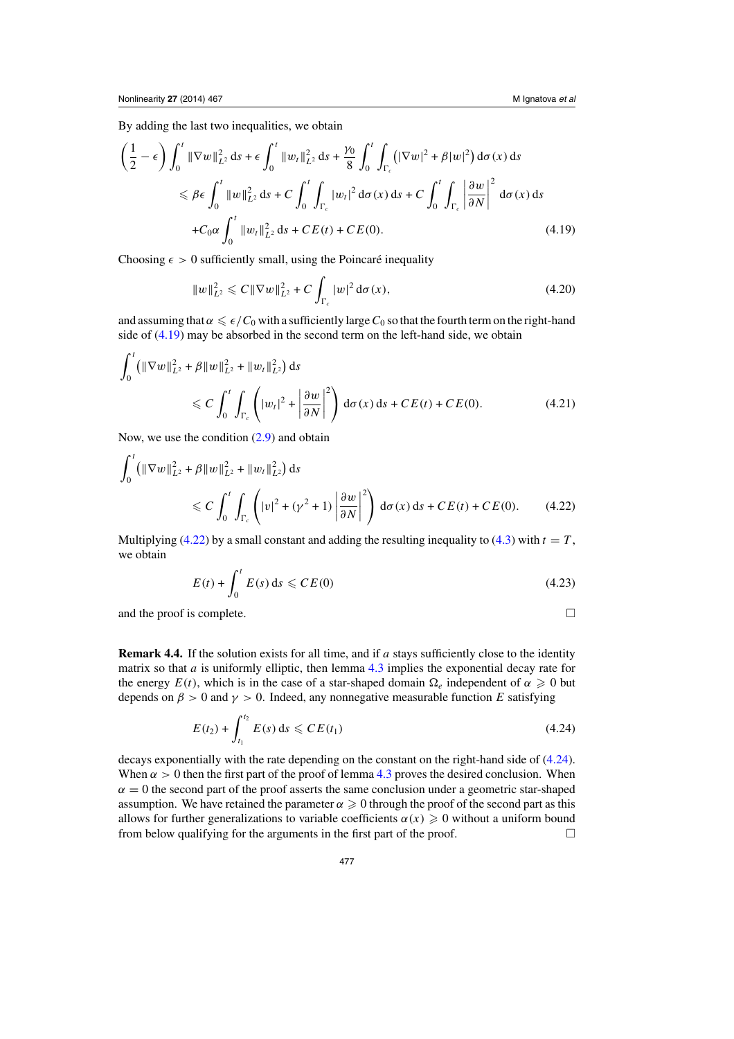By adding the last two inequalities, we obtain

$$\left(\frac{1}{2}-\epsilon\right)\int_0^t \|\nabla w\|_{L^2}^2\,\mathrm{d}s + \epsilon\int_0^t \|w_t\|_{L^2}^2\,\mathrm{d}s + \frac{\gamma_0}{8}\int_0^t\int_{\Gamma_c}\left(|\nabla w|^2+\beta|w|^2\right)\mathrm{d}\sigma(x)\,\mathrm{d}s$$
$$\leqslant \beta\epsilon\int_0^t \|w\|_{L^2}^2\,\mathrm{d}s + C\int_0^t\int_{\Gamma_c}|w_t|^2\,\mathrm{d}\sigma(x)\,\mathrm{d}s + C\int_0^t\int_{\Gamma_c}\left|\frac{\partial w}{\partial N}\right|^2\mathrm{d}\sigma(x)\,\mathrm{d}s$$
$$+C_0\alpha\int_0^t \|w_t\|_{L^2}^2\,\mathrm{d}s + CE(t) + CE(0). \tag{4.19}$$

Choosing $\epsilon > 0$ sufficiently small, using the Poincaré inequality

$$\|w\|_{L^2}^2 \leqslant C\|\nabla w\|_{L^2}^2 + C\int_{\Gamma_c}|w|^2\,\mathrm{d}\sigma(x), \tag{4.20}$$

and assuming that $\alpha \leqslant \epsilon/C_0$ with a sufficiently large $C_0$ so that the fourth term on the right-hand side of (4.19) may be absorbed in the second term on the left-hand side, we obtain

$$\int_0^t\left(\|\nabla w\|_{L^2}^2 + \beta\|w\|_{L^2}^2 + \|w_t\|_{L^2}^2\right)\mathrm{d}s$$
$$\leqslant C\int_0^t\int_{\Gamma_c}\left(|w_t|^2 + \left|\frac{\partial w}{\partial N}\right|^2\right)\mathrm{d}\sigma(x)\,\mathrm{d}s + CE(t) + CE(0). \tag{4.21}$$

Now, we use the condition (2.9) and obtain

$$\int_0^t\left(\|\nabla w\|_{L^2}^2 + \beta\|w\|_{L^2}^2 + \|w_t\|_{L^2}^2\right)\mathrm{d}s$$
$$\leqslant C\int_0^t\int_{\Gamma_c}\left(|v|^2 + (\gamma^2+1)\left|\frac{\partial w}{\partial N}\right|^2\right)\mathrm{d}\sigma(x)\,\mathrm{d}s + CE(t) + CE(0). \tag{4.22}$$

Multiplying (4.22) by a small constant and adding the resulting inequality to (4.3) with $t = T$, we obtain

$$E(t) + \int_0^t E(s)\,\mathrm{d}s \leqslant CE(0) \tag{4.23}$$

and the proof is complete. □

**Remark 4.4.** If the solution exists for all time, and if $a$ stays sufficiently close to the identity matrix so that $a$ is uniformly elliptic, then lemma 4.3 implies the exponential decay rate for the energy $E(t)$, which is in the case of a star-shaped domain $\Omega_e$ independent of $\alpha \geqslant 0$ but depends on $\beta > 0$ and $\gamma > 0$. Indeed, any nonnegative measurable function $E$ satisfying

$$E(t_2) + \int_{t_1}^{t_2} E(s)\,\mathrm{d}s \leqslant CE(t_1) \tag{4.24}$$

decays exponentially with the rate depending on the constant on the right-hand side of (4.24). When $\alpha > 0$ then the first part of the proof of lemma 4.3 proves the desired conclusion. When $\alpha = 0$ the second part of the proof asserts the same conclusion under a geometric star-shaped assumption. We have retained the parameter $\alpha \geqslant 0$ through the proof of the second part as this allows for further generalizations to variable coefficients $\alpha(x) \geqslant 0$ without a uniform bound from below qualifying for the arguments in the first part of the proof. □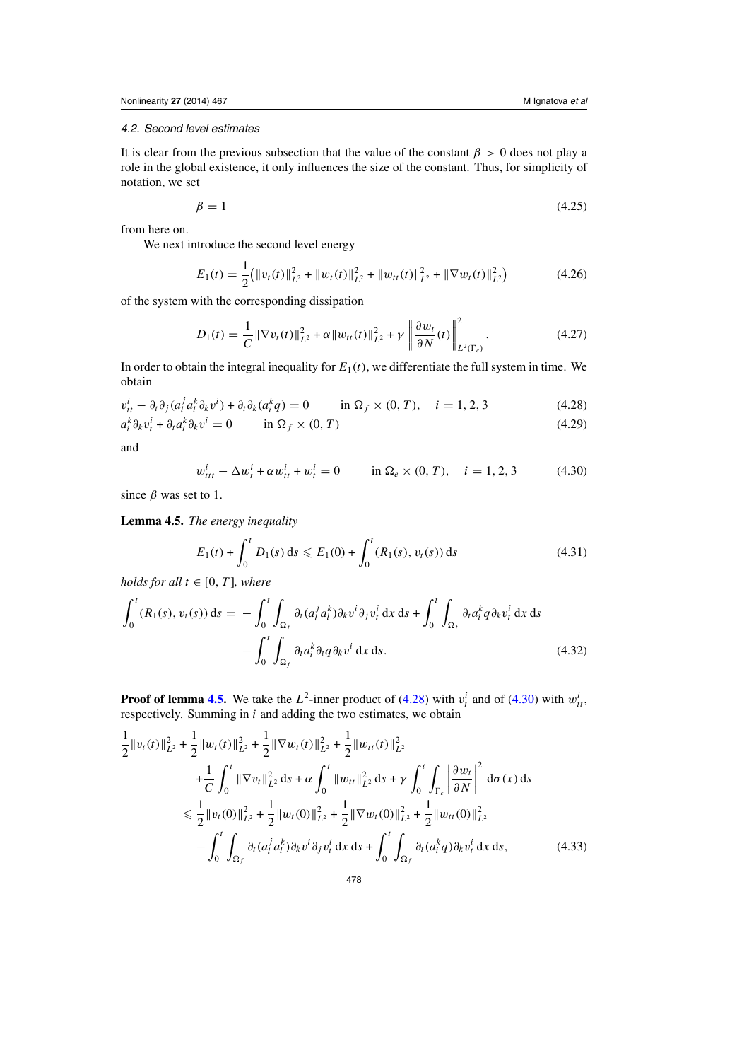### 4.2. Second level estimates

It is clear from the previous subsection that the value of the constant $\beta > 0$ does not play a role in the global existence, it only influences the size of the constant. Thus, for simplicity of notation, we set

$$\beta = 1 \tag{4.25}$$

from here on.

We next introduce the second level energy

$$E_1(t) = \frac{1}{2}\big(\|v_t(t)\|_{L^2}^2 + \|w_t(t)\|_{L^2}^2 + \|w_{tt}(t)\|_{L^2}^2 + \|\nabla w_t(t)\|_{L^2}^2\big) \tag{4.26}$$

of the system with the corresponding dissipation

$$D_1(t) = \frac{1}{C}\|\nabla v_t(t)\|_{L^2}^2 + \alpha\|w_{tt}(t)\|_{L^2}^2 + \gamma\left\|\frac{\partial w_t}{\partial N}(t)\right\|_{L^2(\Gamma_c)}^2. \tag{4.27}$$

In order to obtain the integral inequality for $E_1(t)$, we differentiate the full system in time. We obtain

$$v_{tt}^i - \partial_t\partial_j(a_l^j a_l^k \partial_k v^i) + \partial_t\partial_k(a_i^k q) = 0 \qquad \text{in } \Omega_f \times (0, T), \quad i = 1, 2, 3 \tag{4.28}$$

$$a_i^k \partial_k v_t^i + \partial_t a_i^k \partial_k v^i = 0 \qquad \text{in } \Omega_f \times (0, T) \tag{4.29}$$

and

$$w_{ttt}^i - \Delta w_t^i + \alpha w_{tt}^i + w_t^i = 0 \qquad \text{in } \Omega_e \times (0, T), \quad i = 1, 2, 3 \tag{4.30}$$

since $\beta$ was set to 1.

**Lemma 4.5.** *The energy inequality*

$$E_1(t) + \int_0^t D_1(s)\,\mathrm{d}s \leqslant E_1(0) + \int_0^t (R_1(s), v_t(s))\,\mathrm{d}s \tag{4.31}$$

*holds for all $t \in [0, T]$, where*

$$\begin{aligned}\int_0^t (R_1(s), v_t(s))\,\mathrm{d}s = &-\int_0^t\int_{\Omega_f} \partial_t(a_l^j a_l^k)\partial_k v^i \partial_j v_t^i\,\mathrm{d}x\,\mathrm{d}s + \int_0^t\int_{\Omega_f} \partial_t a_i^k q\,\partial_k v_t^i\,\mathrm{d}x\,\mathrm{d}s \\ &- \int_0^t\int_{\Omega_f} \partial_t a_i^k \partial_t q\,\partial_k v^i\,\mathrm{d}x\,\mathrm{d}s.\end{aligned} \tag{4.32}$$

**Proof of lemma 4.5.** We take the $L^2$-inner product of (4.28) with $v_t^i$ and of (4.30) with $w_{tt}^i$, respectively. Summing in $i$ and adding the two estimates, we obtain

$$\begin{aligned}&\frac{1}{2}\|v_t(t)\|_{L^2}^2 + \frac{1}{2}\|w_t(t)\|_{L^2}^2 + \frac{1}{2}\|\nabla w_t(t)\|_{L^2}^2 + \frac{1}{2}\|w_{tt}(t)\|_{L^2}^2 \\ &\qquad + \frac{1}{C}\int_0^t \|\nabla v_t\|_{L^2}^2\,\mathrm{d}s + \alpha\int_0^t \|w_{tt}\|_{L^2}^2\,\mathrm{d}s + \gamma\int_0^t\int_{\Gamma_c}\left|\frac{\partial w_t}{\partial N}\right|^2\,\mathrm{d}\sigma(x)\,\mathrm{d}s \\ &\quad \leqslant \frac{1}{2}\|v_t(0)\|_{L^2}^2 + \frac{1}{2}\|w_t(0)\|_{L^2}^2 + \frac{1}{2}\|\nabla w_t(0)\|_{L^2}^2 + \frac{1}{2}\|w_{tt}(0)\|_{L^2}^2 \\ &\qquad - \int_0^t\int_{\Omega_f} \partial_t(a_l^j a_l^k)\partial_k v^i \partial_j v_t^i\,\mathrm{d}x\,\mathrm{d}s + \int_0^t\int_{\Omega_f} \partial_t(a_i^k q)\partial_k v_t^i\,\mathrm{d}x\,\mathrm{d}s,\end{aligned} \tag{4.33}$$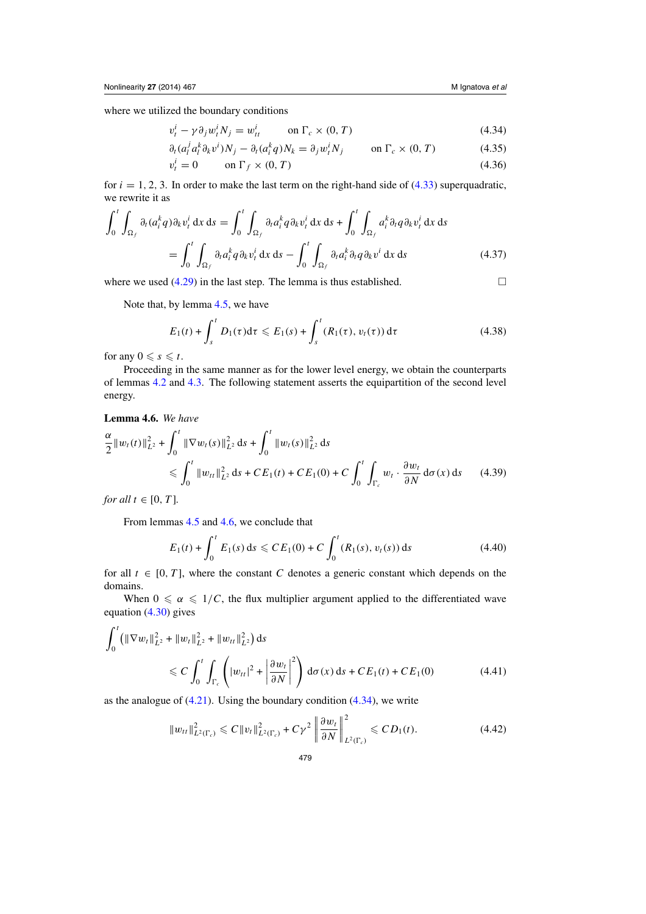where we utilized the boundary conditions

$$v_t^i - \gamma \partial_j w_t^i N_j = w_{tt}^i \qquad \text{on } \Gamma_c \times (0, T) \tag{4.34}$$

$$\partial_t (a_l^j a_l^k \partial_k v^i) N_j - \partial_t (a_i^k q) N_k = \partial_j w_t^i N_j \qquad \text{on } \Gamma_c \times (0, T) \tag{4.35}$$

$$v_t^i = 0 \qquad \text{on } \Gamma_f \times (0, T) \tag{4.36}$$

for $i = 1, 2, 3$. In order to make the last term on the right-hand side of (4.33) superquadratic, we rewrite it as

$$\begin{aligned}
\int_0^t \int_{\Omega_f} \partial_t (a_i^k q) \partial_k v_t^i \,\mathrm{d}x\,\mathrm{d}s &= \int_0^t \int_{\Omega_f} \partial_t a_i^k q \partial_k v_t^i \,\mathrm{d}x\,\mathrm{d}s + \int_0^t \int_{\Omega_f} a_i^k \partial_t q \partial_k v_t^i \,\mathrm{d}x\,\mathrm{d}s \\
&= \int_0^t \int_{\Omega_f} \partial_t a_i^k q \partial_k v_t^i \,\mathrm{d}x\,\mathrm{d}s - \int_0^t \int_{\Omega_f} \partial_t a_i^k \partial_t q \partial_k v^i \,\mathrm{d}x\,\mathrm{d}s
\end{aligned} \tag{4.37}$$

where we used (4.29) in the last step. The lemma is thus established. □

Note that, by lemma 4.5, we have

$$E_1(t) + \int_s^t D_1(\tau)\mathrm{d}\tau \leqslant E_1(s) + \int_s^t (R_1(\tau), v_t(\tau))\,\mathrm{d}\tau \tag{4.38}$$

for any $0 \leqslant s \leqslant t$.

Proceeding in the same manner as for the lower level energy, we obtain the counterparts of lemmas 4.2 and 4.3. The following statement asserts the equipartition of the second level energy.

**Lemma 4.6.** *We have*

$$\frac{\alpha}{2}\|w_t(t)\|_{L^2}^2 + \int_0^t \|\nabla w_t(s)\|_{L^2}^2 \,\mathrm{d}s + \int_0^t \|w_t(s)\|_{L^2}^2 \,\mathrm{d}s \leqslant \int_0^t \|w_{tt}\|_{L^2}^2 \,\mathrm{d}s + CE_1(t) + CE_1(0) + C\int_0^t \int_{\Gamma_c} w_t \cdot \frac{\partial w_t}{\partial N} \,\mathrm{d}\sigma(x)\,\mathrm{d}s \tag{4.39}$$

*for all* $t \in [0, T]$.

From lemmas 4.5 and 4.6, we conclude that

$$E_1(t) + \int_0^t E_1(s)\,\mathrm{d}s \leqslant CE_1(0) + C\int_0^t (R_1(s), v_t(s))\,\mathrm{d}s \tag{4.40}$$

for all $t \in [0, T]$, where the constant $C$ denotes a generic constant which depends on the domains.

When $0 \leqslant \alpha \leqslant 1/C$, the flux multiplier argument applied to the differentiated wave equation (4.30) gives

$$\int_0^t \left(\|\nabla w_t\|_{L^2}^2 + \|w_t\|_{L^2}^2 + \|w_{tt}\|_{L^2}^2\right) \mathrm{d}s \leqslant C\int_0^t \int_{\Gamma_c} \left(|w_{tt}|^2 + \left|\frac{\partial w_t}{\partial N}\right|^2\right) \mathrm{d}\sigma(x)\,\mathrm{d}s + CE_1(t) + CE_1(0) \tag{4.41}$$

as the analogue of (4.21). Using the boundary condition (4.34), we write

$$\|w_{tt}\|_{L^2(\Gamma_c)}^2 \leqslant C\|v_t\|_{L^2(\Gamma_c)}^2 + C\gamma^2 \left\|\frac{\partial w_t}{\partial N}\right\|_{L^2(\Gamma_c)}^2 \leqslant CD_1(t). \tag{4.42}$$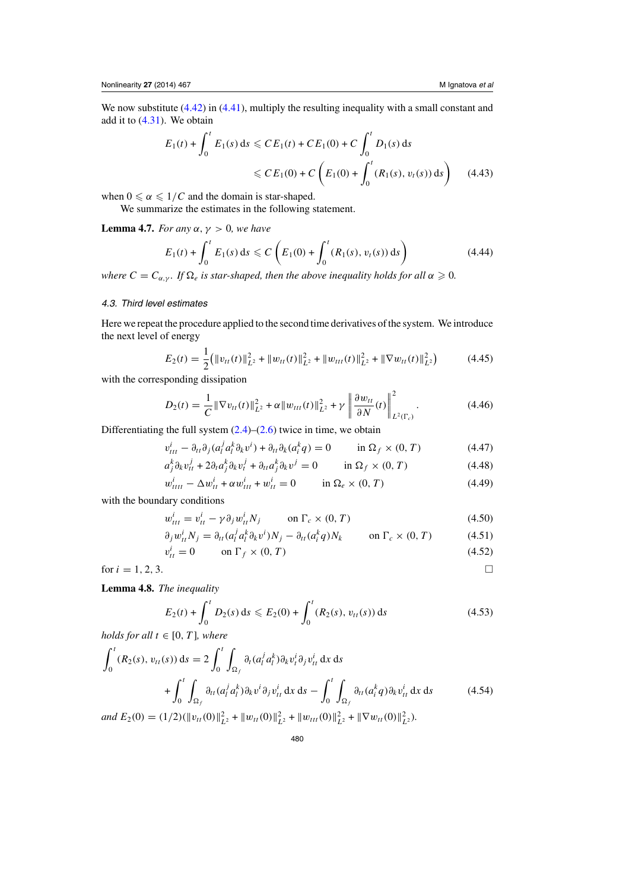We now substitute (4.42) in (4.41), multiply the resulting inequality with a small constant and add it to (4.31). We obtain

$$E_1(t) + \int_0^t E_1(s)\,\mathrm{d}s \leqslant C E_1(t) + C E_1(0) + C\int_0^t D_1(s)\,\mathrm{d}s$$
$$\leqslant C E_1(0) + C\left(E_1(0) + \int_0^t (R_1(s), v_t(s))\,\mathrm{d}s\right) \qquad (4.43)$$

when $0 \leqslant \alpha \leqslant 1/C$ and the domain is star-shaped.

We summarize the estimates in the following statement.

**Lemma 4.7.** *For any $\alpha, \gamma > 0$, we have*

$$E_1(t) + \int_0^t E_1(s)\,\mathrm{d}s \leqslant C\left(E_1(0) + \int_0^t (R_1(s), v_t(s))\,\mathrm{d}s\right) \qquad (4.44)$$

*where $C = C_{\alpha,\gamma}$. If $\Omega_e$ is star-shaped, then the above inequality holds for all $\alpha \geqslant 0$.*

### *4.3. Third level estimates*

Here we repeat the procedure applied to the second time derivatives of the system. We introduce the next level of energy

$$E_2(t) = \frac{1}{2}\left(\|v_{tt}(t)\|_{L^2}^2 + \|w_{tt}(t)\|_{L^2}^2 + \|w_{ttt}(t)\|_{L^2}^2 + \|\nabla w_{tt}(t)\|_{L^2}^2\right) \qquad (4.45)$$

with the corresponding dissipation

$$D_2(t) = \frac{1}{C}\|\nabla v_{tt}(t)\|_{L^2}^2 + \alpha\|w_{ttt}(t)\|_{L^2}^2 + \gamma\left\|\frac{\partial w_{tt}}{\partial N}(t)\right\|_{L^2(\Gamma_c)}^2. \qquad (4.46)$$

Differentiating the full system (2.4)–(2.6) twice in time, we obtain

$$v_{ttt}^i - \partial_{tt}\partial_j(a_l^j a_l^k \partial_k v^i) + \partial_{tt}\partial_k(a_i^k q) = 0 \qquad \text{in } \Omega_f \times (0, T) \qquad (4.47)$$

$$a_j^k \partial_k v_{tt}^j + 2\partial_t a_j^k \partial_k v_t^j + \partial_{tt} a_j^k \partial_k v^j = 0 \qquad \text{in } \Omega_f \times (0, T) \qquad (4.48)$$

$$w_{tttt}^i - \Delta w_{tt}^i + \alpha w_{ttt}^i + w_{tt}^i = 0 \qquad \text{in } \Omega_e \times (0, T) \qquad (4.49)$$

with the boundary conditions

$$w_{ttt}^i = v_{tt}^i - \gamma\partial_j w_{tt}^i N_j \qquad \text{on } \Gamma_c \times (0, T) \qquad (4.50)$$

$$\partial_j w_{tt}^i N_j = \partial_{tt}(a_l^j a_l^k \partial_k v^i) N_j - \partial_{tt}(a_i^k q) N_k \qquad \text{on } \Gamma_c \times (0, T) \qquad (4.51)$$

$$v_{tt}^i = 0 \qquad \text{on } \Gamma_f \times (0, T) \qquad (4.52)$$

for $i = 1, 2, 3$. □

**Lemma 4.8.** *The inequality*

$$E_2(t) + \int_0^t D_2(s)\,\mathrm{d}s \leqslant E_2(0) + \int_0^t (R_2(s), v_{tt}(s))\,\mathrm{d}s \qquad (4.53)$$

*holds for all $t \in [0, T]$, where*

$$\int_0^t (R_2(s), v_{tt}(s))\,\mathrm{d}s = 2\int_0^t \int_{\Omega_f} \partial_t(a_l^j a_l^k)\partial_k v_t^i \partial_j v_{tt}^i\,\mathrm{d}x\,\mathrm{d}s$$
$$+ \int_0^t \int_{\Omega_f} \partial_{tt}(a_l^j a_l^k)\partial_k v^i \partial_j v_{tt}^i\,\mathrm{d}x\,\mathrm{d}s - \int_0^t \int_{\Omega_f} \partial_{tt}(a_i^k q)\partial_k v_{tt}^i\,\mathrm{d}x\,\mathrm{d}s \qquad (4.54)$$

*and* $E_2(0) = (1/2)(\|v_{tt}(0)\|_{L^2}^2 + \|w_{tt}(0)\|_{L^2}^2 + \|w_{ttt}(0)\|_{L^2}^2 + \|\nabla w_{tt}(0)\|_{L^2}^2)$.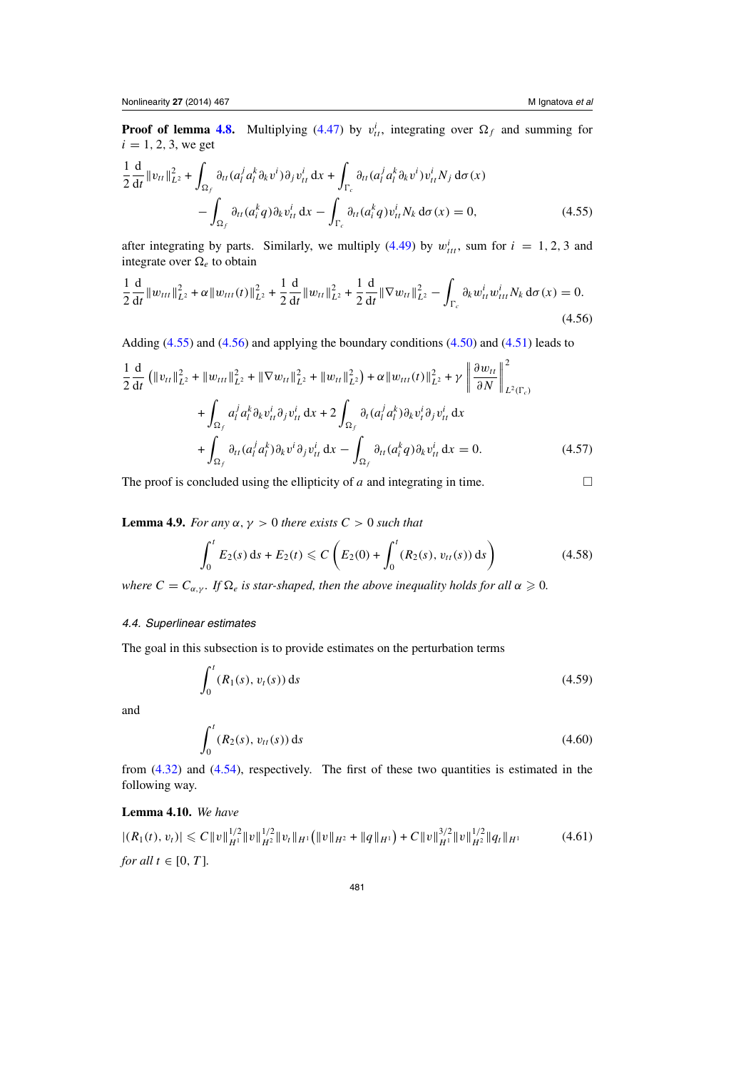**Proof of lemma 4.8.** Multiplying (4.47) by $v_{tt}^i$, integrating over $\Omega_f$ and summing for $i = 1, 2, 3$, we get

$$
\frac{1}{2}\frac{\mathrm{d}}{\mathrm{d}t}\|v_{tt}\|_{L^2}^2 + \int_{\Omega_f} \partial_{tt}(a_l^j a_l^k \partial_k v^i)\partial_j v_{tt}^i \,\mathrm{d}x + \int_{\Gamma_c} \partial_{tt}(a_l^j a_l^k \partial_k v^i) v_{tt}^i N_j \,\mathrm{d}\sigma(x)
$$
$$
- \int_{\Omega_f} \partial_{tt}(a_i^k q)\partial_k v_{tt}^i \,\mathrm{d}x - \int_{\Gamma_c} \partial_{tt}(a_i^k q) v_{tt}^i N_k \,\mathrm{d}\sigma(x) = 0, \tag{4.55}
$$

after integrating by parts. Similarly, we multiply (4.49) by $w_{ttt}^i$, sum for $i = 1, 2, 3$ and integrate over $\Omega_e$ to obtain

$$
\frac{1}{2}\frac{\mathrm{d}}{\mathrm{d}t}\|w_{ttt}\|_{L^2}^2 + \alpha\|w_{ttt}(t)\|_{L^2}^2 + \frac{1}{2}\frac{\mathrm{d}}{\mathrm{d}t}\|w_{tt}\|_{L^2}^2 + \frac{1}{2}\frac{\mathrm{d}}{\mathrm{d}t}\|\nabla w_{tt}\|_{L^2}^2 - \int_{\Gamma_c} \partial_k w_{tt}^i w_{ttt}^i N_k \,\mathrm{d}\sigma(x) = 0. \tag{4.56}
$$

Adding (4.55) and (4.56) and applying the boundary conditions (4.50) and (4.51) leads to

$$
\frac{1}{2}\frac{\mathrm{d}}{\mathrm{d}t}\left(\|v_{tt}\|_{L^2}^2 + \|w_{ttt}\|_{L^2}^2 + \|\nabla w_{tt}\|_{L^2}^2 + \|w_{tt}\|_{L^2}^2\right) + \alpha\|w_{ttt}(t)\|_{L^2}^2 + \gamma\left\|\frac{\partial w_{tt}}{\partial N}\right\|_{L^2(\Gamma_c)}^2
$$
$$
+ \int_{\Omega_f} a_l^j a_l^k \partial_k v_{tt}^i \partial_j v_{tt}^i \,\mathrm{d}x + 2\int_{\Omega_f} \partial_t(a_l^j a_l^k)\partial_k v_t^i \partial_j v_{tt}^i \,\mathrm{d}x
$$
$$
+ \int_{\Omega_f} \partial_{tt}(a_l^j a_l^k)\partial_k v^i \partial_j v_{tt}^i \,\mathrm{d}x - \int_{\Omega_f} \partial_{tt}(a_i^k q)\partial_k v_{tt}^i \,\mathrm{d}x = 0. \tag{4.57}
$$

The proof is concluded using the ellipticity of $a$ and integrating in time. $\square$

**Lemma 4.9.** *For any $\alpha, \gamma > 0$ there exists $C > 0$ such that*

$$
\int_0^t E_2(s)\,\mathrm{d}s + E_2(t) \leqslant C\left(E_2(0) + \int_0^t (R_2(s), v_{tt}(s))\,\mathrm{d}s\right) \tag{4.58}
$$

*where $C = C_{\alpha,\gamma}$. If $\Omega_e$ is star-shaped, then the above inequality holds for all $\alpha \geqslant 0$.*

#### *4.4. Superlinear estimates*

The goal in this subsection is to provide estimates on the perturbation terms

$$
\int_0^t (R_1(s), v_t(s))\,\mathrm{d}s \tag{4.59}
$$

and

$$
\int_0^t (R_2(s), v_{tt}(s))\,\mathrm{d}s \tag{4.60}
$$

from (4.32) and (4.54), respectively. The first of these two quantities is estimated in the following way.

**Lemma 4.10.** *We have*

$$
|(R_1(t), v_t)| \leqslant C\|v\|_{H^1}^{1/2}\|v\|_{H^2}^{1/2}\|v_t\|_{H^1}\left(\|v\|_{H^2} + \|q\|_{H^1}\right) + C\|v\|_{H^1}^{3/2}\|v\|_{H^2}^{1/2}\|q_t\|_{H^1} \tag{4.61}
$$

*for all $t \in [0, T]$.*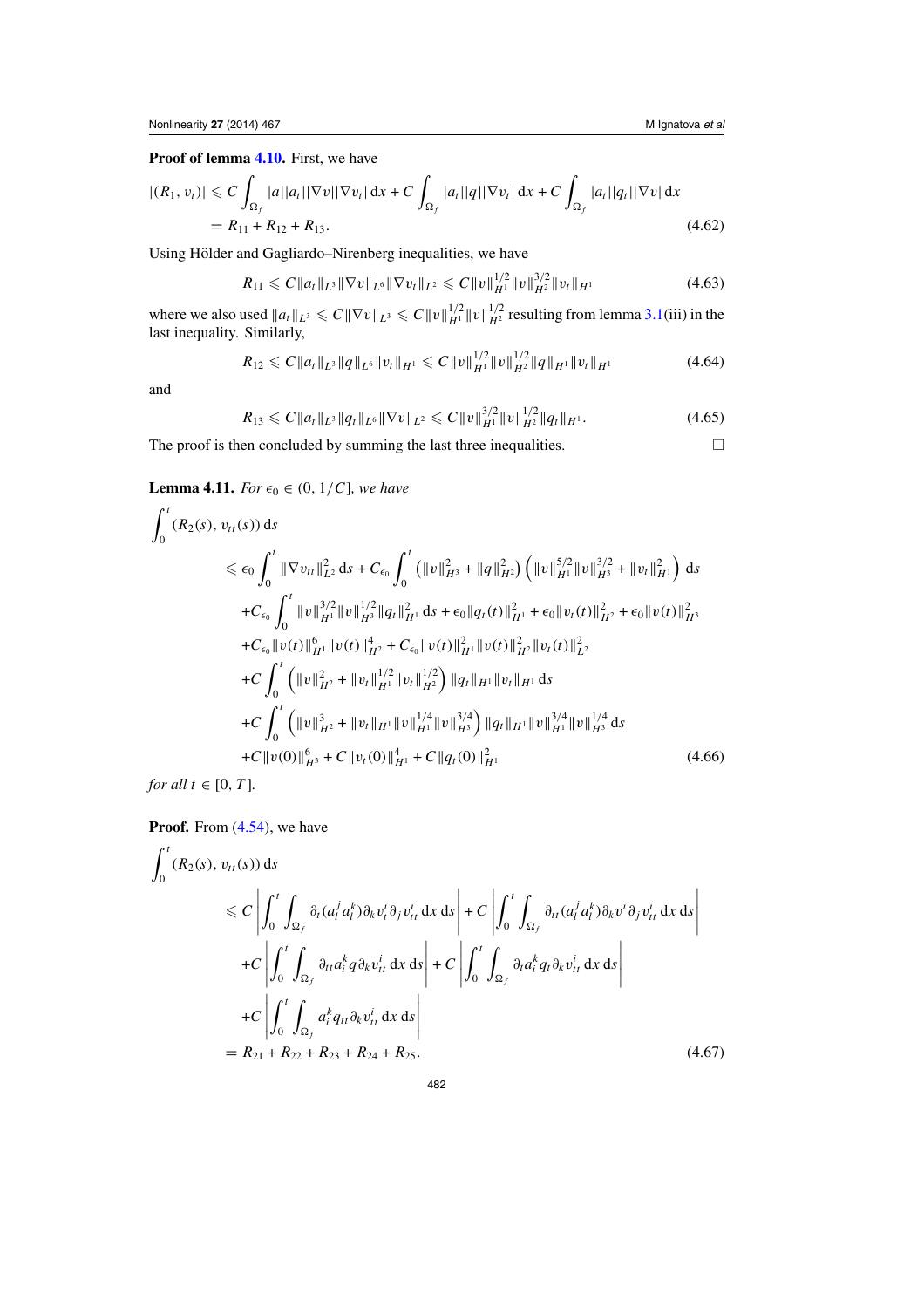**Proof of lemma 4.10.** First, we have

$$
\begin{aligned}
|(R_1, v_t)| &\leqslant C\int_{\Omega_f} |a||a_t||\nabla v||\nabla v_t|\,\mathrm{d}x + C\int_{\Omega_f} |a_t||q||\nabla v_t|\,\mathrm{d}x + C\int_{\Omega_f} |a_t||q_t||\nabla v|\,\mathrm{d}x \\
&= R_{11} + R_{12} + R_{13}.
\end{aligned}
\tag{4.62}
$$

Using Hölder and Gagliardo–Nirenberg inequalities, we have

$$
R_{11} \leqslant C\|a_t\|_{L^3}\|\nabla v\|_{L^6}\|\nabla v_t\|_{L^2} \leqslant C\|v\|_{H^1}^{1/2}\|v\|_{H^2}^{3/2}\|v_t\|_{H^1}
\tag{4.63}
$$

where we also used $\|a_t\|_{L^3} \leqslant C\|\nabla v\|_{L^3} \leqslant C\|v\|_{H^1}^{1/2}\|v\|_{H^2}^{1/2}$ resulting from lemma 3.1(iii) in the last inequality. Similarly,

$$
R_{12} \leqslant C\|a_t\|_{L^3}\|q\|_{L^6}\|v_t\|_{H^1} \leqslant C\|v\|_{H^1}^{1/2}\|v\|_{H^2}^{1/2}\|q\|_{H^1}\|v_t\|_{H^1}
\tag{4.64}
$$

and

$$
R_{13} \leqslant C\|a_t\|_{L^3}\|q_t\|_{L^6}\|\nabla v\|_{L^2} \leqslant C\|v\|_{H^1}^{3/2}\|v\|_{H^2}^{1/2}\|q_t\|_{H^1}.
\tag{4.65}
$$

The proof is then concluded by summing the last three inequalities. □

**Lemma 4.11.** *For $\epsilon_0 \in (0, 1/C]$, we have*

$$
\begin{aligned}
\int_0^t (R_2(s), v_{tt}(s))\,\mathrm{d}s
&\leqslant \epsilon_0\int_0^t \|\nabla v_{tt}\|_{L^2}^2\,\mathrm{d}s + C_{\epsilon_0}\int_0^t \left(\|v\|_{H^3}^2 + \|q\|_{H^2}^2\right)\left(\|v\|_{H^1}^{5/2}\|v\|_{H^3}^{3/2} + \|v_t\|_{H^1}^2\right)\,\mathrm{d}s \\
&\quad + C_{\epsilon_0}\int_0^t \|v\|_{H^1}^{3/2}\|v\|_{H^3}^{1/2}\|q_t\|_{H^1}^2\,\mathrm{d}s + \epsilon_0\|q_t(t)\|_{H^1}^2 + \epsilon_0\|v_t(t)\|_{H^2}^2 + \epsilon_0\|v(t)\|_{H^3}^2 \\
&\quad + C_{\epsilon_0}\|v(t)\|_{H^1}^6\|v(t)\|_{H^2}^4 + C_{\epsilon_0}\|v(t)\|_{H^1}^2\|v(t)\|_{H^2}^2\|v_t(t)\|_{L^2}^2 \\
&\quad + C\int_0^t \left(\|v\|_{H^2}^2 + \|v_t\|_{H^1}^{1/2}\|v_t\|_{H^2}^{1/2}\right)\|q_t\|_{H^1}\|v_t\|_{H^1}\,\mathrm{d}s \\
&\quad + C\int_0^t \left(\|v\|_{H^2}^3 + \|v_t\|_{H^1}\|v\|_{H^1}^{1/4}\|v\|_{H^3}^{3/4}\right)\|q_t\|_{H^1}\|v\|_{H^1}^{3/4}\|v\|_{H^3}^{1/4}\,\mathrm{d}s \\
&\quad + C\|v(0)\|_{H^3}^6 + C\|v_t(0)\|_{H^1}^4 + C\|q_t(0)\|_{H^1}^2
\end{aligned}
\tag{4.66}
$$

*for all $t \in [0, T]$.*

**Proof.** From (4.54), we have

$$
\begin{aligned}
\int_0^t (R_2(s), v_{tt}(s))\,\mathrm{d}s
&\leqslant C\left|\int_0^t\int_{\Omega_f} \partial_t(a_l^j a_l^k)\partial_k v_t^i \partial_j v_{tt}^i\,\mathrm{d}x\,\mathrm{d}s\right| + C\left|\int_0^t\int_{\Omega_f} \partial_{tt}(a_l^j a_l^k)\partial_k v^i \partial_j v_{tt}^i\,\mathrm{d}x\,\mathrm{d}s\right| \\
&\quad + C\left|\int_0^t\int_{\Omega_f} \partial_{tt}a_i^k q\,\partial_k v_{tt}^i\,\mathrm{d}x\,\mathrm{d}s\right| + C\left|\int_0^t\int_{\Omega_f} \partial_t a_i^k q_t\,\partial_k v_{tt}^i\,\mathrm{d}x\,\mathrm{d}s\right| \\
&\quad + C\left|\int_0^t\int_{\Omega_f} a_i^k q_{tt}\,\partial_k v_{tt}^i\,\mathrm{d}x\,\mathrm{d}s\right| \\
&= R_{21} + R_{22} + R_{23} + R_{24} + R_{25}.
\end{aligned}
\tag{4.67}
$$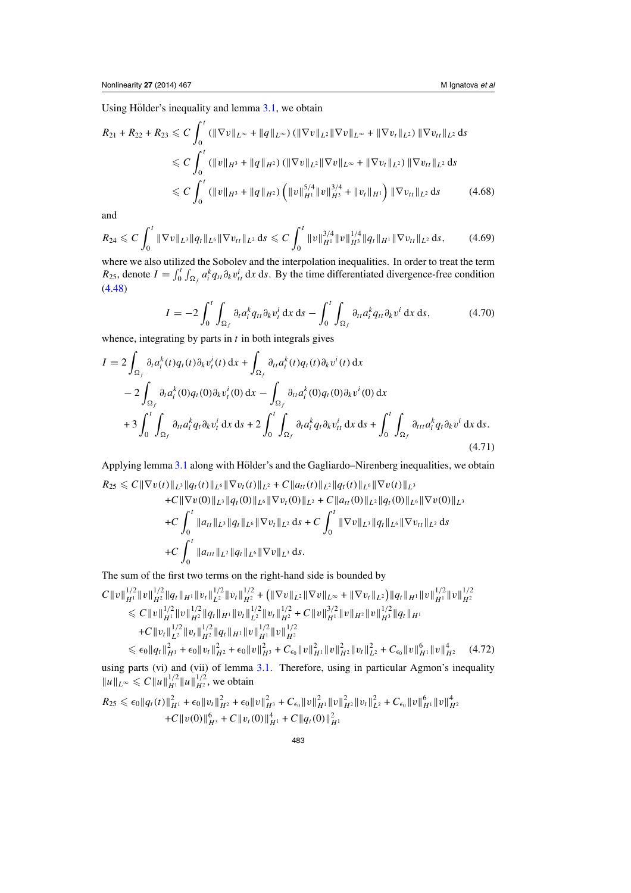Using Hölder's inequality and lemma 3.1, we obtain

$$
\begin{aligned}
R_{21} + R_{22} + R_{23} &\leqslant C \int_0^t \left( \|\nabla v\|_{L^\infty} + \|q\|_{L^\infty} \right) \left( \|\nabla v\|_{L^2} \|\nabla v\|_{L^\infty} + \|\nabla v_t\|_{L^2} \right) \|\nabla v_{tt}\|_{L^2} \, \mathrm{d}s \\
&\leqslant C \int_0^t \left( \|v\|_{H^3} + \|q\|_{H^2} \right) \left( \|\nabla v\|_{L^2} \|\nabla v\|_{L^\infty} + \|\nabla v_t\|_{L^2} \right) \|\nabla v_{tt}\|_{L^2} \, \mathrm{d}s \\
&\leqslant C \int_0^t \left( \|v\|_{H^3} + \|q\|_{H^2} \right) \left( \|v\|_{H^1}^{5/4} \|v\|_{H^3}^{3/4} + \|v_t\|_{H^1} \right) \|\nabla v_{tt}\|_{L^2} \, \mathrm{d}s \qquad (4.68)
\end{aligned}
$$

and

$$
R_{24} \leqslant C \int_0^t \|\nabla v\|_{L^3} \|q_t\|_{L^6} \|\nabla v_{tt}\|_{L^2} \, \mathrm{d}s \leqslant C \int_0^t \|v\|_{H^1}^{3/4} \|v\|_{H^3}^{1/4} \|q_t\|_{H^1} \|\nabla v_{tt}\|_{L^2} \, \mathrm{d}s, \qquad (4.69)
$$

where we also utilized the Sobolev and the interpolation inequalities. In order to treat the term $R_{25}$, denote $I = \int_0^t \int_{\Omega_f} a_i^k q_{tt} \partial_k v_{tt}^i \, \mathrm{d}x \, \mathrm{d}s$. By the time differentiated divergence-free condition (4.48)

$$
I = -2 \int_0^t \int_{\Omega_f} \partial_t a_i^k q_{tt} \partial_k v_t^i \, \mathrm{d}x \, \mathrm{d}s - \int_0^t \int_{\Omega_f} \partial_{tt} a_i^k q_{tt} \partial_k v^i \, \mathrm{d}x \, \mathrm{d}s, \qquad (4.70)
$$

whence, integrating by parts in $t$ in both integrals gives

$$
\begin{aligned}
I &= 2 \int_{\Omega_f} \partial_t a_i^k(t) q_t(t) \partial_k v_t^i(t) \, \mathrm{d}x + \int_{\Omega_f} \partial_{tt} a_i^k(t) q_t(t) \partial_k v^i(t) \, \mathrm{d}x \\
&\quad - 2 \int_{\Omega_f} \partial_t a_i^k(0) q_t(0) \partial_k v_t^i(0) \, \mathrm{d}x - \int_{\Omega_f} \partial_{tt} a_i^k(0) q_t(0) \partial_k v^i(0) \, \mathrm{d}x \\
&\quad + 3 \int_0^t \int_{\Omega_f} \partial_{tt} a_i^k q_t \partial_k v_t^i \, \mathrm{d}x \, \mathrm{d}s + 2 \int_0^t \int_{\Omega_f} \partial_t a_i^k q_t \partial_k v_{tt}^i \, \mathrm{d}x \, \mathrm{d}s + \int_0^t \int_{\Omega_f} \partial_{ttt} a_i^k q_t \partial_k v^i \, \mathrm{d}x \, \mathrm{d}s.
\end{aligned} \qquad (4.71)
$$

Applying lemma 3.1 along with Hölder's and the Gagliardo–Nirenberg inequalities, we obtain

$$
\begin{aligned}
R_{25} &\leqslant C \|\nabla v(t)\|_{L^3} \|q_t(t)\|_{L^6} \|\nabla v_t(t)\|_{L^2} + C \|a_{tt}(t)\|_{L^2} \|q_t(t)\|_{L^6} \|\nabla v(t)\|_{L^3} \\
&\quad + C \|\nabla v(0)\|_{L^3} \|q_t(0)\|_{L^6} \|\nabla v_t(0)\|_{L^2} + C \|a_{tt}(0)\|_{L^2} \|q_t(0)\|_{L^6} \|\nabla v(0)\|_{L^3} \\
&\quad + C \int_0^t \|a_{tt}\|_{L^3} \|q_t\|_{L^6} \|\nabla v_t\|_{L^2} \, \mathrm{d}s + C \int_0^t \|\nabla v\|_{L^3} \|q_t\|_{L^6} \|\nabla v_{tt}\|_{L^2} \, \mathrm{d}s \\
&\quad + C \int_0^t \|a_{ttt}\|_{L^2} \|q_t\|_{L^6} \|\nabla v\|_{L^3} \, \mathrm{d}s.
\end{aligned}
$$

The sum of the first two terms on the right-hand side is bounded by

$$
\begin{aligned}
&C \|v\|_{H^1}^{1/2} \|v\|_{H^2}^{1/2} \|q_t\|_{H^1} \|v_t\|_{L^2}^{1/2} \|v_t\|_{H^2}^{1/2} + \left( \|\nabla v\|_{L^2} \|\nabla v\|_{L^\infty} + \|\nabla v_t\|_{L^2} \right) \|q_t\|_{H^1} \|v\|_{H^1}^{1/2} \|v\|_{H^2}^{1/2} \\
&\quad \leqslant C \|v\|_{H^1}^{1/2} \|v\|_{H^2}^{1/2} \|q_t\|_{H^1} \|v_t\|_{L^2}^{1/2} \|v_t\|_{H^2}^{1/2} + C \|v\|_{H^1}^{3/2} \|v\|_{H^2} \|v\|_{H^3}^{1/2} \|q_t\|_{H^1} \\
&\quad\quad + C \|v_t\|_{L^2}^{1/2} \|v_t\|_{H^2}^{1/2} \|q_t\|_{H^1} \|v\|_{H^1}^{1/2} \|v\|_{H^2}^{1/2} \\
&\quad \leqslant \epsilon_0 \|q_t\|_{H^1}^2 + \epsilon_0 \|v_t\|_{H^2}^2 + \epsilon_0 \|v\|_{H^3}^2 + C_{\epsilon_0} \|v\|_{H^1}^2 \|v\|_{H^2}^2 \|v_t\|_{L^2}^2 + C_{\epsilon_0} \|v\|_{H^1}^6 \|v\|_{H^2}^4 \qquad (4.72)
\end{aligned}
$$

using parts (vi) and (vii) of lemma 3.1. Therefore, using in particular Agmon's inequality $\|u\|_{L^\infty} \leqslant C \|u\|_{H^1}^{1/2} \|u\|_{H^2}^{1/2}$, we obtain

$$
\begin{aligned}
R_{25} &\leqslant \epsilon_0 \|q_t(t)\|_{H^1}^2 + \epsilon_0 \|v_t\|_{H^2}^2 + \epsilon_0 \|v\|_{H^3}^2 + C_{\epsilon_0} \|v\|_{H^1}^2 \|v\|_{H^2}^2 \|v_t\|_{L^2}^2 + C_{\epsilon_0} \|v\|_{H^1}^6 \|v\|_{H^2}^4 \\
&\quad + C \|v(0)\|_{H^3}^6 + C \|v_t(0)\|_{H^1}^4 + C \|q_t(0)\|_{H^1}^2
\end{aligned}
$$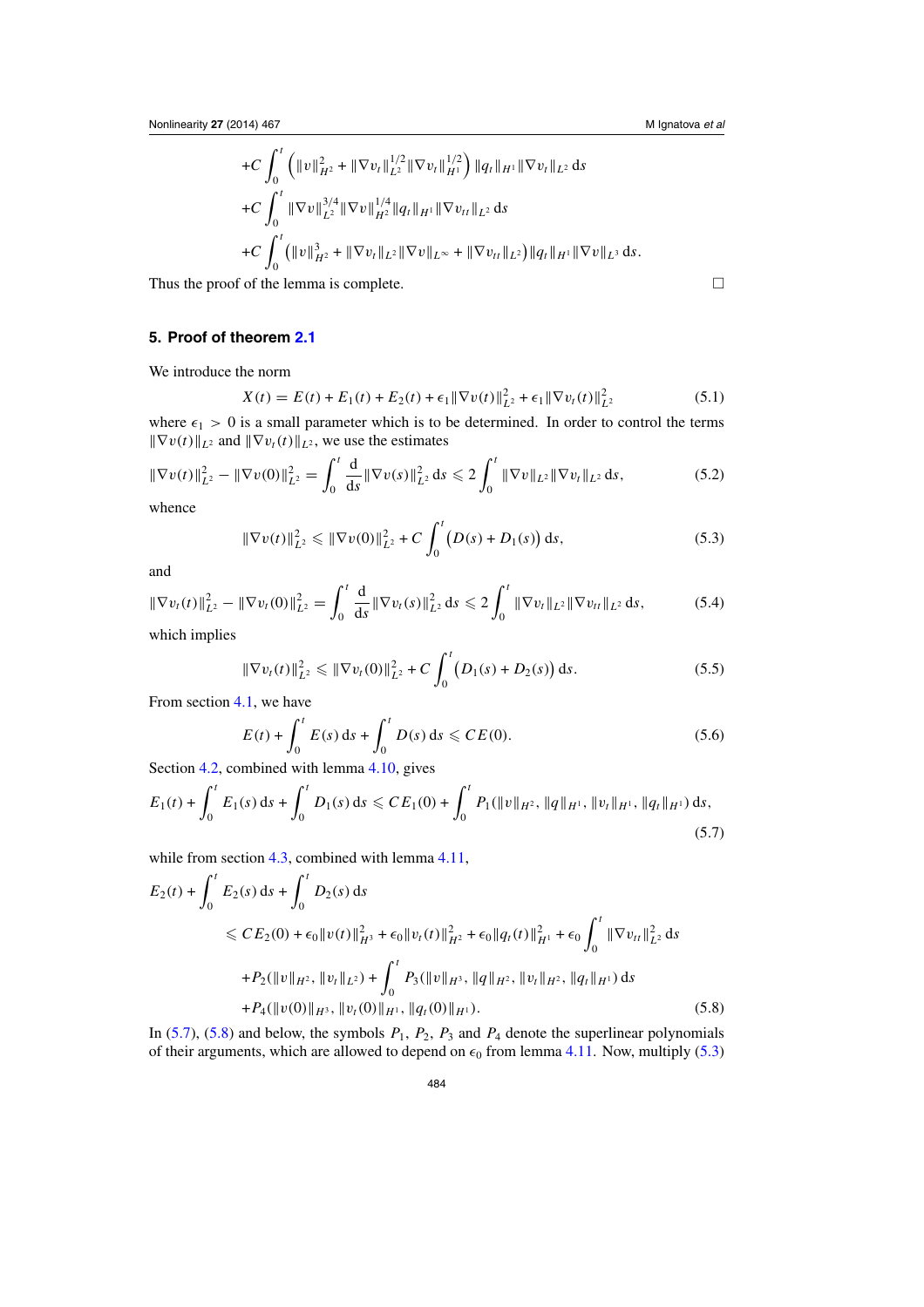$$+C\int_0^t \left(\|v\|_{H^2}^2 + \|\nabla v_t\|_{L^2}^{1/2}\|\nabla v_t\|_{H^1}^{1/2}\right)\|q_t\|_{H^1}\|\nabla v_t\|_{L^2}\,\mathrm{d}s$$

$$+C\int_0^t \|\nabla v\|_{L^2}^{3/4}\|\nabla v\|_{H^2}^{1/4}\|q_t\|_{H^1}\|\nabla v_{tt}\|_{L^2}\,\mathrm{d}s$$

$$+C\int_0^t \left(\|v\|_{H^2}^3 + \|\nabla v_t\|_{L^2}\|\nabla v\|_{L^\infty} + \|\nabla v_{tt}\|_{L^2}\right)\|q_t\|_{H^1}\|\nabla v\|_{L^3}\,\mathrm{d}s.$$

Thus the proof of the lemma is complete. □

## 5. Proof of theorem 2.1

We introduce the norm

$$X(t) = E(t) + E_1(t) + E_2(t) + \epsilon_1\|\nabla v(t)\|_{L^2}^2 + \epsilon_1\|\nabla v_t(t)\|_{L^2}^2 \tag{5.1}$$

where $\epsilon_1 > 0$ is a small parameter which is to be determined. In order to control the terms $\|\nabla v(t)\|_{L^2}$ and $\|\nabla v_t(t)\|_{L^2}$, we use the estimates

$$\|\nabla v(t)\|_{L^2}^2 - \|\nabla v(0)\|_{L^2}^2 = \int_0^t \frac{\mathrm{d}}{\mathrm{d}s}\|\nabla v(s)\|_{L^2}^2\,\mathrm{d}s \leqslant 2\int_0^t \|\nabla v\|_{L^2}\|\nabla v_t\|_{L^2}\,\mathrm{d}s, \tag{5.2}$$

whence

$$\|\nabla v(t)\|_{L^2}^2 \leqslant \|\nabla v(0)\|_{L^2}^2 + C\int_0^t \left(D(s) + D_1(s)\right)\mathrm{d}s, \tag{5.3}$$

and

$$\|\nabla v_t(t)\|_{L^2}^2 - \|\nabla v_t(0)\|_{L^2}^2 = \int_0^t \frac{\mathrm{d}}{\mathrm{d}s}\|\nabla v_t(s)\|_{L^2}^2\,\mathrm{d}s \leqslant 2\int_0^t \|\nabla v_t\|_{L^2}\|\nabla v_{tt}\|_{L^2}\,\mathrm{d}s, \tag{5.4}$$

which implies

$$\|\nabla v_t(t)\|_{L^2}^2 \leqslant \|\nabla v_t(0)\|_{L^2}^2 + C\int_0^t \left(D_1(s) + D_2(s)\right)\mathrm{d}s. \tag{5.5}$$

From section 4.1, we have

$$E(t) + \int_0^t E(s)\,\mathrm{d}s + \int_0^t D(s)\,\mathrm{d}s \leqslant CE(0). \tag{5.6}$$

Section 4.2, combined with lemma 4.10, gives

$$E_1(t) + \int_0^t E_1(s)\,\mathrm{d}s + \int_0^t D_1(s)\,\mathrm{d}s \leqslant CE_1(0) + \int_0^t P_1(\|v\|_{H^2}, \|q\|_{H^1}, \|v_t\|_{H^1}, \|q_t\|_{H^1})\,\mathrm{d}s, \tag{5.7}$$

while from section 4.3, combined with lemma 4.11,

$$\begin{aligned}
E_2(t) &+ \int_0^t E_2(s)\,\mathrm{d}s + \int_0^t D_2(s)\,\mathrm{d}s \\
&\leqslant CE_2(0) + \epsilon_0\|v(t)\|_{H^3}^2 + \epsilon_0\|v_t(t)\|_{H^2}^2 + \epsilon_0\|q_t(t)\|_{H^1}^2 + \epsilon_0\int_0^t \|\nabla v_{tt}\|_{L^2}^2\,\mathrm{d}s \\
&\quad + P_2(\|v\|_{H^2}, \|v_t\|_{L^2}) + \int_0^t P_3(\|v\|_{H^3}, \|q\|_{H^2}, \|v_t\|_{H^2}, \|q_t\|_{H^1})\,\mathrm{d}s \\
&\quad + P_4(\|v(0)\|_{H^3}, \|v_t(0)\|_{H^1}, \|q_t(0)\|_{H^1}).
\end{aligned} \tag{5.8}$$

In (5.7), (5.8) and below, the symbols $P_1$, $P_2$, $P_3$ and $P_4$ denote the superlinear polynomials of their arguments, which are allowed to depend on $\epsilon_0$ from lemma 4.11. Now, multiply (5.3)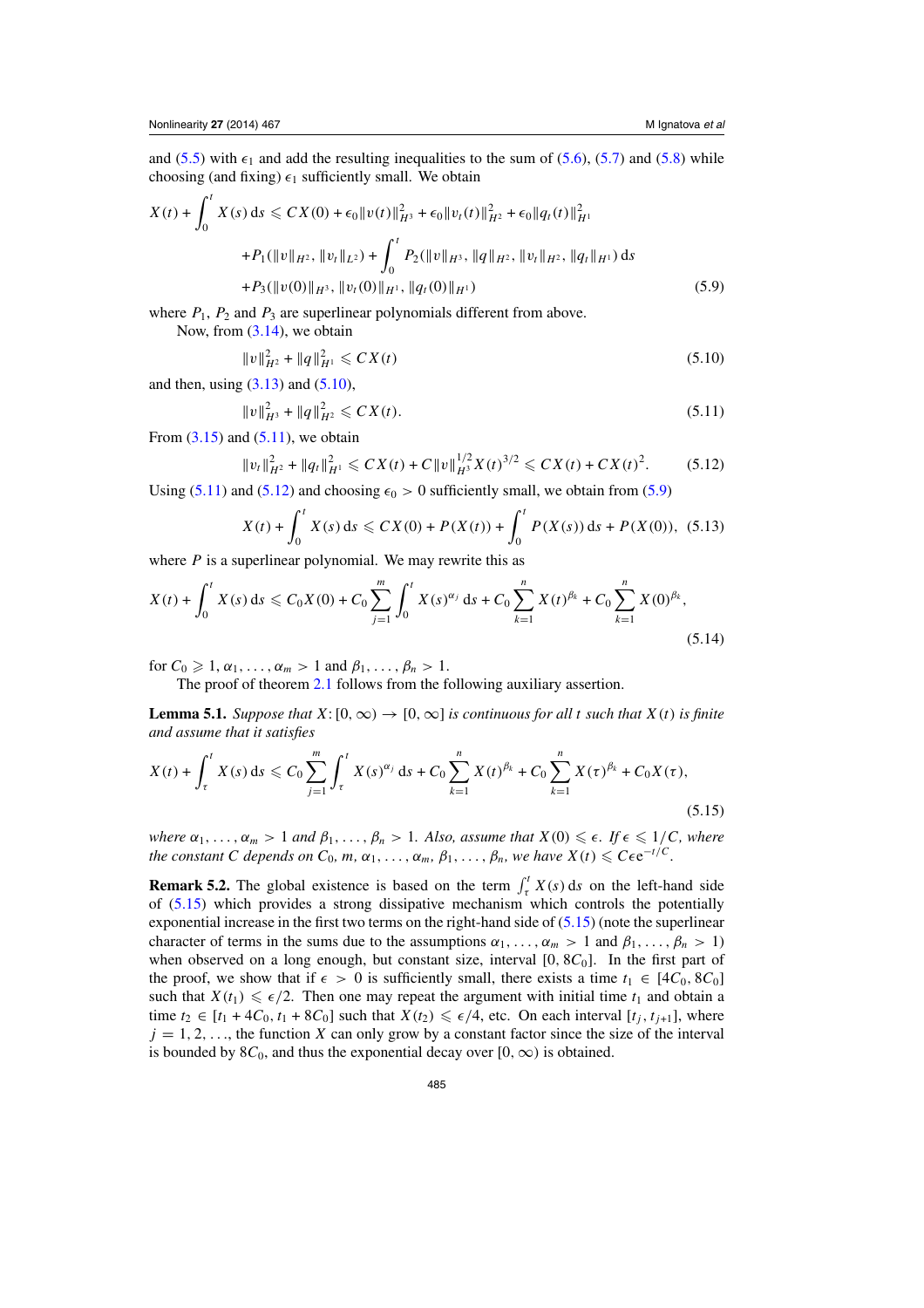and (5.5) with $\epsilon_1$ and add the resulting inequalities to the sum of (5.6), (5.7) and (5.8) while choosing (and fixing) $\epsilon_1$ sufficiently small. We obtain

$$
\begin{aligned}
X(t) + \int_0^t X(s)\,\mathrm{d}s \leqslant\ & CX(0) + \epsilon_0 \|v(t)\|_{H^3}^2 + \epsilon_0 \|v_t(t)\|_{H^2}^2 + \epsilon_0 \|q_t(t)\|_{H^1}^2 \\
& + P_1(\|v\|_{H^2}, \|v_t\|_{L^2}) + \int_0^t P_2(\|v\|_{H^3}, \|q\|_{H^2}, \|v_t\|_{H^2}, \|q_t\|_{H^1})\,\mathrm{d}s \\
& + P_3(\|v(0)\|_{H^3}, \|v_t(0)\|_{H^1}, \|q_t(0)\|_{H^1})
\end{aligned}
\tag{5.9}
$$

where $P_1$, $P_2$ and $P_3$ are superlinear polynomials different from above.

Now, from (3.14), we obtain

$$
\|v\|_{H^2}^2 + \|q\|_{H^1}^2 \leqslant CX(t) \tag{5.10}
$$

and then, using (3.13) and (5.10),

$$
\|v\|_{H^3}^2 + \|q\|_{H^2}^2 \leqslant CX(t). \tag{5.11}
$$

From (3.15) and (5.11), we obtain

$$
\|v_t\|_{H^2}^2 + \|q_t\|_{H^1}^2 \leqslant CX(t) + C\|v\|_{H^3}^{1/2} X(t)^{3/2} \leqslant CX(t) + CX(t)^2. \tag{5.12}
$$

Using (5.11) and (5.12) and choosing $\epsilon_0 > 0$ sufficiently small, we obtain from (5.9)

$$
X(t) + \int_0^t X(s)\,\mathrm{d}s \leqslant CX(0) + P(X(t)) + \int_0^t P(X(s))\,\mathrm{d}s + P(X(0)), \tag{5.13}
$$

where $P$ is a superlinear polynomial. We may rewrite this as

$$
X(t) + \int_0^t X(s)\,\mathrm{d}s \leqslant C_0 X(0) + C_0 \sum_{j=1}^m \int_0^t X(s)^{\alpha_j}\,\mathrm{d}s + C_0 \sum_{k=1}^n X(t)^{\beta_k} + C_0 \sum_{k=1}^n X(0)^{\beta_k}, \tag{5.14}
$$

for $C_0 \geqslant 1, \alpha_1, \ldots, \alpha_m > 1$ and $\beta_1, \ldots, \beta_n > 1$.

The proof of theorem 2.1 follows from the following auxiliary assertion.

**Lemma 5.1.** *Suppose that $X \colon [0, \infty) \to [0, \infty]$ is continuous for all $t$ such that $X(t)$ is finite and assume that it satisfies*

$$
X(t) + \int_\tau^t X(s)\,\mathrm{d}s \leqslant C_0 \sum_{j=1}^m \int_\tau^t X(s)^{\alpha_j}\,\mathrm{d}s + C_0 \sum_{k=1}^n X(t)^{\beta_k} + C_0 \sum_{k=1}^n X(\tau)^{\beta_k} + C_0 X(\tau), \tag{5.15}
$$

*where $\alpha_1, \ldots, \alpha_m > 1$ and $\beta_1, \ldots, \beta_n > 1$. Also, assume that $X(0) \leqslant \epsilon$. If $\epsilon \leqslant 1/C$, where the constant $C$ depends on $C_0$, $m$, $\alpha_1, \ldots, \alpha_m$, $\beta_1, \ldots, \beta_n$, we have $X(t) \leqslant C\epsilon \mathrm{e}^{-t/C}$.*

**Remark 5.2.** The global existence is based on the term $\int_\tau^t X(s)\,\mathrm{d}s$ on the left-hand side of (5.15) which provides a strong dissipative mechanism which controls the potentially exponential increase in the first two terms on the right-hand side of (5.15) (note the superlinear character of terms in the sums due to the assumptions $\alpha_1, \ldots, \alpha_m > 1$ and $\beta_1, \ldots, \beta_n > 1$) when observed on a long enough, but constant size, interval $[0, 8C_0]$. In the first part of the proof, we show that if $\epsilon > 0$ is sufficiently small, there exists a time $t_1 \in [4C_0, 8C_0]$ such that $X(t_1) \leqslant \epsilon/2$. Then one may repeat the argument with initial time $t_1$ and obtain a time $t_2 \in [t_1 + 4C_0, t_1 + 8C_0]$ such that $X(t_2) \leqslant \epsilon/4$, etc. On each interval $[t_j, t_{j+1}]$, where $j = 1, 2, \ldots$, the function $X$ can only grow by a constant factor since the size of the interval is bounded by $8C_0$, and thus the exponential decay over $[0, \infty)$ is obtained.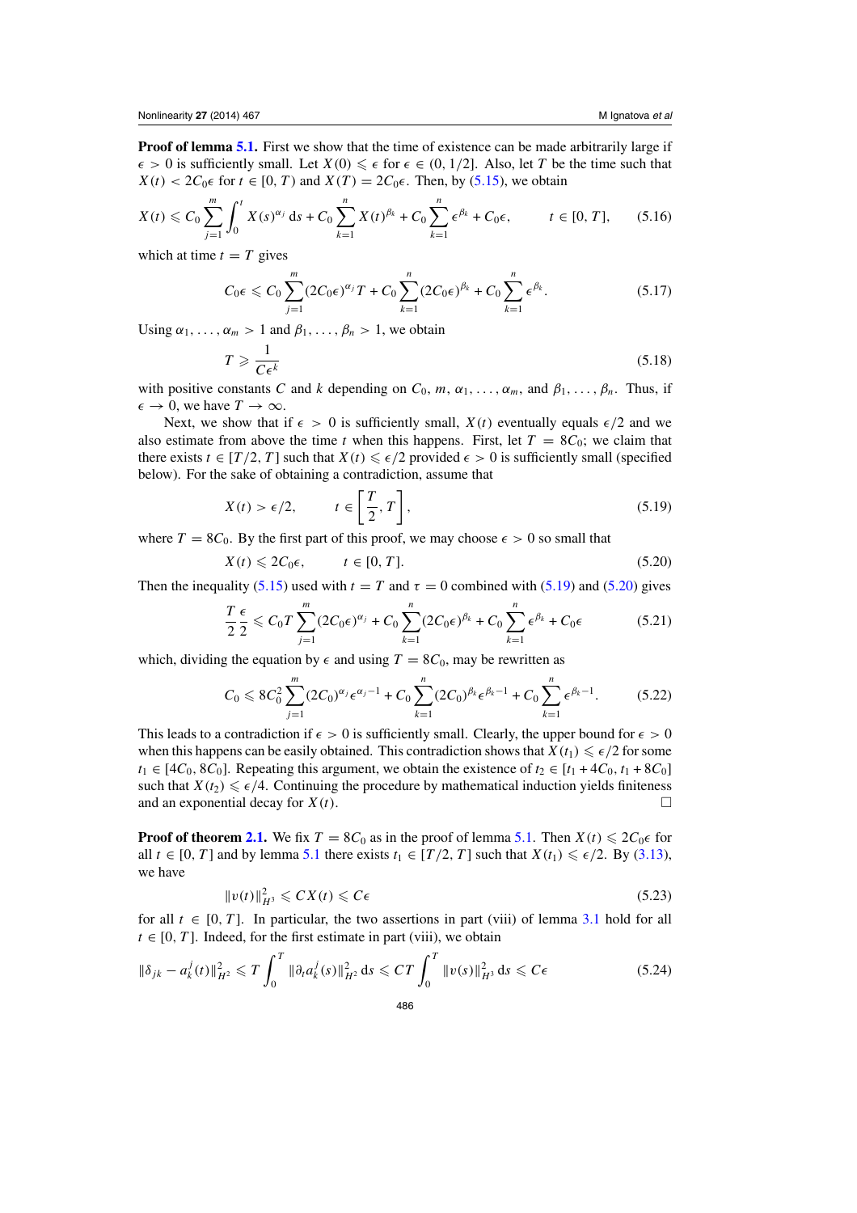**Proof of lemma 5.1.** First we show that the time of existence can be made arbitrarily large if $\epsilon > 0$ is sufficiently small. Let $X(0) \leqslant \epsilon$ for $\epsilon \in (0, 1/2]$. Also, let $T$ be the time such that $X(t) < 2C_0\epsilon$ for $t \in [0, T)$ and $X(T) = 2C_0\epsilon$. Then, by (5.15), we obtain

$$X(t) \leqslant C_0 \sum_{j=1}^{m} \int_0^t X(s)^{\alpha_j} \, ds + C_0 \sum_{k=1}^{n} X(t)^{\beta_k} + C_0 \sum_{k=1}^{n} \epsilon^{\beta_k} + C_0\epsilon, \qquad t \in [0, T], \tag{5.16}$$

which at time $t = T$ gives

$$C_0\epsilon \leqslant C_0 \sum_{j=1}^{m} (2C_0\epsilon)^{\alpha_j} T + C_0 \sum_{k=1}^{n} (2C_0\epsilon)^{\beta_k} + C_0 \sum_{k=1}^{n} \epsilon^{\beta_k}. \tag{5.17}$$

Using $\alpha_1, \ldots, \alpha_m > 1$ and $\beta_1, \ldots, \beta_n > 1$, we obtain

$$T \geqslant \frac{1}{C\epsilon^k} \tag{5.18}$$

with positive constants $C$ and $k$ depending on $C_0$, $m$, $\alpha_1, \ldots, \alpha_m$, and $\beta_1, \ldots, \beta_n$. Thus, if $\epsilon \to 0$, we have $T \to \infty$.

Next, we show that if $\epsilon > 0$ is sufficiently small, $X(t)$ eventually equals $\epsilon/2$ and we also estimate from above the time $t$ when this happens. First, let $T = 8C_0$; we claim that there exists $t \in [T/2, T]$ such that $X(t) \leqslant \epsilon/2$ provided $\epsilon > 0$ is sufficiently small (specified below). For the sake of obtaining a contradiction, assume that

$$X(t) > \epsilon/2, \qquad t \in \left[\frac{T}{2}, T\right], \tag{5.19}$$

where $T = 8C_0$. By the first part of this proof, we may choose $\epsilon > 0$ so small that

$$X(t) \leqslant 2C_0\epsilon, \qquad t \in [0, T]. \tag{5.20}$$

Then the inequality (5.15) used with $t = T$ and $\tau = 0$ combined with (5.19) and (5.20) gives

$$\frac{T}{2}\frac{\epsilon}{2} \leqslant C_0 T \sum_{j=1}^{m} (2C_0\epsilon)^{\alpha_j} + C_0 \sum_{k=1}^{n} (2C_0\epsilon)^{\beta_k} + C_0 \sum_{k=1}^{n} \epsilon^{\beta_k} + C_0\epsilon \tag{5.21}$$

which, dividing the equation by $\epsilon$ and using $T = 8C_0$, may be rewritten as

$$C_0 \leqslant 8C_0^2 \sum_{j=1}^{m} (2C_0)^{\alpha_j} \epsilon^{\alpha_j - 1} + C_0 \sum_{k=1}^{n} (2C_0)^{\beta_k} \epsilon^{\beta_k - 1} + C_0 \sum_{k=1}^{n} \epsilon^{\beta_k - 1}. \tag{5.22}$$

This leads to a contradiction if $\epsilon > 0$ is sufficiently small. Clearly, the upper bound for $\epsilon > 0$ when this happens can be easily obtained. This contradiction shows that $X(t_1) \leqslant \epsilon/2$ for some $t_1 \in [4C_0, 8C_0]$. Repeating this argument, we obtain the existence of $t_2 \in [t_1 + 4C_0, t_1 + 8C_0]$ such that $X(t_2) \leqslant \epsilon/4$. Continuing the procedure by mathematical induction yields finiteness and an exponential decay for $X(t)$. □

**Proof of theorem 2.1.** We fix $T = 8C_0$ as in the proof of lemma 5.1. Then $X(t) \leqslant 2C_0\epsilon$ for all $t \in [0, T]$ and by lemma 5.1 there exists $t_1 \in [T/2, T]$ such that $X(t_1) \leqslant \epsilon/2$. By (3.13), we have

$$\|v(t)\|_{H^3}^2 \leqslant CX(t) \leqslant C\epsilon \tag{5.23}$$

for all $t \in [0, T]$. In particular, the two assertions in part (viii) of lemma 3.1 hold for all $t \in [0, T]$. Indeed, for the first estimate in part (viii), we obtain

$$\|\delta_{jk} - a_k^j(t)\|_{H^2}^2 \leqslant T \int_0^T \|\partial_t a_k^j(s)\|_{H^2}^2 \, ds \leqslant CT \int_0^T \|v(s)\|_{H^3}^2 \, ds \leqslant C\epsilon \tag{5.24}$$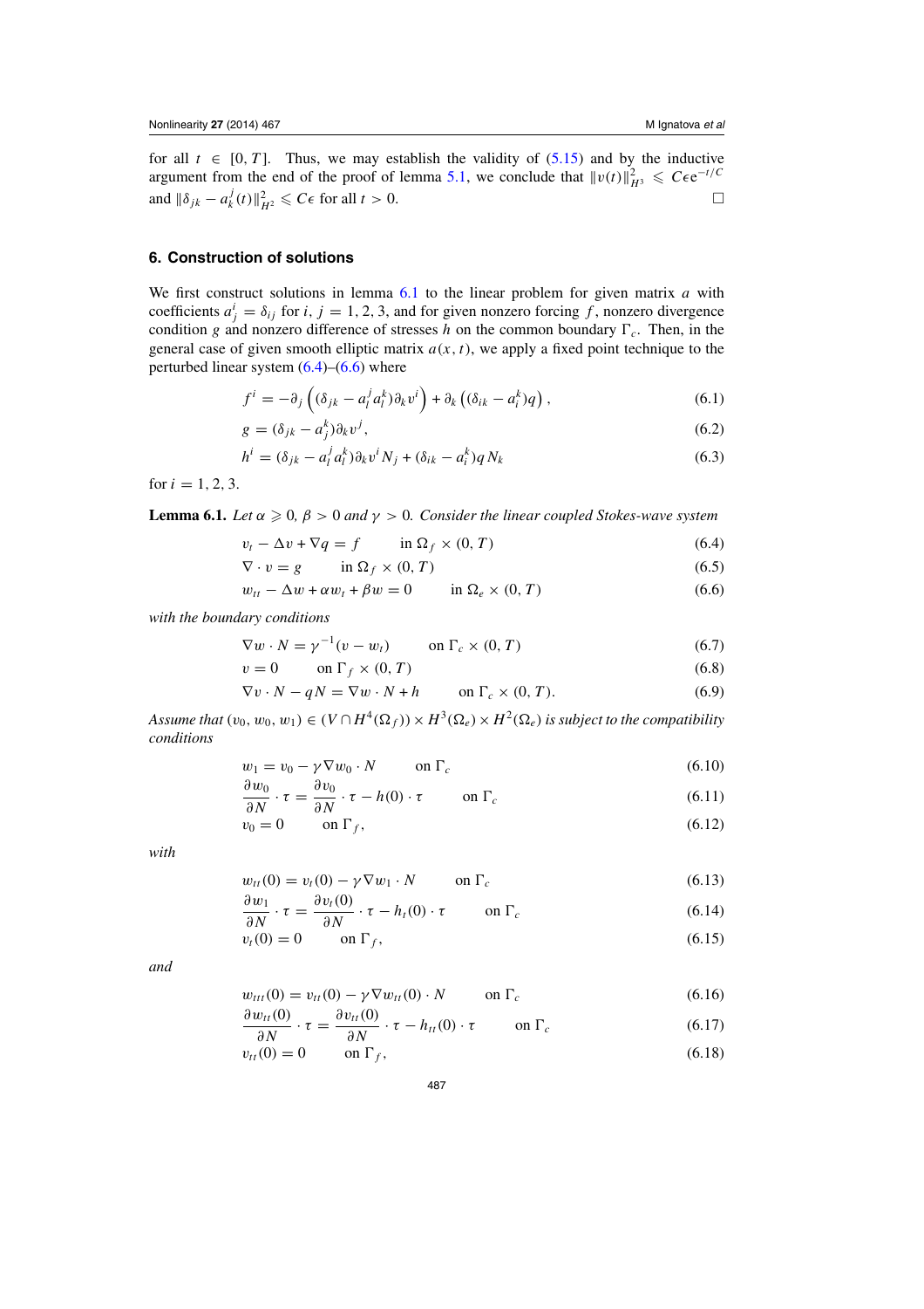for all $t \in [0, T]$. Thus, we may establish the validity of (5.15) and by the inductive argument from the end of the proof of lemma 5.1, we conclude that $\|v(t)\|_{H^3}^2 \leqslant C\epsilon e^{-t/C}$ and $\|\delta_{jk} - a_k^j(t)\|_{H^2}^2 \leqslant C\epsilon$ for all $t > 0$. $\square$

## 6. Construction of solutions

We first construct solutions in lemma 6.1 to the linear problem for given matrix $a$ with coefficients $a_j^i = \delta_{ij}$ for $i, j = 1, 2, 3$, and for given nonzero forcing $f$, nonzero divergence condition $g$ and nonzero difference of stresses $h$ on the common boundary $\Gamma_c$. Then, in the general case of given smooth elliptic matrix $a(x, t)$, we apply a fixed point technique to the perturbed linear system (6.4)–(6.6) where

$$f^i = -\partial_j \left( (\delta_{jk} - a_l^j a_l^k) \partial_k v^i \right) + \partial_k \left( (\delta_{ik} - a_i^k) q \right), \tag{6.1}$$

$$g = (\delta_{jk} - a_j^k) \partial_k v^j, \tag{6.2}$$

$$h^i = (\delta_{jk} - a_l^j a_l^k) \partial_k v^i N_j + (\delta_{ik} - a_i^k) q N_k \tag{6.3}$$

for $i = 1, 2, 3$.

**Lemma 6.1.** *Let $\alpha \geqslant 0$, $\beta > 0$ and $\gamma > 0$. Consider the linear coupled Stokes-wave system*

$$v_t - \Delta v + \nabla q = f \qquad \text{in } \Omega_f \times (0, T) \tag{6.4}$$

$$\nabla \cdot v = g \qquad \text{in } \Omega_f \times (0, T) \tag{6.5}$$

$$w_{tt} - \Delta w + \alpha w_t + \beta w = 0 \qquad \text{in } \Omega_e \times (0, T) \tag{6.6}$$

*with the boundary conditions*

$$\nabla w \cdot N = \gamma^{-1}(v - w_t) \qquad \text{on } \Gamma_c \times (0, T) \tag{6.7}$$

$$v = 0 \qquad \text{on } \Gamma_f \times (0, T) \tag{6.8}$$

$$\nabla v \cdot N - qN = \nabla w \cdot N + h \qquad \text{on } \Gamma_c \times (0, T). \tag{6.9}$$

*Assume that $(v_0, w_0, w_1) \in (V \cap H^4(\Omega_f)) \times H^3(\Omega_e) \times H^2(\Omega_e)$ is subject to the compatibility conditions*

$$w_1 = v_0 - \gamma \nabla w_0 \cdot N \qquad \text{on } \Gamma_c \tag{6.10}$$

$$\frac{\partial w_0}{\partial N} \cdot \tau = \frac{\partial v_0}{\partial N} \cdot \tau - h(0) \cdot \tau \qquad \text{on } \Gamma_c \tag{6.11}$$

$$v_0 = 0 \qquad \text{on } \Gamma_f, \tag{6.12}$$

*with*

$$w_{tt}(0) = v_t(0) - \gamma \nabla w_1 \cdot N \qquad \text{on } \Gamma_c \tag{6.13}$$

$$\frac{\partial w_1}{\partial N} \cdot \tau = \frac{\partial v_t(0)}{\partial N} \cdot \tau - h_t(0) \cdot \tau \qquad \text{on } \Gamma_c \tag{6.14}$$

$$v_t(0) = 0 \qquad \text{on } \Gamma_f, \tag{6.15}$$

*and*

$$w_{ttt}(0) = v_{tt}(0) - \gamma \nabla w_{tt}(0) \cdot N \qquad \text{on } \Gamma_c \tag{6.16}$$

$$\frac{\partial w_{tt}(0)}{\partial N} \cdot \tau = \frac{\partial v_{tt}(0)}{\partial N} \cdot \tau - h_{tt}(0) \cdot \tau \qquad \text{on } \Gamma_c \tag{6.17}$$

$$v_{tt}(0) = 0 \qquad \text{on } \Gamma_f, \tag{6.18}$$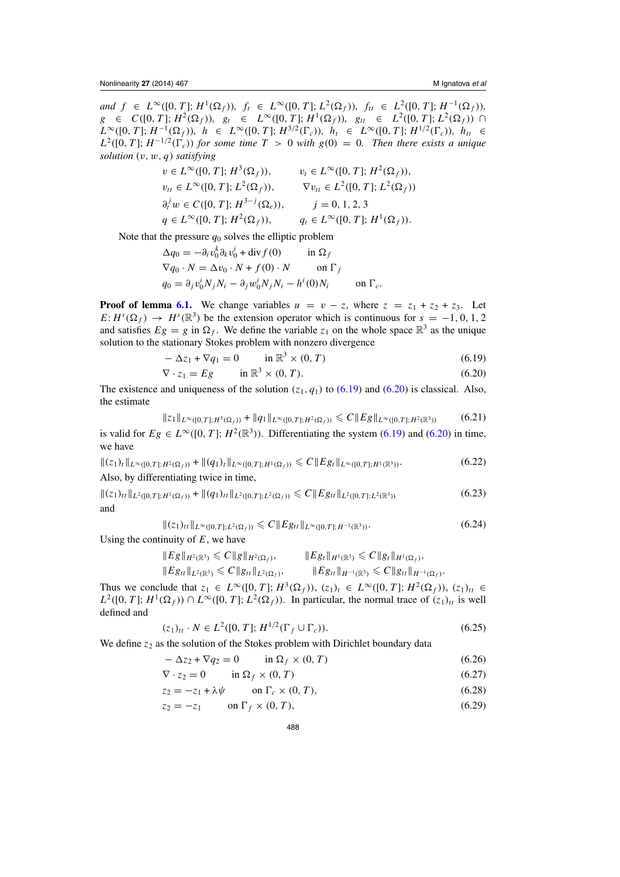*and* $f \in L^\infty([0,T]; H^1(\Omega_f))$, $f_t \in L^\infty([0,T]; L^2(\Omega_f))$, $f_{tt} \in L^2([0,T]; H^{-1}(\Omega_f))$, $g \in C([0,T]; H^2(\Omega_f))$, $g_t \in L^\infty([0,T]; H^1(\Omega_f))$, $g_{tt} \in L^2([0,T]; L^2(\Omega_f)) \cap L^\infty([0,T]; H^{-1}(\Omega_f))$, $h \in L^\infty([0,T]; H^{3/2}(\Gamma_c))$, $h_t \in L^\infty([0,T]; H^{1/2}(\Gamma_c))$, $h_{tt} \in L^2([0,T]; H^{-1/2}(\Gamma_c))$ *for some time* $T > 0$ *with* $g(0) = 0$. *Then there exists a unique solution* $(v, w, q)$ *satisfying*

$$
\begin{aligned}
&v \in L^\infty([0,T]; H^3(\Omega_f)), && v_t \in L^\infty([0,T]; H^2(\Omega_f)),\\
&v_{tt} \in L^\infty([0,T]; L^2(\Omega_f)), && \nabla v_{tt} \in L^2([0,T]; L^2(\Omega_f))\\
&\partial_t^j w \in C([0,T]; H^{3-j}(\Omega_e)), && j = 0,1,2,3\\
&q \in L^\infty([0,T]; H^2(\Omega_f)), && q_t \in L^\infty([0,T]; H^1(\Omega_f)).
\end{aligned}
$$

Note that the pressure $q_0$ solves the elliptic problem

$$
\begin{aligned}
&\Delta q_0 = -\partial_i v_0^k \partial_k v_0^i + \operatorname{div} f(0) && \text{in } \Omega_f\\
&\nabla q_0 \cdot N = \Delta v_0 \cdot N + f(0) \cdot N && \text{on } \Gamma_f\\
&q_0 = \partial_j v_0^i N_j N_i - \partial_j w_0^i N_j N_i - h^i(0) N_i && \text{on } \Gamma_c.
\end{aligned}
$$

**Proof of lemma 6.1.** We change variables $u = v - z$, where $z = z_1 + z_2 + z_3$. Let $E: H^s(\Omega_f) \to H^s(\mathbb{R}^3)$ be the extension operator which is continuous for $s = -1, 0, 1, 2$ and satisfies $Eg = g$ in $\Omega_f$. We define the variable $z_1$ on the whole space $\mathbb{R}^3$ as the unique solution to the stationary Stokes problem with nonzero divergence

$$
-\Delta z_1 + \nabla q_1 = 0 \qquad \text{in } \mathbb{R}^3 \times (0,T) \tag{6.19}
$$

$$
\nabla \cdot z_1 = Eg \qquad \text{in } \mathbb{R}^3 \times (0,T). \tag{6.20}
$$

The existence and uniqueness of the solution $(z_1, q_1)$ to (6.19) and (6.20) is classical. Also, the estimate

$$
\|z_1\|_{L^\infty([0,T];H^3(\Omega_f))} + \|q_1\|_{L^\infty([0,T];H^2(\Omega_f))} \leqslant C\|Eg\|_{L^\infty([0,T];H^2(\mathbb{R}^3))} \tag{6.21}
$$

is valid for $Eg \in L^\infty([0,T]; H^2(\mathbb{R}^3))$. Differentiating the system (6.19) and (6.20) in time, we have

$$
\|(z_1)_t\|_{L^\infty([0,T];H^2(\Omega_f))} + \|(q_1)_t\|_{L^\infty([0,T];H^1(\Omega_f))} \leqslant C\|Eg_t\|_{L^\infty([0,T];H^1(\mathbb{R}^3))}. \tag{6.22}
$$

Also, by differentiating twice in time,

$$
\|(z_1)_{tt}\|_{L^2([0,T];H^1(\Omega_f))} + \|(q_1)_{tt}\|_{L^2([0,T];L^2(\Omega_f))} \leqslant C\|Eg_{tt}\|_{L^2([0,T];L^2(\mathbb{R}^3))} \tag{6.23}
$$

and

$$
\|(z_1)_{tt}\|_{L^\infty([0,T];L^2(\Omega_f))} \leqslant C\|Eg_{tt}\|_{L^\infty([0,T];H^{-1}(\mathbb{R}^3))}. \tag{6.24}
$$

Using the continuity of $E$, we have

$$
\begin{aligned}
&\|Eg\|_{H^2(\mathbb{R}^3)} \leqslant C\|g\|_{H^2(\Omega_f)}, && \|Eg_t\|_{H^1(\mathbb{R}^3)} \leqslant C\|g_t\|_{H^1(\Omega_f)},\\
&\|Eg_{tt}\|_{L^2(\mathbb{R}^3)} \leqslant C\|g_{tt}\|_{L^2(\Omega_f)}, && \|Eg_{tt}\|_{H^{-1}(\mathbb{R}^3)} \leqslant C\|g_{tt}\|_{H^{-1}(\Omega_f)}.
\end{aligned}
$$

Thus we conclude that $z_1 \in L^\infty([0,T]; H^3(\Omega_f))$, $(z_1)_t \in L^\infty([0,T]; H^2(\Omega_f))$, $(z_1)_{tt} \in L^2([0,T]; H^1(\Omega_f)) \cap L^\infty([0,T]; L^2(\Omega_f))$. In particular, the normal trace of $(z_1)_{tt}$ is well defined and

$$
(z_1)_{tt} \cdot N \in L^2([0,T]; H^{1/2}(\Gamma_f \cup \Gamma_c)). \tag{6.25}
$$

We define $z_2$ as the solution of the Stokes problem with Dirichlet boundary data

$$
-\Delta z_2 + \nabla q_2 = 0 \qquad \text{in } \Omega_f \times (0,T) \tag{6.26}
$$

$$
\nabla \cdot z_2 = 0 \qquad \text{in } \Omega_f \times (0,T) \tag{6.27}
$$

$$
z_2 = -z_1 + \lambda\psi \qquad \text{on } \Gamma_c \times (0,T), \tag{6.28}
$$

$$
z_2 = -z_1 \qquad \text{on } \Gamma_f \times (0,T), \tag{6.29}
$$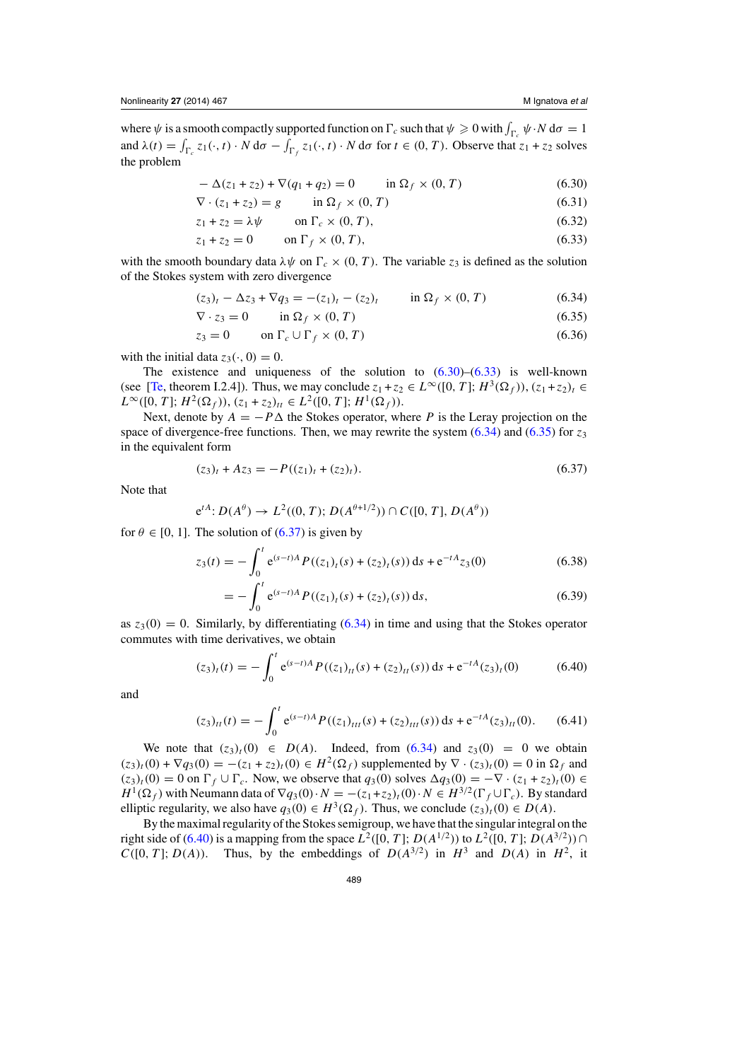where $\psi$ is a smooth compactly supported function on $\Gamma_c$ such that $\psi \geqslant 0$ with $\int_{\Gamma_c} \psi \cdot N \, d\sigma = 1$ and $\lambda(t) = \int_{\Gamma_c} z_1(\cdot, t) \cdot N \, d\sigma - \int_{\Gamma_f} z_1(\cdot, t) \cdot N \, d\sigma$ for $t \in (0, T)$. Observe that $z_1 + z_2$ solves the problem

$$
-\Delta(z_1 + z_2) + \nabla(q_1 + q_2) = 0 \qquad \text{in } \Omega_f \times (0, T) \tag{6.30}
$$

$$
\nabla \cdot (z_1 + z_2) = g \qquad \text{in } \Omega_f \times (0, T) \tag{6.31}
$$

$$
z_1 + z_2 = \lambda\psi \qquad \text{on } \Gamma_c \times (0, T), \tag{6.32}
$$

$$
z_1 + z_2 = 0 \qquad \text{on } \Gamma_f \times (0, T), \tag{6.33}
$$

with the smooth boundary data $\lambda\psi$ on $\Gamma_c \times (0, T)$. The variable $z_3$ is defined as the solution of the Stokes system with zero divergence

$$
(z_3)_t - \Delta z_3 + \nabla q_3 = -(z_1)_t - (z_2)_t \qquad \text{in } \Omega_f \times (0, T) \tag{6.34}
$$

$$
\nabla \cdot z_3 = 0 \qquad \text{in } \Omega_f \times (0, T) \tag{6.35}
$$

$$
z_3 = 0 \qquad \text{on } \Gamma_c \cup \Gamma_f \times (0, T) \tag{6.36}
$$

with the initial data $z_3(\cdot, 0) = 0$.

The existence and uniqueness of the solution to (6.30)–(6.33) is well-known (see [Te, theorem I.2.4]). Thus, we may conclude $z_1 + z_2 \in L^\infty([0, T]; H^3(\Omega_f))$, $(z_1 + z_2)_t \in L^\infty([0, T]; H^2(\Omega_f))$, $(z_1 + z_2)_{tt} \in L^2([0, T]; H^1(\Omega_f))$.

Next, denote by $A = -P\Delta$ the Stokes operator, where $P$ is the Leray projection on the space of divergence-free functions. Then, we may rewrite the system (6.34) and (6.35) for $z_3$ in the equivalent form

$$
(z_3)_t + Az_3 = -P((z_1)_t + (z_2)_t). \tag{6.37}
$$

Note that

$$
e^{tA}: D(A^\theta) \to L^2((0, T); D(A^{\theta+1/2})) \cap C([0, T], D(A^\theta))
$$

for $\theta \in [0, 1]$. The solution of (6.37) is given by

$$
z_3(t) = -\int_0^t e^{(s-t)A} P((z_1)_t(s) + (z_2)_t(s)) \, ds + e^{-tA} z_3(0) \tag{6.38}
$$

$$
= -\int_0^t e^{(s-t)A} P((z_1)_t(s) + (z_2)_t(s)) \, ds, \tag{6.39}
$$

as $z_3(0) = 0$. Similarly, by differentiating (6.34) in time and using that the Stokes operator commutes with time derivatives, we obtain

$$
(z_3)_t(t) = -\int_0^t e^{(s-t)A} P((z_1)_{tt}(s) + (z_2)_{tt}(s)) \, ds + e^{-tA} (z_3)_t(0) \tag{6.40}
$$

and

$$
(z_3)_{tt}(t) = -\int_0^t e^{(s-t)A} P((z_1)_{ttt}(s) + (z_2)_{ttt}(s)) \, ds + e^{-tA} (z_3)_{tt}(0). \tag{6.41}
$$

We note that $(z_3)_t(0) \in D(A)$. Indeed, from (6.34) and $z_3(0) = 0$ we obtain $(z_3)_t(0) + \nabla q_3(0) = -(z_1 + z_2)_t(0) \in H^2(\Omega_f)$ supplemented by $\nabla \cdot (z_3)_t(0) = 0$ in $\Omega_f$ and $(z_3)_t(0) = 0$ on $\Gamma_f \cup \Gamma_c$. Now, we observe that $q_3(0)$ solves $\Delta q_3(0) = -\nabla \cdot (z_1 + z_2)_t(0) \in H^1(\Omega_f)$ with Neumann data of $\nabla q_3(0) \cdot N = -(z_1 + z_2)_t(0) \cdot N \in H^{3/2}(\Gamma_f \cup \Gamma_c)$. By standard elliptic regularity, we also have $q_3(0) \in H^3(\Omega_f)$. Thus, we conclude $(z_3)_t(0) \in D(A)$.

By the maximal regularity of the Stokes semigroup, we have that the singular integral on the right side of (6.40) is a mapping from the space $L^2([0, T]; D(A^{1/2}))$ to $L^2([0, T]; D(A^{3/2})) \cap C([0, T]; D(A))$. Thus, by the embeddings of $D(A^{3/2})$ in $H^3$ and $D(A)$ in $H^2$, it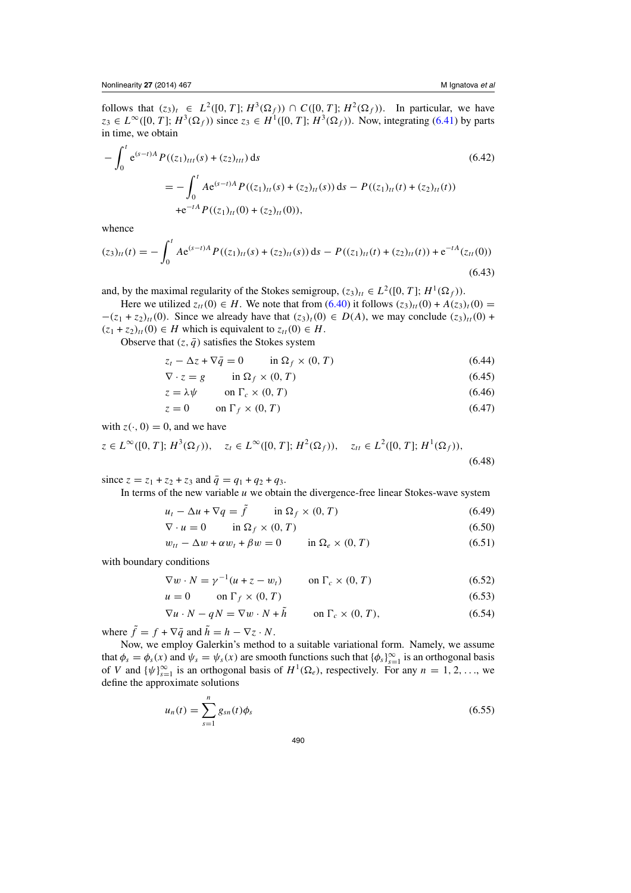follows that $(z_3)_t \in L^2([0,T]; H^3(\Omega_f)) \cap C([0,T]; H^2(\Omega_f))$. In particular, we have $z_3 \in L^\infty([0,T]; H^3(\Omega_f))$ since $z_3 \in H^1([0,T]; H^3(\Omega_f))$. Now, integrating (6.41) by parts in time, we obtain

$$
\begin{aligned}
-\int_0^t e^{(s-t)A} P((z_1)_{ttt}(s) + (z_2)_{ttt})\, ds \\
&= -\int_0^t A e^{(s-t)A} P((z_1)_{tt}(s) + (z_2)_{tt}(s))\, ds - P((z_1)_{tt}(t) + (z_2)_{tt}(t)) \\
&\quad + e^{-tA} P((z_1)_{tt}(0) + (z_2)_{tt}(0)),
\end{aligned}
\tag{6.42}
$$

whence

$$
(z_3)_{tt}(t) = -\int_0^t A e^{(s-t)A} P((z_1)_{tt}(s) + (z_2)_{tt}(s))\, ds - P((z_1)_{tt}(t) + (z_2)_{tt}(t)) + e^{-tA}(z_{tt}(0))
\tag{6.43}
$$

and, by the maximal regularity of the Stokes semigroup, $(z_3)_{tt} \in L^2([0,T]; H^1(\Omega_f))$.

Here we utilized $z_{tt}(0) \in H$. We note that from (6.40) it follows $(z_3)_{tt}(0) + A(z_3)_t(0) = -(z_1 + z_2)_{tt}(0)$. Since we already have that $(z_3)_t(0) \in D(A)$, we may conclude $(z_3)_{tt}(0) + (z_1 + z_2)_{tt}(0) \in H$ which is equivalent to $z_{tt}(0) \in H$.

Observe that $(z, \bar{q})$ satisfies the Stokes system

$$
z_t - \Delta z + \nabla \bar{q} = 0 \qquad \text{in } \Omega_f \times (0,T) \tag{6.44}
$$

$$
\nabla \cdot z = g \qquad \text{in } \Omega_f \times (0,T) \tag{6.45}
$$

$$
z = \lambda \psi \qquad \text{on } \Gamma_c \times (0,T) \tag{6.46}
$$

$$
z = 0 \qquad \text{on } \Gamma_f \times (0,T) \tag{6.47}
$$

with $z(\cdot, 0) = 0$, and we have

$$
z \in L^\infty([0,T]; H^3(\Omega_f)), \quad z_t \in L^\infty([0,T]; H^2(\Omega_f)), \quad z_{tt} \in L^2([0,T]; H^1(\Omega_f)),
\tag{6.48}
$$

since $z = z_1 + z_2 + z_3$ and $\bar{q} = q_1 + q_2 + q_3$.

In terms of the new variable $u$ we obtain the divergence-free linear Stokes-wave system

$$
u_t - \Delta u + \nabla q = \tilde{f} \qquad \text{in } \Omega_f \times (0,T) \tag{6.49}
$$

$$
\nabla \cdot u = 0 \qquad \text{in } \Omega_f \times (0,T) \tag{6.50}
$$

$$
w_{tt} - \Delta w + \alpha w_t + \beta w = 0 \qquad \text{in } \Omega_e \times (0,T) \tag{6.51}
$$

with boundary conditions

$$
\nabla w \cdot N = \gamma^{-1}(u + z - w_t) \qquad \text{on } \Gamma_c \times (0,T) \tag{6.52}
$$

$$
u = 0 \qquad \text{on } \Gamma_f \times (0,T) \tag{6.53}
$$

$$
\nabla u \cdot N - qN = \nabla w \cdot N + \tilde{h} \qquad \text{on } \Gamma_c \times (0,T), \tag{6.54}
$$

where $\tilde{f} = f + \nabla \bar{q}$ and $\tilde{h} = h - \nabla z \cdot N$.

Now, we employ Galerkin's method to a suitable variational form. Namely, we assume that $\phi_s = \phi_s(x)$ and $\psi_s = \psi_s(x)$ are smooth functions such that $\{\phi_s\}_{s=1}^\infty$ is an orthogonal basis of $V$ and $\{\psi\}_{s=1}^\infty$ is an orthogonal basis of $H^1(\Omega_e)$, respectively. For any $n = 1, 2, \ldots$, we define the approximate solutions

$$
u_n(t) = \sum_{s=1}^n g_{sn}(t) \phi_s \tag{6.55}
$$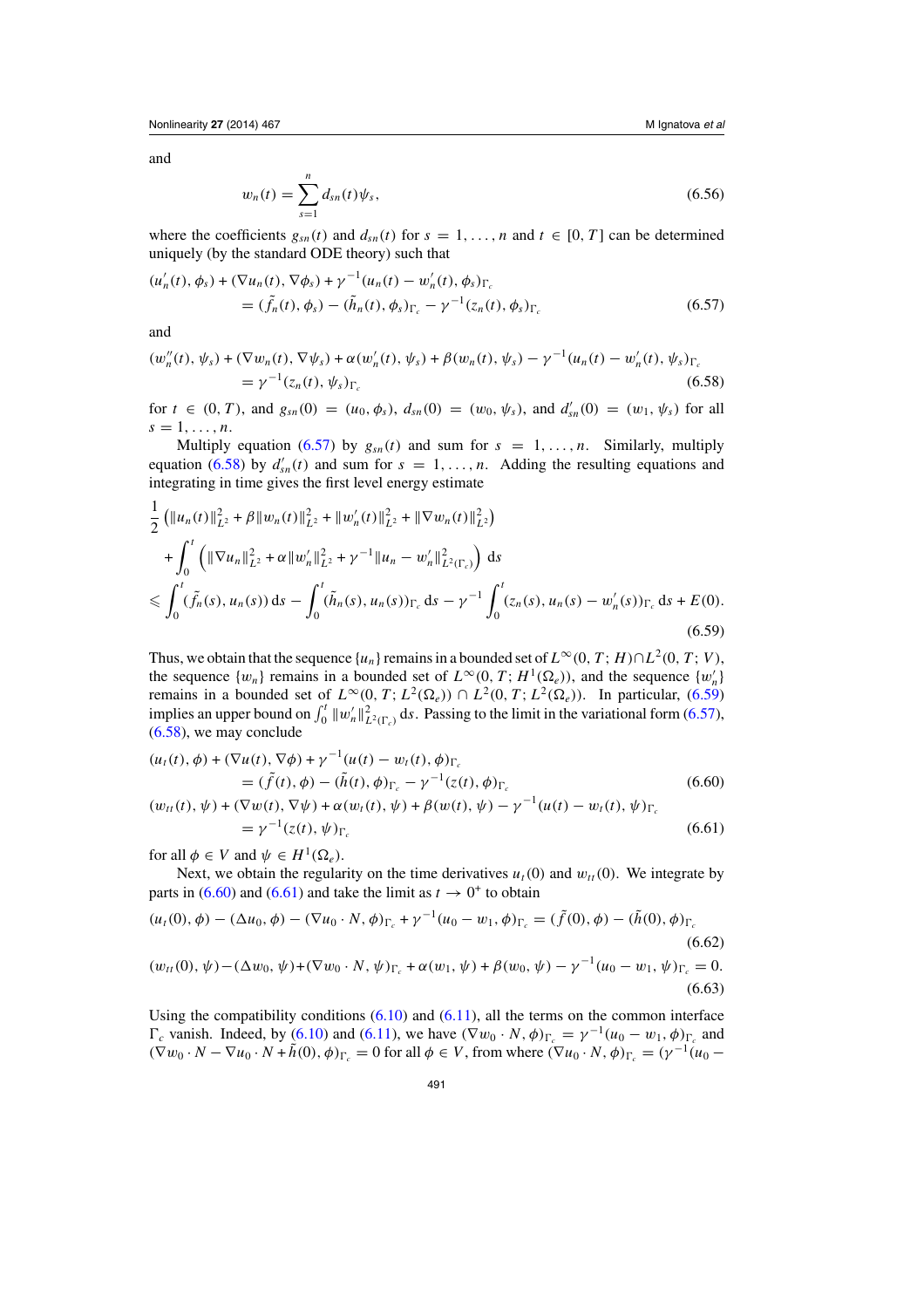and

$$w_n(t) = \sum_{s=1}^{n} d_{sn}(t)\psi_s, \tag{6.56}$$

where the coefficients $g_{sn}(t)$ and $d_{sn}(t)$ for $s = 1, \ldots, n$ and $t \in [0, T]$ can be determined uniquely (by the standard ODE theory) such that

$$\begin{aligned}(u_n'(t), \phi_s) + (\nabla u_n(t), \nabla \phi_s) + \gamma^{-1}(u_n(t) - w_n'(t), \phi_s)_{\Gamma_c} \\ = (\tilde{f}_n(t), \phi_s) - (\tilde{h}_n(t), \phi_s)_{\Gamma_c} - \gamma^{-1}(z_n(t), \phi_s)_{\Gamma_c}\end{aligned} \tag{6.57}$$

and

$$\begin{aligned}(w_n''(t), \psi_s) + (\nabla w_n(t), \nabla \psi_s) + \alpha(w_n'(t), \psi_s) + \beta(w_n(t), \psi_s) - \gamma^{-1}(u_n(t) - w_n'(t), \psi_s)_{\Gamma_c} \\ = \gamma^{-1}(z_n(t), \psi_s)_{\Gamma_c}\end{aligned} \tag{6.58}$$

for $t \in (0, T)$, and $g_{sn}(0) = (u_0, \phi_s)$, $d_{sn}(0) = (w_0, \psi_s)$, and $d_{sn}'(0) = (w_1, \psi_s)$ for all $s = 1, \ldots, n$.

Multiply equation (6.57) by $g_{sn}(t)$ and sum for $s = 1, \ldots, n$. Similarly, multiply equation (6.58) by $d_{sn}'(t)$ and sum for $s = 1, \ldots, n$. Adding the resulting equations and integrating in time gives the first level energy estimate

$$\begin{aligned}&\frac{1}{2}\left(\|u_n(t)\|_{L^2}^2 + \beta\|w_n(t)\|_{L^2}^2 + \|w_n'(t)\|_{L^2}^2 + \|\nabla w_n(t)\|_{L^2}^2\right) \\ &\quad + \int_0^t \left(\|\nabla u_n\|_{L^2}^2 + \alpha\|w_n'\|_{L^2}^2 + \gamma^{-1}\|u_n - w_n'\|_{L^2(\Gamma_c)}^2\right) \mathrm{d}s \\ &\leqslant \int_0^t (\tilde{f}_n(s), u_n(s))\,\mathrm{d}s - \int_0^t (\tilde{h}_n(s), u_n(s))_{\Gamma_c}\,\mathrm{d}s - \gamma^{-1}\int_0^t (z_n(s), u_n(s) - w_n'(s))_{\Gamma_c}\,\mathrm{d}s + E(0).\end{aligned} \tag{6.59}$$

Thus, we obtain that the sequence $\{u_n\}$ remains in a bounded set of $L^\infty(0, T; H) \cap L^2(0, T; V)$, the sequence $\{w_n\}$ remains in a bounded set of $L^\infty(0, T; H^1(\Omega_e))$, and the sequence $\{w_n'\}$ remains in a bounded set of $L^\infty(0, T; L^2(\Omega_e)) \cap L^2(0, T; L^2(\Omega_e))$. In particular, (6.59) implies an upper bound on $\int_0^t \|w_n'\|_{L^2(\Gamma_c)}^2\,\mathrm{d}s$. Passing to the limit in the variational form (6.57), (6.58), we may conclude

$$\begin{aligned}(u_t(t), \phi) + (\nabla u(t), \nabla \phi) + \gamma^{-1}(u(t) - w_t(t), \phi)_{\Gamma_c} \\ = (\tilde{f}(t), \phi) - (\tilde{h}(t), \phi)_{\Gamma_c} - \gamma^{-1}(z(t), \phi)_{\Gamma_c}\end{aligned} \tag{6.60}$$

$$\begin{aligned}(w_{tt}(t), \psi) + (\nabla w(t), \nabla \psi) + \alpha(w_t(t), \psi) + \beta(w(t), \psi) - \gamma^{-1}(u(t) - w_t(t), \psi)_{\Gamma_c} \\ = \gamma^{-1}(z(t), \psi)_{\Gamma_c}\end{aligned} \tag{6.61}$$

for all $\phi \in V$ and $\psi \in H^1(\Omega_e)$.

Next, we obtain the regularity on the time derivatives $u_t(0)$ and $w_{tt}(0)$. We integrate by parts in (6.60) and (6.61) and take the limit as $t \to 0^+$ to obtain

$$(u_t(0), \phi) - (\Delta u_0, \phi) - (\nabla u_0 \cdot N, \phi)_{\Gamma_c} + \gamma^{-1}(u_0 - w_1, \phi)_{\Gamma_c} = (\tilde{f}(0), \phi) - (\tilde{h}(0), \phi)_{\Gamma_c} \tag{6.62}$$

$$(w_{tt}(0), \psi) - (\Delta w_0, \psi) + (\nabla w_0 \cdot N, \psi)_{\Gamma_c} + \alpha(w_1, \psi) + \beta(w_0, \psi) - \gamma^{-1}(u_0 - w_1, \psi)_{\Gamma_c} = 0. \tag{6.63}$$

Using the compatibility conditions (6.10) and (6.11), all the terms on the common interface $\Gamma_c$ vanish. Indeed, by (6.10) and (6.11), we have $(\nabla w_0 \cdot N, \phi)_{\Gamma_c} = \gamma^{-1}(u_0 - w_1, \phi)_{\Gamma_c}$ and $(\nabla w_0 \cdot N - \nabla u_0 \cdot N + \tilde{h}(0), \phi)_{\Gamma_c} = 0$ for all $\phi \in V$, from where $(\nabla u_0 \cdot N, \phi)_{\Gamma_c} = (\gamma^{-1}(u_0 -$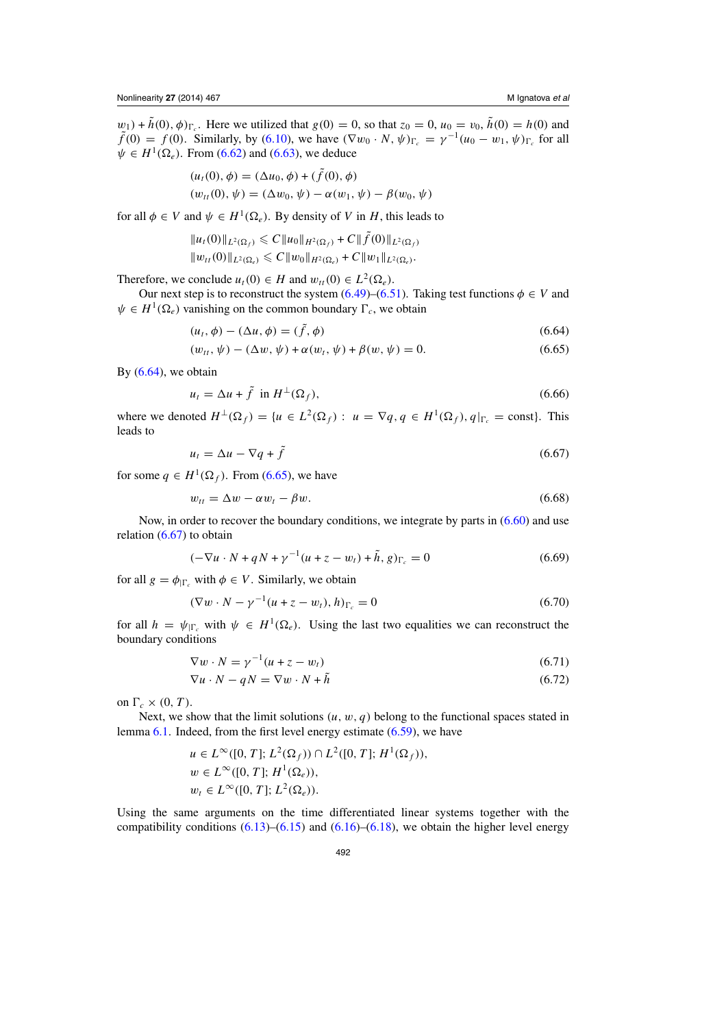$w_1) + \tilde{h}(0), \phi)_{\Gamma_c}$. Here we utilized that $g(0) = 0$, so that $z_0 = 0$, $u_0 = v_0$, $\tilde{h}(0) = h(0)$ and $\tilde{f}(0) = f(0)$. Similarly, by (6.10), we have $(\nabla w_0 \cdot N, \psi)_{\Gamma_c} = \gamma^{-1}(u_0 - w_1, \psi)_{\Gamma_c}$ for all $\psi \in H^1(\Omega_e)$. From (6.62) and (6.63), we deduce

$$
(u_t(0), \phi) = (\Delta u_0, \phi) + (\tilde{f}(0), \phi)
$$
$$
(w_{tt}(0), \psi) = (\Delta w_0, \psi) - \alpha(w_1, \psi) - \beta(w_0, \psi)
$$

for all $\phi \in V$ and $\psi \in H^1(\Omega_e)$. By density of $V$ in $H$, this leads to

$$
\|u_t(0)\|_{L^2(\Omega_f)} \leqslant C\|u_0\|_{H^2(\Omega_f)} + C\|\tilde{f}(0)\|_{L^2(\Omega_f)}
$$
$$
\|w_{tt}(0)\|_{L^2(\Omega_e)} \leqslant C\|w_0\|_{H^2(\Omega_e)} + C\|w_1\|_{L^2(\Omega_e)}.
$$

Therefore, we conclude $u_t(0) \in H$ and $w_{tt}(0) \in L^2(\Omega_e)$.

Our next step is to reconstruct the system (6.49)–(6.51). Taking test functions $\phi \in V$ and $\psi \in H^1(\Omega_e)$ vanishing on the common boundary $\Gamma_c$, we obtain

$$
(u_t, \phi) - (\Delta u, \phi) = (\tilde{f}, \phi) \tag{6.64}
$$
$$
(w_{tt}, \psi) - (\Delta w, \psi) + \alpha(w_t, \psi) + \beta(w, \psi) = 0. \tag{6.65}
$$

By (6.64), we obtain

$$
u_t = \Delta u + \tilde{f} \;\text{ in } H^{\perp}(\Omega_f), \tag{6.66}
$$

where we denoted $H^{\perp}(\Omega_f) = \{u \in L^2(\Omega_f) : \; u = \nabla q, q \in H^1(\Omega_f), q|_{\Gamma_c} = \text{const}\}$. This leads to

$$
u_t = \Delta u - \nabla q + \tilde{f} \tag{6.67}
$$

for some $q \in H^1(\Omega_f)$. From (6.65), we have

$$
w_{tt} = \Delta w - \alpha w_t - \beta w. \tag{6.68}
$$

Now, in order to recover the boundary conditions, we integrate by parts in (6.60) and use relation (6.67) to obtain

$$
(-\nabla u \cdot N + qN + \gamma^{-1}(u + z - w_t) + \tilde{h}, g)_{\Gamma_c} = 0 \tag{6.69}
$$

for all $g = \phi_{|\Gamma_c}$ with $\phi \in V$. Similarly, we obtain

$$
(\nabla w \cdot N - \gamma^{-1}(u + z - w_t), h)_{\Gamma_c} = 0 \tag{6.70}
$$

for all $h = \psi_{|\Gamma_c}$ with $\psi \in H^1(\Omega_e)$. Using the last two equalities we can reconstruct the boundary conditions

$$
\nabla w \cdot N = \gamma^{-1}(u + z - w_t) \tag{6.71}
$$
$$
\nabla u \cdot N - qN = \nabla w \cdot N + \tilde{h} \tag{6.72}
$$

on $\Gamma_c \times (0, T)$.

Next, we show that the limit solutions $(u, w, q)$ belong to the functional spaces stated in lemma 6.1. Indeed, from the first level energy estimate (6.59), we have

$$
u \in L^\infty([0, T]; L^2(\Omega_f)) \cap L^2([0, T]; H^1(\Omega_f)),
$$
$$
w \in L^\infty([0, T]; H^1(\Omega_e)),
$$
$$
w_t \in L^\infty([0, T]; L^2(\Omega_e)).
$$

Using the same arguments on the time differentiated linear systems together with the compatibility conditions (6.13)–(6.15) and (6.16)–(6.18), we obtain the higher level energy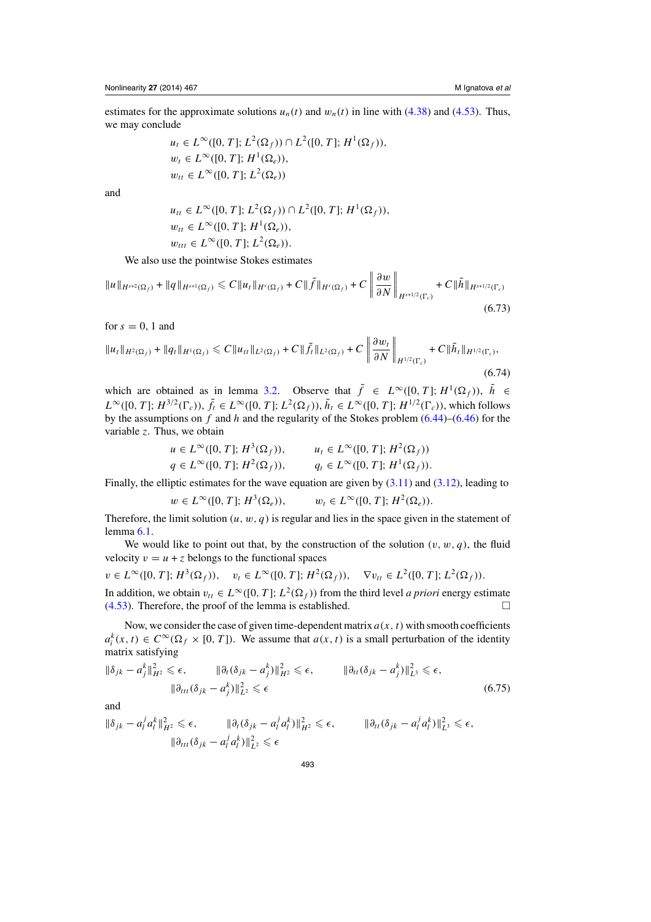estimates for the approximate solutions $u_n(t)$ and $w_n(t)$ in line with (4.38) and (4.53). Thus, we may conclude

$$
\begin{aligned}
&u_t \in L^\infty([0,T]; L^2(\Omega_f)) \cap L^2([0,T]; H^1(\Omega_f)),\\
&w_t \in L^\infty([0,T]; H^1(\Omega_e)),\\
&w_{tt} \in L^\infty([0,T]; L^2(\Omega_e))
\end{aligned}
$$

and

$$
\begin{aligned}
&u_{tt} \in L^\infty([0,T]; L^2(\Omega_f)) \cap L^2([0,T]; H^1(\Omega_f)),\\
&w_{tt} \in L^\infty([0,T]; H^1(\Omega_e)),\\
&w_{ttt} \in L^\infty([0,T]; L^2(\Omega_e)).
\end{aligned}
$$

We also use the pointwise Stokes estimates

$$
\|u\|_{H^{s+2}(\Omega_f)} + \|q\|_{H^{s+1}(\Omega_f)} \leqslant C\|u_t\|_{H^s(\Omega_f)} + C\|\tilde{f}\|_{H^s(\Omega_f)} + C\left\|\frac{\partial w}{\partial N}\right\|_{H^{s+1/2}(\Gamma_c)} + C\|\tilde{h}\|_{H^{s+1/2}(\Gamma_c)} \tag{6.73}
$$

for $s = 0, 1$ and

$$
\|u_t\|_{H^2(\Omega_f)} + \|q_t\|_{H^1(\Omega_f)} \leqslant C\|u_{tt}\|_{L^2(\Omega_f)} + C\|\tilde{f}_t\|_{L^2(\Omega_f)} + C\left\|\frac{\partial w_t}{\partial N}\right\|_{H^{1/2}(\Gamma_c)} + C\|\tilde{h}_t\|_{H^{1/2}(\Gamma_c)}, \tag{6.74}
$$

which are obtained as in lemma 3.2. Observe that $\tilde{f} \in L^\infty([0,T]; H^1(\Omega_f))$, $\tilde{h} \in L^\infty([0,T]; H^{3/2}(\Gamma_c))$, $\tilde{f}_t \in L^\infty([0,T]; L^2(\Omega_f))$, $\tilde{h}_t \in L^\infty([0,T]; H^{1/2}(\Gamma_c))$, which follows by the assumptions on $f$ and $h$ and the regularity of the Stokes problem (6.44)–(6.46) for the variable $z$. Thus, we obtain

$$
\begin{aligned}
&u \in L^\infty([0,T]; H^3(\Omega_f)), \qquad u_t \in L^\infty([0,T]; H^2(\Omega_f))\\
&q \in L^\infty([0,T]; H^2(\Omega_f)), \qquad q_t \in L^\infty([0,T]; H^1(\Omega_f)).
\end{aligned}
$$

Finally, the elliptic estimates for the wave equation are given by (3.11) and (3.12), leading to

$$
w \in L^\infty([0,T]; H^3(\Omega_e)), \qquad w_t \in L^\infty([0,T]; H^2(\Omega_e)).
$$

Therefore, the limit solution $(u, w, q)$ is regular and lies in the space given in the statement of lemma 6.1.

We would like to point out that, by the construction of the solution $(v, w, q)$, the fluid velocity $v = u + z$ belongs to the functional spaces

$$
v \in L^\infty([0,T]; H^3(\Omega_f)), \quad v_t \in L^\infty([0,T]; H^2(\Omega_f)), \quad \nabla v_{tt} \in L^2([0,T]; L^2(\Omega_f)).
$$

In addition, we obtain $v_{tt} \in L^\infty([0,T]; L^2(\Omega_f))$ from the third level *a priori* energy estimate (4.53). Therefore, the proof of the lemma is established. □

Now, we consider the case of given time-dependent matrix $a(x,t)$ with smooth coefficients $a_i^k(x,t) \in C^\infty(\Omega_f \times [0,T])$. We assume that $a(x,t)$ is a small perturbation of the identity matrix satisfying

$$
\begin{aligned}
&\|\delta_{jk} - a_j^k\|_{H^2}^2 \leqslant \epsilon, \qquad \|\partial_t(\delta_{jk} - a_j^k)\|_{H^2}^2 \leqslant \epsilon, \qquad \|\partial_{tt}(\delta_{jk} - a_j^k)\|_{L^3}^2 \leqslant \epsilon,\\
&\qquad\qquad \|\partial_{ttt}(\delta_{jk} - a_j^k)\|_{L^2}^2 \leqslant \epsilon
\end{aligned} \tag{6.75}
$$

and

$$
\begin{aligned}
&\|\delta_{jk} - a_l^j a_l^k\|_{H^2}^2 \leqslant \epsilon, \qquad \|\partial_t(\delta_{jk} - a_l^j a_l^k)\|_{H^2}^2 \leqslant \epsilon, \qquad \|\partial_{tt}(\delta_{jk} - a_l^j a_l^k)\|_{L^3}^2 \leqslant \epsilon,\\
&\qquad\qquad \|\partial_{ttt}(\delta_{jk} - a_l^j a_l^k)\|_{L^2}^2 \leqslant \epsilon
\end{aligned}
$$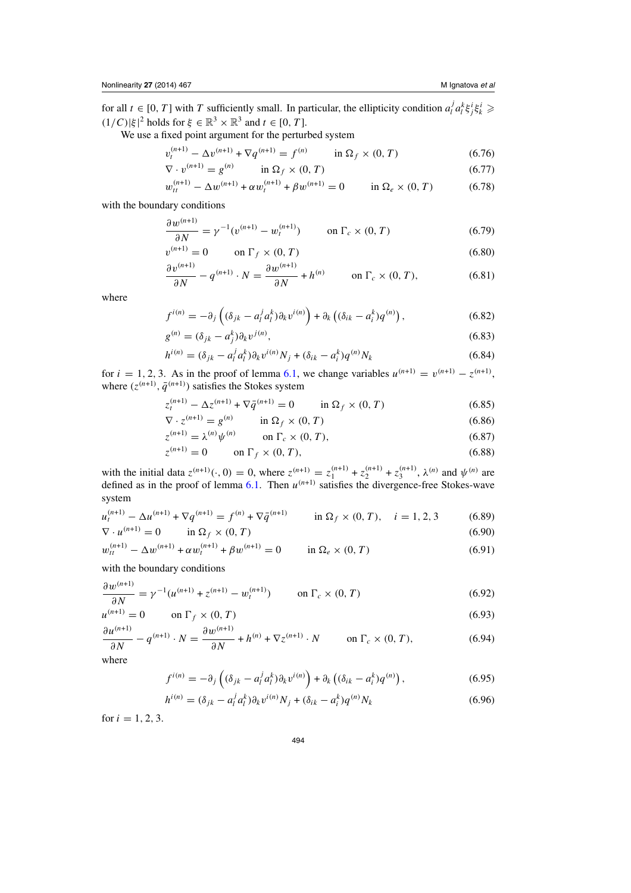for all $t \in [0, T]$ with $T$ sufficiently small. In particular, the ellipticity condition $a_l^j a_l^k \xi_j^i \xi_k^i \geqslant (1/C)|\xi|^2$ holds for $\xi \in \mathbb{R}^3 \times \mathbb{R}^3$ and $t \in [0, T]$.

We use a fixed point argument for the perturbed system

$$v_t^{(n+1)} - \Delta v^{(n+1)} + \nabla q^{(n+1)} = f^{(n)} \qquad \text{in } \Omega_f \times (0, T) \tag{6.76}$$

$$\nabla \cdot v^{(n+1)} = g^{(n)} \qquad \text{in } \Omega_f \times (0, T) \tag{6.77}$$

$$w_{tt}^{(n+1)} - \Delta w^{(n+1)} + \alpha w_t^{(n+1)} + \beta w^{(n+1)} = 0 \qquad \text{in } \Omega_e \times (0, T) \tag{6.78}$$

with the boundary conditions

$$\frac{\partial w^{(n+1)}}{\partial N} = \gamma^{-1}(v^{(n+1)} - w_t^{(n+1)}) \qquad \text{on } \Gamma_c \times (0, T) \tag{6.79}$$

$$v^{(n+1)} = 0 \qquad \text{on } \Gamma_f \times (0, T) \tag{6.80}$$

$$\frac{\partial v^{(n+1)}}{\partial N} - q^{(n+1)} \cdot N = \frac{\partial w^{(n+1)}}{\partial N} + h^{(n)} \qquad \text{on } \Gamma_c \times (0, T), \tag{6.81}$$

where

$$f^{i(n)} = -\partial_j \left( (\delta_{jk} - a_l^j a_l^k) \partial_k v^{i(n)} \right) + \partial_k \left( (\delta_{ik} - a_i^k) q^{(n)} \right), \tag{6.82}$$

$$g^{(n)} = (\delta_{jk} - a_j^k) \partial_k v^{j(n)}, \tag{6.83}$$

$$h^{i(n)} = (\delta_{jk} - a_l^j a_l^k) \partial_k v^{i(n)} N_j + (\delta_{ik} - a_i^k) q^{(n)} N_k \tag{6.84}$$

for $i = 1, 2, 3$. As in the proof of lemma 6.1, we change variables $u^{(n+1)} = v^{(n+1)} - z^{(n+1)}$, where $(z^{(n+1)}, \bar{q}^{(n+1)})$ satisfies the Stokes system

$$z_t^{(n+1)} - \Delta z^{(n+1)} + \nabla \bar{q}^{(n+1)} = 0 \qquad \text{in } \Omega_f \times (0, T) \tag{6.85}$$

$$\nabla \cdot z^{(n+1)} = g^{(n)} \qquad \text{in } \Omega_f \times (0, T) \tag{6.86}$$

$$z^{(n+1)} = \lambda^{(n)} \psi^{(n)} \qquad \text{on } \Gamma_c \times (0, T), \tag{6.87}$$

$$z^{(n+1)} = 0 \qquad \text{on } \Gamma_f \times (0, T), \tag{6.88}$$

with the initial data $z^{(n+1)}(\cdot, 0) = 0$, where $z^{(n+1)} = z_1^{(n+1)} + z_2^{(n+1)} + z_3^{(n+1)}$, $\lambda^{(n)}$ and $\psi^{(n)}$ are defined as in the proof of lemma 6.1. Then $u^{(n+1)}$ satisfies the divergence-free Stokes-wave system

$$u_t^{(n+1)} - \Delta u^{(n+1)} + \nabla q^{(n+1)} = f^{(n)} + \nabla \bar{q}^{(n+1)} \qquad \text{in } \Omega_f \times (0, T), \quad i = 1, 2, 3 \tag{6.89}$$

$$\nabla \cdot u^{(n+1)} = 0 \qquad \text{in } \Omega_f \times (0, T) \tag{6.90}$$

$$w_{tt}^{(n+1)} - \Delta w^{(n+1)} + \alpha w_t^{(n+1)} + \beta w^{(n+1)} = 0 \qquad \text{in } \Omega_e \times (0, T) \tag{6.91}$$

with the boundary conditions

$$\frac{\partial w^{(n+1)}}{\partial N} = \gamma^{-1}(u^{(n+1)} + z^{(n+1)} - w_t^{(n+1)}) \qquad \text{on } \Gamma_c \times (0, T) \tag{6.92}$$

$$u^{(n+1)} = 0 \qquad \text{on } \Gamma_f \times (0, T) \tag{6.93}$$

$$\frac{\partial u^{(n+1)}}{\partial N} - q^{(n+1)} \cdot N = \frac{\partial w^{(n+1)}}{\partial N} + h^{(n)} + \nabla z^{(n+1)} \cdot N \qquad \text{on } \Gamma_c \times (0, T), \tag{6.94}$$

where

$$f^{i(n)} = -\partial_j \left( (\delta_{jk} - a_l^j a_l^k) \partial_k v^{i(n)} \right) + \partial_k \left( (\delta_{ik} - a_i^k) q^{(n)} \right), \tag{6.95}$$

$$h^{i(n)} = (\delta_{jk} - a_l^j a_l^k) \partial_k v^{i(n)} N_j + (\delta_{ik} - a_i^k) q^{(n)} N_k \tag{6.96}$$

for $i = 1, 2, 3$.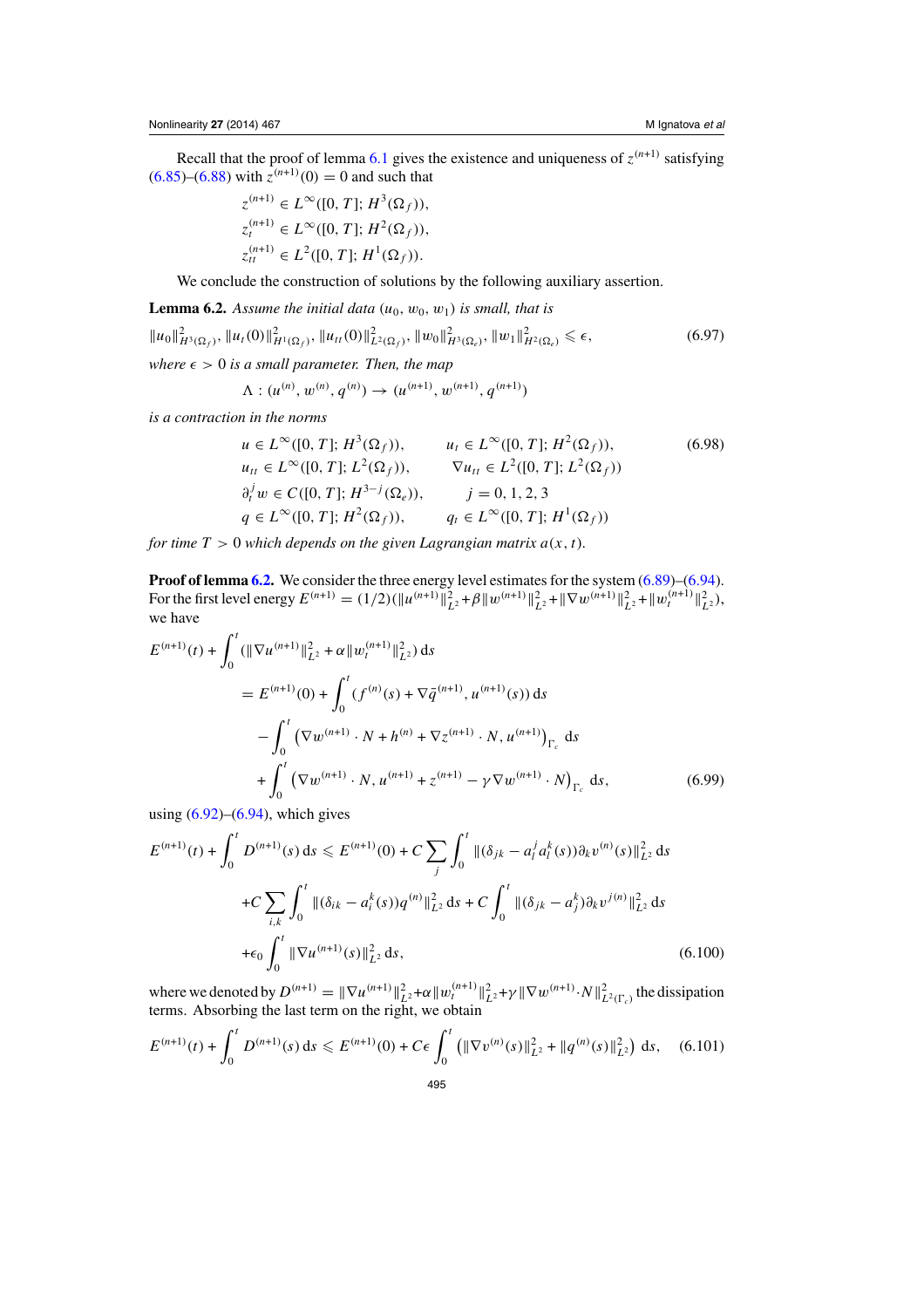Recall that the proof of lemma 6.1 gives the existence and uniqueness of $z^{(n+1)}$ satisfying (6.85)–(6.88) with $z^{(n+1)}(0) = 0$ and such that

$$
\begin{aligned}
z^{(n+1)} &\in L^\infty([0,T]; H^3(\Omega_f)),\\
z_t^{(n+1)} &\in L^\infty([0,T]; H^2(\Omega_f)),\\
z_{tt}^{(n+1)} &\in L^2([0,T]; H^1(\Omega_f)).
\end{aligned}
$$

We conclude the construction of solutions by the following auxiliary assertion.

**Lemma 6.2.** *Assume the initial data $(u_0, w_0, w_1)$ is small, that is*

$$
\|u_0\|^2_{H^3(\Omega_f)}, \|u_t(0)\|^2_{H^1(\Omega_f)}, \|u_{tt}(0)\|^2_{L^2(\Omega_f)}, \|w_0\|^2_{H^3(\Omega_e)}, \|w_1\|^2_{H^2(\Omega_e)} \leqslant \epsilon, \tag{6.97}
$$

*where $\epsilon > 0$ is a small parameter. Then, the map*

$$
\Lambda : (u^{(n)}, w^{(n)}, q^{(n)}) \to (u^{(n+1)}, w^{(n+1)}, q^{(n+1)})
$$

*is a contraction in the norms*

$$
\begin{aligned}
&u \in L^\infty([0,T]; H^3(\Omega_f)), && u_t \in L^\infty([0,T]; H^2(\Omega_f)),\\
&u_{tt} \in L^\infty([0,T]; L^2(\Omega_f)), && \nabla u_{tt} \in L^2([0,T]; L^2(\Omega_f))\\
&\partial_t^j w \in C([0,T]; H^{3-j}(\Omega_e)), && j = 0,1,2,3\\
&q \in L^\infty([0,T]; H^2(\Omega_f)), && q_t \in L^\infty([0,T]; H^1(\Omega_f))
\end{aligned}
\tag{6.98}
$$

*for time $T > 0$ which depends on the given Lagrangian matrix $a(x,t)$.*

**Proof of lemma 6.2.** We consider the three energy level estimates for the system (6.89)–(6.94). For the first level energy $E^{(n+1)} = (1/2)(\|u^{(n+1)}\|^2_{L^2} + \beta\|w^{(n+1)}\|^2_{L^2} + \|\nabla w^{(n+1)}\|^2_{L^2} + \|w_t^{(n+1)}\|^2_{L^2})$, we have

$$
\begin{aligned}
E^{(n+1)}(t) &+ \int_0^t (\|\nabla u^{(n+1)}\|^2_{L^2} + \alpha\|w_t^{(n+1)}\|^2_{L^2})\,\mathrm{d}s\\
&= E^{(n+1)}(0) + \int_0^t (f^{(n)}(s) + \nabla \bar{q}^{(n+1)}, u^{(n+1)}(s))\,\mathrm{d}s\\
&\quad - \int_0^t \left(\nabla w^{(n+1)} \cdot N + h^{(n)} + \nabla z^{(n+1)} \cdot N, u^{(n+1)}\right)_{\Gamma_c}\mathrm{d}s\\
&\quad + \int_0^t \left(\nabla w^{(n+1)} \cdot N, u^{(n+1)} + z^{(n+1)} - \gamma \nabla w^{(n+1)} \cdot N\right)_{\Gamma_c}\mathrm{d}s,
\end{aligned}
\tag{6.99}
$$

using (6.92)–(6.94), which gives

$$
\begin{aligned}
E^{(n+1)}(t) + \int_0^t D^{(n+1)}(s)\,\mathrm{d}s &\leqslant E^{(n+1)}(0) + C\sum_j \int_0^t \|(\delta_{jk} - a_l^j a_l^k(s))\partial_k v^{(n)}(s)\|^2_{L^2}\,\mathrm{d}s\\
&+ C\sum_{i,k}\int_0^t \|(\delta_{ik} - a_i^k(s))q^{(n)}\|^2_{L^2}\,\mathrm{d}s + C\int_0^t \|(\delta_{jk} - a_j^k)\partial_k v^{j(n)}\|^2_{L^2}\,\mathrm{d}s\\
&+ \epsilon_0 \int_0^t \|\nabla u^{(n+1)}(s)\|^2_{L^2}\,\mathrm{d}s,
\end{aligned}
\tag{6.100}
$$

where we denoted by $D^{(n+1)} = \|\nabla u^{(n+1)}\|^2_{L^2} + \alpha\|w_t^{(n+1)}\|^2_{L^2} + \gamma\|\nabla w^{(n+1)} \cdot N\|^2_{L^2(\Gamma_c)}$ the dissipation terms. Absorbing the last term on the right, we obtain

$$
E^{(n+1)}(t) + \int_0^t D^{(n+1)}(s)\,\mathrm{d}s \leqslant E^{(n+1)}(0) + C\epsilon \int_0^t \left(\|\nabla v^{(n)}(s)\|^2_{L^2} + \|q^{(n)}(s)\|^2_{L^2}\right)\mathrm{d}s, \tag{6.101}
$$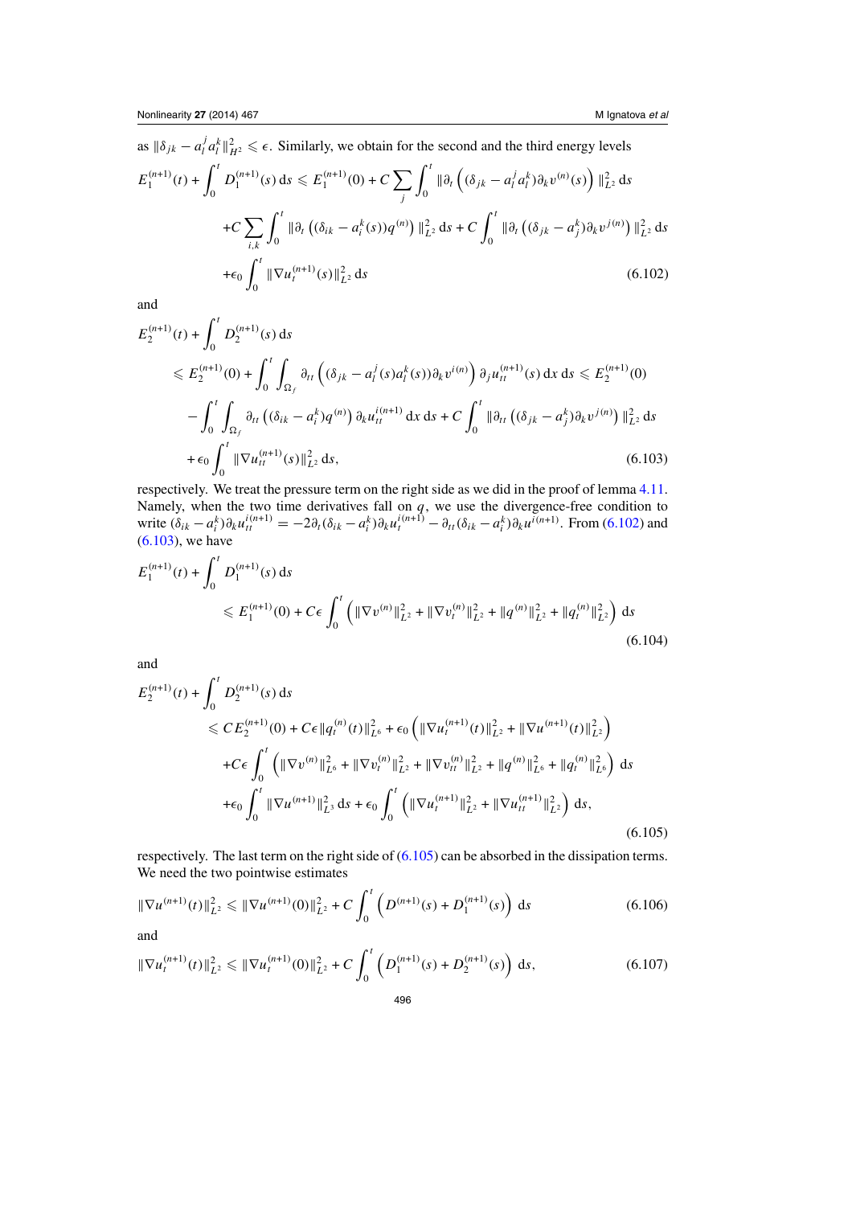as $\|\delta_{jk} - a_l^j a_l^k\|_{H^2}^2 \leqslant \epsilon$. Similarly, we obtain for the second and the third energy levels

$$
\begin{aligned}
E_1^{(n+1)}(t) + \int_0^t D_1^{(n+1)}(s)\,\mathrm{d}s &\leqslant E_1^{(n+1)}(0) + C\sum_j \int_0^t \|\partial_t\left((\delta_{jk} - a_l^j a_l^k)\partial_k v^{(n)}(s)\right)\|_{L^2}^2\,\mathrm{d}s \\
&+ C\sum_{i,k}\int_0^t \|\partial_t\left((\delta_{ik} - a_i^k(s))q^{(n)}\right)\|_{L^2}^2\,\mathrm{d}s + C\int_0^t \|\partial_t\left((\delta_{jk} - a_j^k)\partial_k v^{j(n)}\right)\|_{L^2}^2\,\mathrm{d}s \\
&+ \epsilon_0\int_0^t \|\nabla u_t^{(n+1)}(s)\|_{L^2}^2\,\mathrm{d}s
\end{aligned}
\tag{6.102}
$$

and

$$
\begin{aligned}
&E_2^{(n+1)}(t) + \int_0^t D_2^{(n+1)}(s)\,\mathrm{d}s \\
&\quad\leqslant E_2^{(n+1)}(0) + \int_0^t\int_{\Omega_f} \partial_{tt}\left((\delta_{jk} - a_l^j(s)a_l^k(s))\partial_k v^{i(n)}\right)\partial_j u_{tt}^{(n+1)}(s)\,\mathrm{d}x\,\mathrm{d}s \leqslant E_2^{(n+1)}(0) \\
&\quad - \int_0^t\int_{\Omega_f} \partial_{tt}\left((\delta_{ik} - a_i^k)q^{(n)}\right)\partial_k u_{tt}^{i(n+1)}\,\mathrm{d}x\,\mathrm{d}s + C\int_0^t \|\partial_{tt}\left((\delta_{jk} - a_j^k)\partial_k v^{j(n)}\right)\|_{L^2}^2\,\mathrm{d}s \\
&\quad + \epsilon_0\int_0^t \|\nabla u_{tt}^{(n+1)}(s)\|_{L^2}^2\,\mathrm{d}s,
\end{aligned}
\tag{6.103}
$$

respectively. We treat the pressure term on the right side as we did in the proof of lemma 4.11. Namely, when the two time derivatives fall on $q$, we use the divergence-free condition to write $(\delta_{ik} - a_i^k)\partial_k u_{tt}^{i(n+1)} = -2\partial_t(\delta_{ik} - a_i^k)\partial_k u_t^{i(n+1)} - \partial_{tt}(\delta_{ik} - a_i^k)\partial_k u^{i(n+1)}$. From (6.102) and (6.103), we have

$$
\begin{aligned}
&E_1^{(n+1)}(t) + \int_0^t D_1^{(n+1)}(s)\,\mathrm{d}s \\
&\qquad\leqslant E_1^{(n+1)}(0) + C\epsilon\int_0^t \left(\|\nabla v^{(n)}\|_{L^2}^2 + \|\nabla v_t^{(n)}\|_{L^2}^2 + \|q^{(n)}\|_{L^2}^2 + \|q_t^{(n)}\|_{L^2}^2\right)\mathrm{d}s
\end{aligned}
\tag{6.104}
$$

and

$$
\begin{aligned}
&E_2^{(n+1)}(t) + \int_0^t D_2^{(n+1)}(s)\,\mathrm{d}s \\
&\qquad\leqslant CE_2^{(n+1)}(0) + C\epsilon\|q_t^{(n)}(t)\|_{L^6}^2 + \epsilon_0\left(\|\nabla u_t^{(n+1)}(t)\|_{L^2}^2 + \|\nabla u^{(n+1)}(t)\|_{L^2}^2\right) \\
&\qquad + C\epsilon\int_0^t \left(\|\nabla v^{(n)}\|_{L^6}^2 + \|\nabla v_t^{(n)}\|_{L^2}^2 + \|\nabla v_{tt}^{(n)}\|_{L^2}^2 + \|q^{(n)}\|_{L^6}^2 + \|q_t^{(n)}\|_{L^6}^2\right)\mathrm{d}s \\
&\qquad + \epsilon_0\int_0^t \|\nabla u^{(n+1)}\|_{L^3}^2\,\mathrm{d}s + \epsilon_0\int_0^t \left(\|\nabla u_t^{(n+1)}\|_{L^2}^2 + \|\nabla u_{tt}^{(n+1)}\|_{L^2}^2\right)\mathrm{d}s,
\end{aligned}
\tag{6.105}
$$

respectively. The last term on the right side of (6.105) can be absorbed in the dissipation terms. We need the two pointwise estimates

$$
\|\nabla u^{(n+1)}(t)\|_{L^2}^2 \leqslant \|\nabla u^{(n+1)}(0)\|_{L^2}^2 + C\int_0^t \left(D^{(n+1)}(s) + D_1^{(n+1)}(s)\right)\mathrm{d}s
\tag{6.106}
$$

and

$$
\|\nabla u_t^{(n+1)}(t)\|_{L^2}^2 \leqslant \|\nabla u_t^{(n+1)}(0)\|_{L^2}^2 + C\int_0^t \left(D_1^{(n+1)}(s) + D_2^{(n+1)}(s)\right)\mathrm{d}s,
\tag{6.107}
$$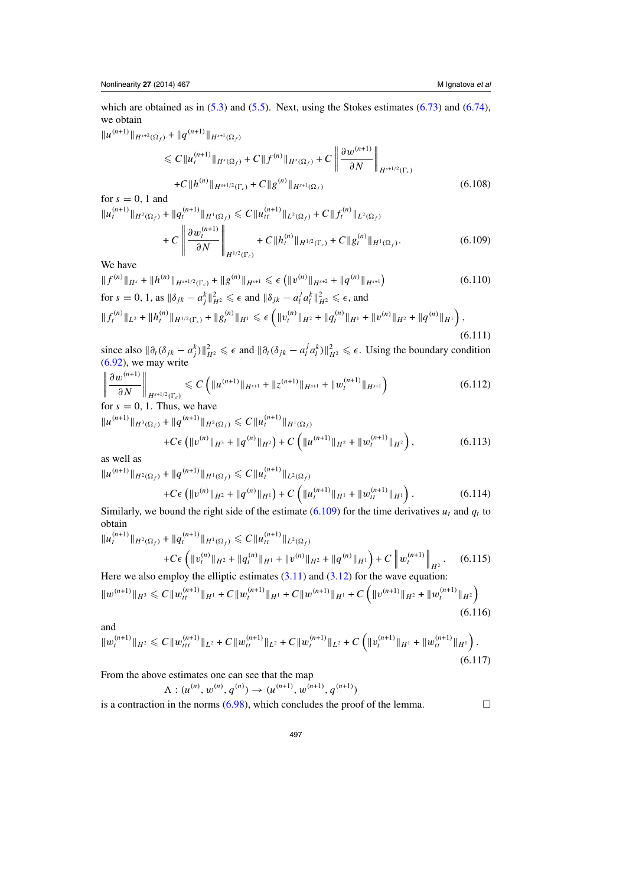which are obtained as in (5.3) and (5.5). Next, using the Stokes estimates (6.73) and (6.74), we obtain

$$
\begin{aligned}
\|u^{(n+1)}\|_{H^{s+2}(\Omega_f)} + \|q^{(n+1)}\|_{H^{s+1}(\Omega_f)} &\leqslant C\|u_t^{(n+1)}\|_{H^s(\Omega_f)} + C\|f^{(n)}\|_{H^s(\Omega_f)} + C\left\|\frac{\partial w^{(n+1)}}{\partial N}\right\|_{H^{s+1/2}(\Gamma_c)} \\
&\quad + C\|h^{(n)}\|_{H^{s+1/2}(\Gamma_c)} + C\|g^{(n)}\|_{H^{s+1}(\Omega_f)} \qquad (6.108)
\end{aligned}
$$

for $s = 0, 1$ and

$$
\begin{aligned}
\|u_t^{(n+1)}\|_{H^2(\Omega_f)} + \|q_t^{(n+1)}\|_{H^1(\Omega_f)} &\leqslant C\|u_{tt}^{(n+1)}\|_{L^2(\Omega_f)} + C\|f_t^{(n)}\|_{L^2(\Omega_f)} \\
&\quad + C\left\|\frac{\partial w_t^{(n+1)}}{\partial N}\right\|_{H^{1/2}(\Gamma_c)} + C\|h_t^{(n)}\|_{H^{1/2}(\Gamma_c)} + C\|g_t^{(n)}\|_{H^1(\Omega_f)}. \qquad (6.109)
\end{aligned}
$$

We have

$$
\|f^{(n)}\|_{H^s} + \|h^{(n)}\|_{H^{s+1/2}(\Gamma_c)} + \|g^{(n)}\|_{H^{s+1}} \leqslant \epsilon\left(\|v^{(n)}\|_{H^{s+2}} + \|q^{(n)}\|_{H^{s+1}}\right) \qquad (6.110)
$$

for $s = 0, 1$, as $\|\delta_{jk} - a_j^k\|_{H^2}^2 \leqslant \epsilon$ and $\|\delta_{jk} - a_l^j a_l^k\|_{H^2}^2 \leqslant \epsilon$, and

$$
\|f_t^{(n)}\|_{L^2} + \|h_t^{(n)}\|_{H^{1/2}(\Gamma_c)} + \|g_t^{(n)}\|_{H^1} \leqslant \epsilon\left(\|v_t^{(n)}\|_{H^2} + \|q_t^{(n)}\|_{H^1} + \|v^{(n)}\|_{H^2} + \|q^{(n)}\|_{H^1}\right), \qquad (6.111)
$$

since also $\|\partial_t(\delta_{jk} - a_j^k)\|_{H^2}^2 \leqslant \epsilon$ and $\|\partial_t(\delta_{jk} - a_l^j a_l^k)\|_{H^2}^2 \leqslant \epsilon$. Using the boundary condition (6.92), we may write

$$
\left\|\frac{\partial w^{(n+1)}}{\partial N}\right\|_{H^{s+1/2}(\Gamma_c)} \leqslant C\left(\|u^{(n+1)}\|_{H^{s+1}} + \|z^{(n+1)}\|_{H^{s+1}} + \|w_t^{(n+1)}\|_{H^{s+1}}\right) \qquad (6.112)
$$

for $s = 0, 1$. Thus, we have

$$
\begin{aligned}
\|u^{(n+1)}\|_{H^3(\Omega_f)} + \|q^{(n+1)}\|_{H^2(\Omega_f)} &\leqslant C\|u_t^{(n+1)}\|_{H^1(\Omega_f)} \\
&\quad + C\epsilon\left(\|v^{(n)}\|_{H^3} + \|q^{(n)}\|_{H^2}\right) + C\left(\|u^{(n+1)}\|_{H^2} + \|w_t^{(n+1)}\|_{H^2}\right), \qquad (6.113)
\end{aligned}
$$

as well as

$$
\begin{aligned}
\|u^{(n+1)}\|_{H^2(\Omega_f)} + \|q^{(n+1)}\|_{H^1(\Omega_f)} &\leqslant C\|u_t^{(n+1)}\|_{L^2(\Omega_f)} \\
&\quad + C\epsilon\left(\|v^{(n)}\|_{H^2} + \|q^{(n)}\|_{H^1}\right) + C\left(\|u_t^{(n+1)}\|_{H^1} + \|w_{tt}^{(n+1)}\|_{H^1}\right). \qquad (6.114)
\end{aligned}
$$

Similarly, we bound the right side of the estimate (6.109) for the time derivatives $u_t$ and $q_t$ to obtain

$$
\begin{aligned}
\|u_t^{(n+1)}\|_{H^2(\Omega_f)} + \|q_t^{(n+1)}\|_{H^1(\Omega_f)} &\leqslant C\|u_{tt}^{(n+1)}\|_{L^2(\Omega_f)} \\
&\quad + C\epsilon\left(\|v_t^{(n)}\|_{H^2} + \|q_t^{(n)}\|_{H^1} + \|v^{(n)}\|_{H^2} + \|q^{(n)}\|_{H^1}\right) + C\left\|w_t^{(n+1)}\right\|_{H^2}. \qquad (6.115)
\end{aligned}
$$

Here we also employ the elliptic estimates (3.11) and (3.12) for the wave equation:

$$
\|w^{(n+1)}\|_{H^3} \leqslant C\|w_{tt}^{(n+1)}\|_{H^1} + C\|w_t^{(n+1)}\|_{H^1} + C\|w^{(n+1)}\|_{H^1} + C\left(\|v^{(n+1)}\|_{H^2} + \|w_t^{(n+1)}\|_{H^2}\right) \qquad (6.116)
$$

and

$$
\|w_t^{(n+1)}\|_{H^2} \leqslant C\|w_{ttt}^{(n+1)}\|_{L^2} + C\|w_{tt}^{(n+1)}\|_{L^2} + C\|w_t^{(n+1)}\|_{L^2} + C\left(\|v_t^{(n+1)}\|_{H^1} + \|w_{tt}^{(n+1)}\|_{H^1}\right). \qquad (6.117)
$$

From the above estimates one can see that the map

$$
\Lambda : (u^{(n)}, w^{(n)}, q^{(n)}) \to (u^{(n+1)}, w^{(n+1)}, q^{(n+1)})
$$

is a contraction in the norms (6.98), which concludes the proof of the lemma. □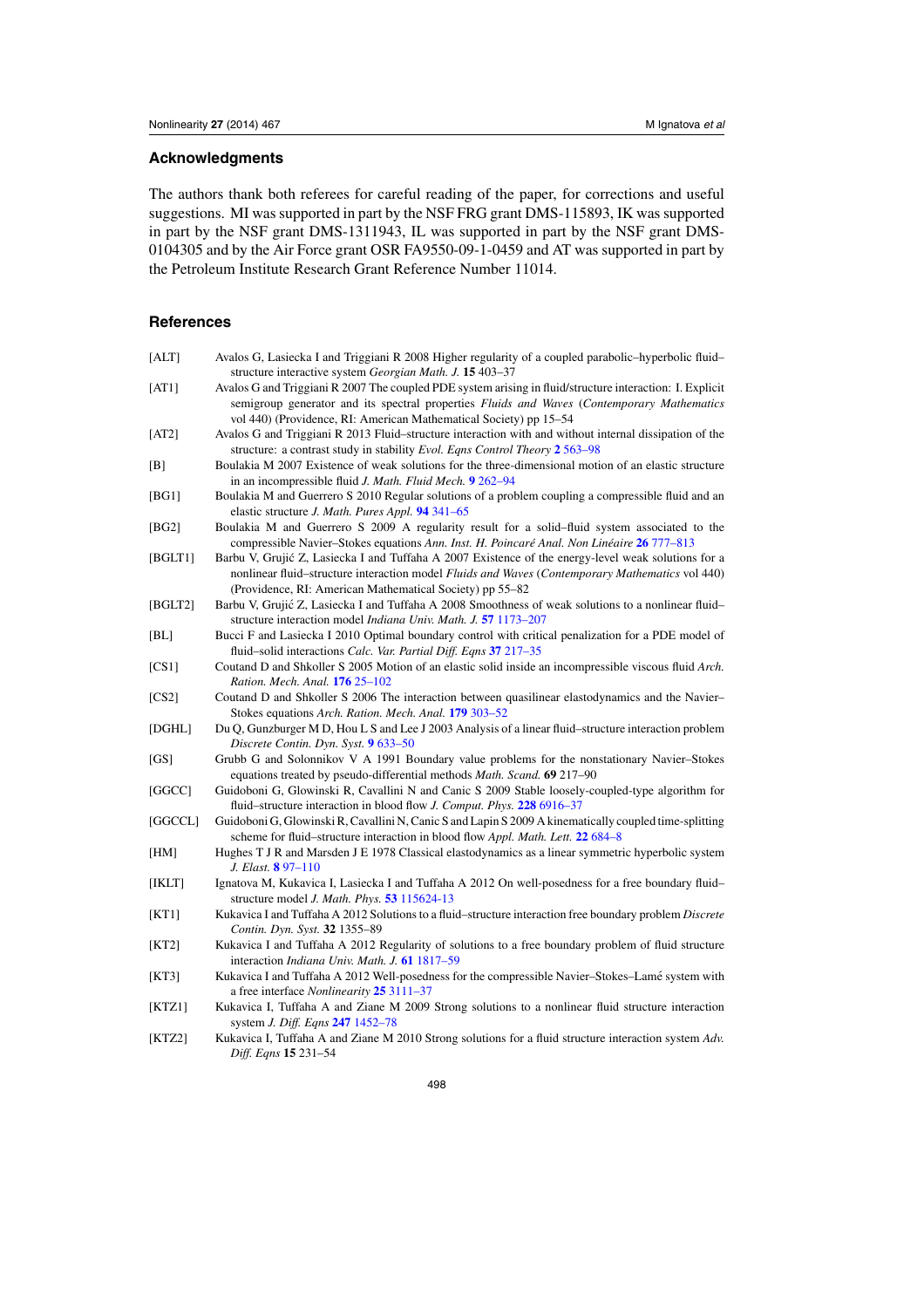## Acknowledgments

The authors thank both referees for careful reading of the paper, for corrections and useful suggestions. MI was supported in part by the NSF FRG grant DMS-115893, IK was supported in part by the NSF grant DMS-1311943, IL was supported in part by the NSF grant DMS-0104305 and by the Air Force grant OSR FA9550-09-1-0459 and AT was supported in part by the Petroleum Institute Research Grant Reference Number 11014.

## References

[ALT] Avalos G, Lasiecka I and Triggiani R 2008 Higher regularity of a coupled parabolic–hyperbolic fluid–structure interactive system *Georgian Math. J.* **15** 403–37

[AT1] Avalos G and Triggiani R 2007 The coupled PDE system arising in fluid/structure interaction: I. Explicit semigroup generator and its spectral properties *Fluids and Waves* (*Contemporary Mathematics* vol 440) (Providence, RI: American Mathematical Society) pp 15–54

[AT2] Avalos G and Triggiani R 2013 Fluid–structure interaction with and without internal dissipation of the structure: a contrast study in stability *Evol. Eqns Control Theory* **2** 563–98

[B] Boulakia M 2007 Existence of weak solutions for the three-dimensional motion of an elastic structure in an incompressible fluid *J. Math. Fluid Mech.* **9** 262–94

[BG1] Boulakia M and Guerrero S 2010 Regular solutions of a problem coupling a compressible fluid and an elastic structure *J. Math. Pures Appl.* **94** 341–65

[BG2] Boulakia M and Guerrero S 2009 A regularity result for a solid–fluid system associated to the compressible Navier–Stokes equations *Ann. Inst. H. Poincaré Anal. Non Linéaire* **26** 777–813

[BGLT1] Barbu V, Grujić Z, Lasiecka I and Tuffaha A 2007 Existence of the energy-level weak solutions for a nonlinear fluid–structure interaction model *Fluids and Waves* (*Contemporary Mathematics* vol 440) (Providence, RI: American Mathematical Society) pp 55–82

[BGLT2] Barbu V, Grujić Z, Lasiecka I and Tuffaha A 2008 Smoothness of weak solutions to a nonlinear fluid–structure interaction model *Indiana Univ. Math. J.* **57** 1173–207

[BL] Bucci F and Lasiecka I 2010 Optimal boundary control with critical penalization for a PDE model of fluid–solid interactions *Calc. Var. Partial Diff. Eqns* **37** 217–35

[CS1] Coutand D and Shkoller S 2005 Motion of an elastic solid inside an incompressible viscous fluid *Arch. Ration. Mech. Anal.* **176** 25–102

[CS2] Coutand D and Shkoller S 2006 The interaction between quasilinear elastodynamics and the Navier–Stokes equations *Arch. Ration. Mech. Anal.* **179** 303–52

[DGHL] Du Q, Gunzburger M D, Hou L S and Lee J 2003 Analysis of a linear fluid–structure interaction problem *Discrete Contin. Dyn. Syst.* **9** 633–50

[GS] Grubb G and Solonnikov V A 1991 Boundary value problems for the nonstationary Navier–Stokes equations treated by pseudo-differential methods *Math. Scand.* **69** 217–90

[GGCC] Guidoboni G, Glowinski R, Cavallini N and Canic S 2009 Stable loosely-coupled-type algorithm for fluid–structure interaction in blood flow *J. Comput. Phys.* **228** 6916–37

[GGCCL] Guidoboni G, Glowinski R, Cavallini N, Canic S and Lapin S 2009 A kinematically coupled time-splitting scheme for fluid–structure interaction in blood flow *Appl. Math. Lett.* **22** 684–8

[HM] Hughes T J R and Marsden J E 1978 Classical elastodynamics as a linear symmetric hyperbolic system *J. Elast.* **8** 97–110

[IKLT] Ignatova M, Kukavica I, Lasiecka I and Tuffaha A 2012 On well-posedness for a free boundary fluid–structure model *J. Math. Phys.* **53** 115624-13

[KT1] Kukavica I and Tuffaha A 2012 Solutions to a fluid–structure interaction free boundary problem *Discrete Contin. Dyn. Syst.* **32** 1355–89

[KT2] Kukavica I and Tuffaha A 2012 Regularity of solutions to a free boundary problem of fluid structure interaction *Indiana Univ. Math. J.* **61** 1817–59

[KT3] Kukavica I and Tuffaha A 2012 Well-posedness for the compressible Navier–Stokes–Lamé system with a free interface *Nonlinearity* **25** 3111–37

[KTZ1] Kukavica I, Tuffaha A and Ziane M 2009 Strong solutions to a nonlinear fluid structure interaction system *J. Diff. Eqns* **247** 1452–78

[KTZ2] Kukavica I, Tuffaha A and Ziane M 2010 Strong solutions for a fluid structure interaction system *Adv. Diff. Eqns* **15** 231–54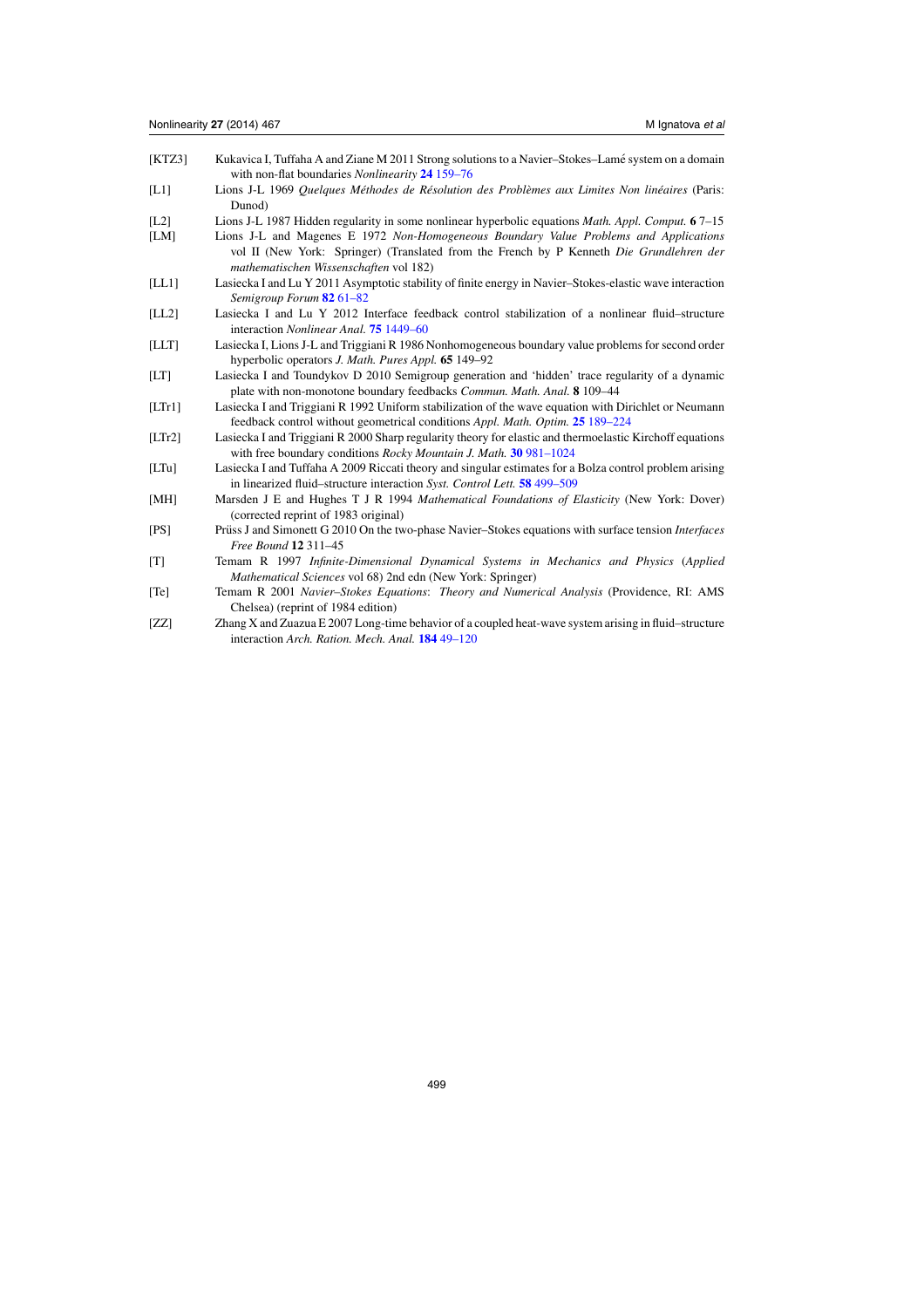[KTZ3] Kukavica I, Tuffaha A and Ziane M 2011 Strong solutions to a Navier–Stokes–Lamé system on a domain with non-flat boundaries *Nonlinearity* **24** 159–76

[L1] Lions J-L 1969 *Quelques Méthodes de Résolution des Problèmes aux Limites Non linéaires* (Paris: Dunod)

[L2] Lions J-L 1987 Hidden regularity in some nonlinear hyperbolic equations *Math. Appl. Comput.* **6** 7–15

[LM] Lions J-L and Magenes E 1972 *Non-Homogeneous Boundary Value Problems and Applications* vol II (New York: Springer) (Translated from the French by P Kenneth *Die Grundlehren der mathematischen Wissenschaften* vol 182)

[LL1] Lasiecka I and Lu Y 2011 Asymptotic stability of finite energy in Navier–Stokes-elastic wave interaction *Semigroup Forum* **82** 61–82

[LL2] Lasiecka I and Lu Y 2012 Interface feedback control stabilization of a nonlinear fluid–structure interaction *Nonlinear Anal.* **75** 1449–60

[LLT] Lasiecka I, Lions J-L and Triggiani R 1986 Nonhomogeneous boundary value problems for second order hyperbolic operators *J. Math. Pures Appl.* **65** 149–92

[LT] Lasiecka I and Toundykov D 2010 Semigroup generation and 'hidden' trace regularity of a dynamic plate with non-monotone boundary feedbacks *Commun. Math. Anal.* **8** 109–44

[LTr1] Lasiecka I and Triggiani R 1992 Uniform stabilization of the wave equation with Dirichlet or Neumann feedback control without geometrical conditions *Appl. Math. Optim.* **25** 189–224

[LTr2] Lasiecka I and Triggiani R 2000 Sharp regularity theory for elastic and thermoelastic Kirchoff equations with free boundary conditions *Rocky Mountain J. Math.* **30** 981–1024

[LTu] Lasiecka I and Tuffaha A 2009 Riccati theory and singular estimates for a Bolza control problem arising in linearized fluid–structure interaction *Syst. Control Lett.* **58** 499–509

[MH] Marsden J E and Hughes T J R 1994 *Mathematical Foundations of Elasticity* (New York: Dover) (corrected reprint of 1983 original)

[PS] Prüss J and Simonett G 2010 On the two-phase Navier–Stokes equations with surface tension *Interfaces Free Bound* **12** 311–45

[T] Temam R 1997 *Infinite-Dimensional Dynamical Systems in Mechanics and Physics* (*Applied Mathematical Sciences* vol 68) 2nd edn (New York: Springer)

[Te] Temam R 2001 *Navier–Stokes Equations*: *Theory and Numerical Analysis* (Providence, RI: AMS Chelsea) (reprint of 1984 edition)

[ZZ] Zhang X and Zuazua E 2007 Long-time behavior of a coupled heat-wave system arising in fluid–structure interaction *Arch. Ration. Mech. Anal.* **184** 49–120